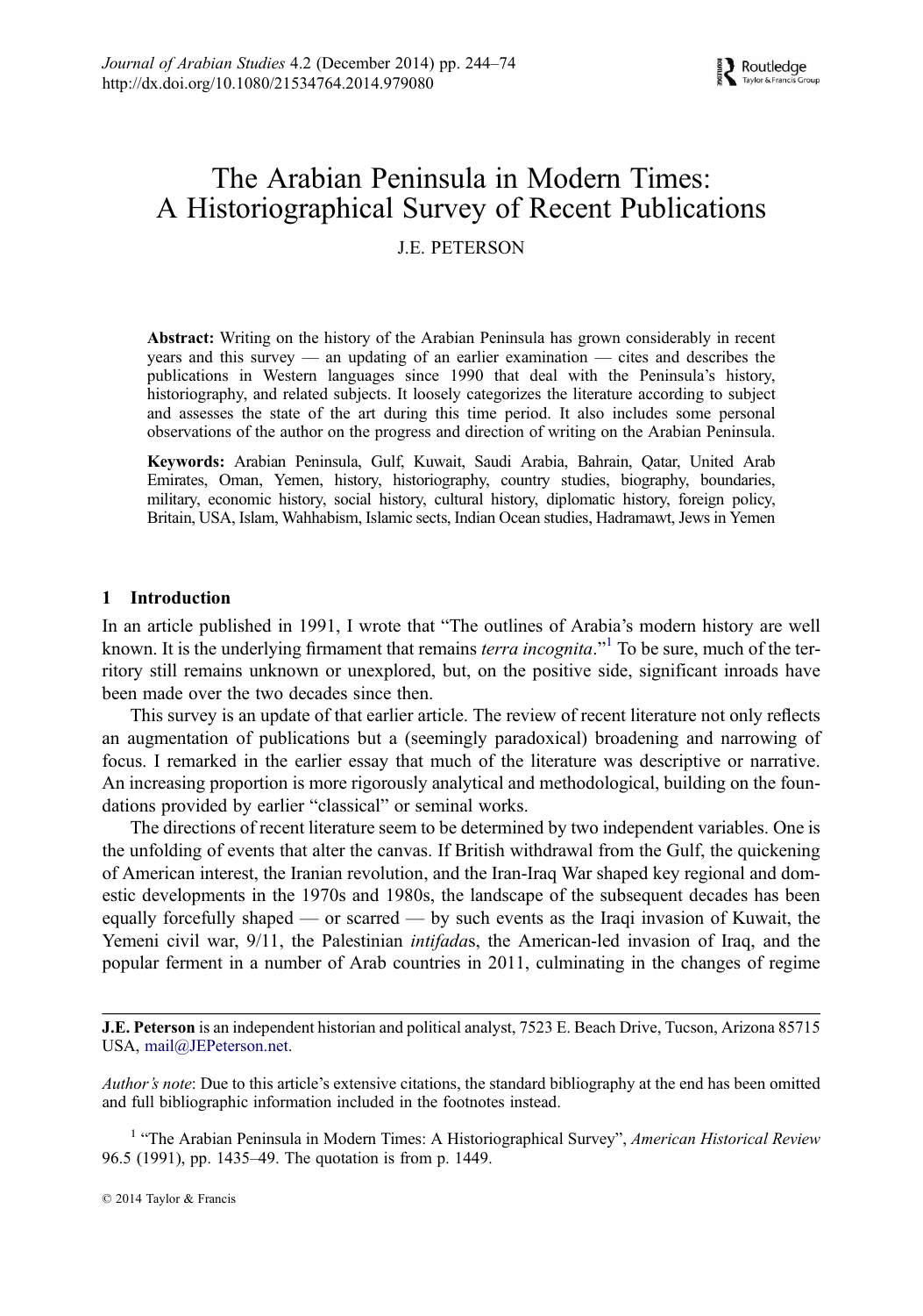# The Arabian Peninsula in Modern Times: A Historiographical Survey of Recent Publications

J.E. PETERSON

**Abstract:** Writing on the history of the Arabian Peninsula has grown considerably in recent years and this survey — an updating of an earlier examination — cites and describes the publications in Western languages since 1990 that deal with the Peninsula's history, historiography, and related subjects. It loosely categorizes the literature according to subject and assesses the state of the art during this time period. It also includes some personal observations of the author on the progress and direction of writing on the Arabian Peninsula.

**Keywords:** Arabian Peninsula, Gulf, Kuwait, Saudi Arabia, Bahrain, Qatar, United Arab Emirates, Oman, Yemen, history, historiography, country studies, biography, boundaries, military, economic history, social history, cultural history, diplomatic history, foreign policy, Britain, USA, Islam, Wahhabism, Islamic sects, Indian Ocean studies, Hadramawt, Jews in Yemen

## 1 Introduction

In an article published in 1991, I wrote that "The outlines of Arabia's modern history are well known. It is the underlying firmament that remains *terra incognita*."[1] To be sure, much of the territory still remains unknown or unexplored, but, on the positive side, significant inroads have been made over the two decades since then.

This survey is an update of that earlier article. The review of recent literature not only reflects an augmentation of publications but a (seemingly paradoxical) broadening and narrowing of focus. I remarked in the earlier essay that much of the literature was descriptive or narrative. An increasing proportion is more rigorously analytical and methodological, building on the foundations provided by earlier "classical" or seminal works.

The directions of recent literature seem to be determined by two independent variables. One is the unfolding of events that alter the canvas. If British withdrawal from the Gulf, the quickening of American interest, the Iranian revolution, and the Iran-Iraq War shaped key regional and domestic developments in the 1970s and 1980s, the landscape of the subsequent decades has been equally forcefully shaped — or scarred — by such events as the Iraqi invasion of Kuwait, the Yemeni civil war, 9/11, the Palestinian *intifada*s, the American-led invasion of Iraq, and the popular ferment in a number of Arab countries in 2011, culminating in the changes of regime

---

**J.E. Peterson** is an independent historian and political analyst, 7523 E. Beach Drive, Tucson, Arizona 85715 USA, mail@JEPeterson.net.

*Author's note*: Due to this article's extensive citations, the standard bibliography at the end has been omitted and full bibliographic information included in the footnotes instead.

[1] "The Arabian Peninsula in Modern Times: A Historiographical Survey", *American Historical Review* 96.5 (1991), pp. 1435–49. The quotation is from p. 1449.

© 2014 Taylor & Francis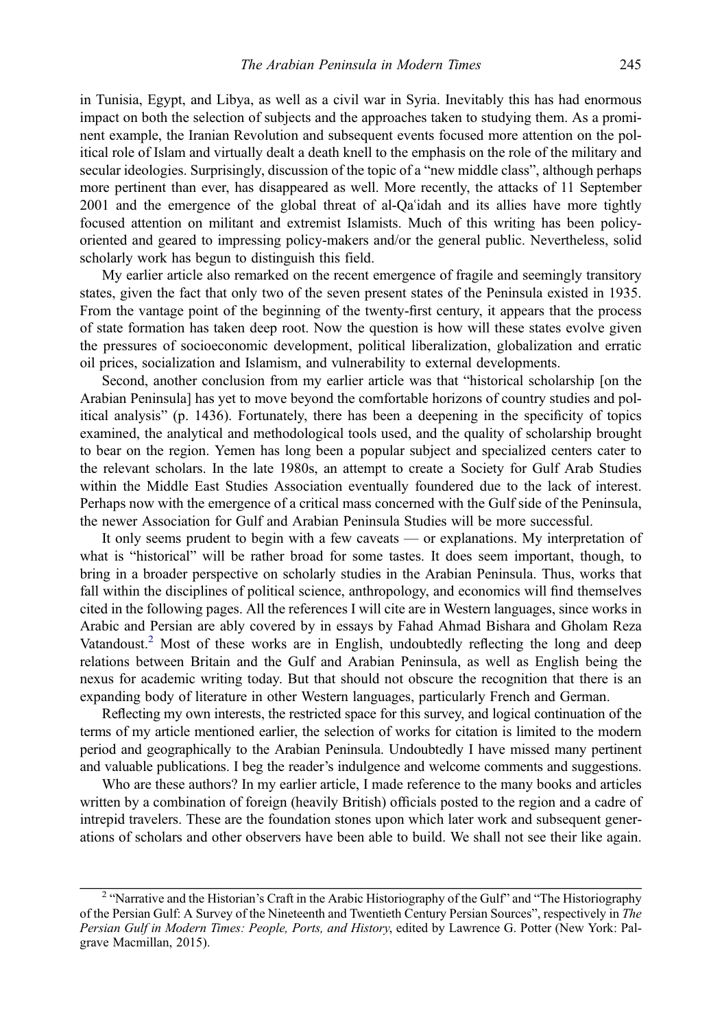in Tunisia, Egypt, and Libya, as well as a civil war in Syria. Inevitably this has had enormous impact on both the selection of subjects and the approaches taken to studying them. As a prominent example, the Iranian Revolution and subsequent events focused more attention on the political role of Islam and virtually dealt a death knell to the emphasis on the role of the military and secular ideologies. Surprisingly, discussion of the topic of a "new middle class", although perhaps more pertinent than ever, has disappeared as well. More recently, the attacks of 11 September 2001 and the emergence of the global threat of al-Qaʿidah and its allies have more tightly focused attention on militant and extremist Islamists. Much of this writing has been policy-oriented and geared to impressing policy-makers and/or the general public. Nevertheless, solid scholarly work has begun to distinguish this field.

My earlier article also remarked on the recent emergence of fragile and seemingly transitory states, given the fact that only two of the seven present states of the Peninsula existed in 1935. From the vantage point of the beginning of the twenty-first century, it appears that the process of state formation has taken deep root. Now the question is how will these states evolve given the pressures of socioeconomic development, political liberalization, globalization and erratic oil prices, socialization and Islamism, and vulnerability to external developments.

Second, another conclusion from my earlier article was that "historical scholarship [on the Arabian Peninsula] has yet to move beyond the comfortable horizons of country studies and political analysis" (p. 1436). Fortunately, there has been a deepening in the specificity of topics examined, the analytical and methodological tools used, and the quality of scholarship brought to bear on the region. Yemen has long been a popular subject and specialized centers cater to the relevant scholars. In the late 1980s, an attempt to create a Society for Gulf Arab Studies within the Middle East Studies Association eventually foundered due to the lack of interest. Perhaps now with the emergence of a critical mass concerned with the Gulf side of the Peninsula, the newer Association for Gulf and Arabian Peninsula Studies will be more successful.

It only seems prudent to begin with a few caveats — or explanations. My interpretation of what is "historical" will be rather broad for some tastes. It does seem important, though, to bring in a broader perspective on scholarly studies in the Arabian Peninsula. Thus, works that fall within the disciplines of political science, anthropology, and economics will find themselves cited in the following pages. All the references I will cite are in Western languages, since works in Arabic and Persian are ably covered by in essays by Fahad Ahmad Bishara and Gholam Reza Vatandoust.[2] Most of these works are in English, undoubtedly reflecting the long and deep relations between Britain and the Gulf and Arabian Peninsula, as well as English being the nexus for academic writing today. But that should not obscure the recognition that there is an expanding body of literature in other Western languages, particularly French and German.

Reflecting my own interests, the restricted space for this survey, and logical continuation of the terms of my article mentioned earlier, the selection of works for citation is limited to the modern period and geographically to the Arabian Peninsula. Undoubtedly I have missed many pertinent and valuable publications. I beg the reader's indulgence and welcome comments and suggestions.

Who are these authors? In my earlier article, I made reference to the many books and articles written by a combination of foreign (heavily British) officials posted to the region and a cadre of intrepid travelers. These are the foundation stones upon which later work and subsequent generations of scholars and other observers have been able to build. We shall not see their like again.

[2] "Narrative and the Historian's Craft in the Arabic Historiography of the Gulf" and "The Historiography of the Persian Gulf: A Survey of the Nineteenth and Twentieth Century Persian Sources", respectively in *The Persian Gulf in Modern Times: People, Ports, and History*, edited by Lawrence G. Potter (New York: Palgrave Macmillan, 2015).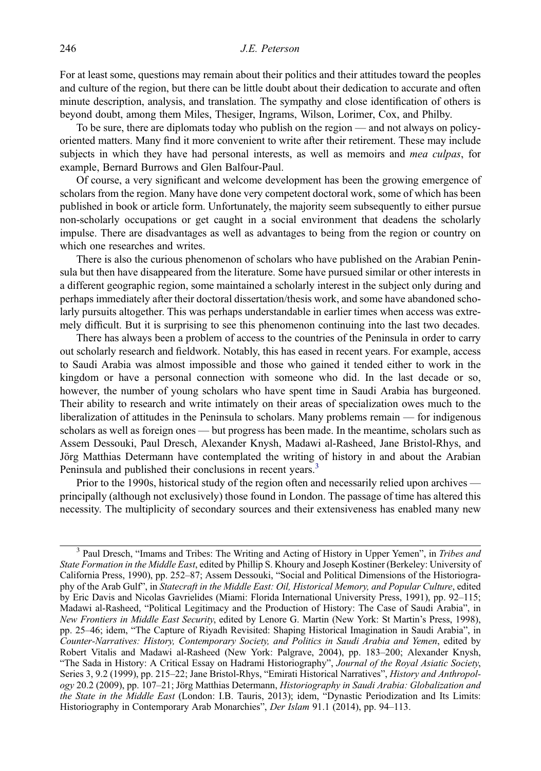For at least some, questions may remain about their politics and their attitudes toward the peoples and culture of the region, but there can be little doubt about their dedication to accurate and often minute description, analysis, and translation. The sympathy and close identification of others is beyond doubt, among them Miles, Thesiger, Ingrams, Wilson, Lorimer, Cox, and Philby.

To be sure, there are diplomats today who publish on the region — and not always on policy-oriented matters. Many find it more convenient to write after their retirement. These may include subjects in which they have had personal interests, as well as memoirs and *mea culpas*, for example, Bernard Burrows and Glen Balfour-Paul.

Of course, a very significant and welcome development has been the growing emergence of scholars from the region. Many have done very competent doctoral work, some of which has been published in book or article form. Unfortunately, the majority seem subsequently to either pursue non-scholarly occupations or get caught in a social environment that deadens the scholarly impulse. There are disadvantages as well as advantages to being from the region or country on which one researches and writes.

There is also the curious phenomenon of scholars who have published on the Arabian Peninsula but then have disappeared from the literature. Some have pursued similar or other interests in a different geographic region, some maintained a scholarly interest in the subject only during and perhaps immediately after their doctoral dissertation/thesis work, and some have abandoned scholarly pursuits altogether. This was perhaps understandable in earlier times when access was extremely difficult. But it is surprising to see this phenomenon continuing into the last two decades.

There has always been a problem of access to the countries of the Peninsula in order to carry out scholarly research and fieldwork. Notably, this has eased in recent years. For example, access to Saudi Arabia was almost impossible and those who gained it tended either to work in the kingdom or have a personal connection with someone who did. In the last decade or so, however, the number of young scholars who have spent time in Saudi Arabia has burgeoned. Their ability to research and write intimately on their areas of specialization owes much to the liberalization of attitudes in the Peninsula to scholars. Many problems remain — for indigenous scholars as well as foreign ones — but progress has been made. In the meantime, scholars such as Assem Dessouki, Paul Dresch, Alexander Knysh, Madawi al-Rasheed, Jane Bristol-Rhys, and Jörg Matthias Determann have contemplated the writing of history in and about the Arabian Peninsula and published their conclusions in recent years.[3]

Prior to the 1990s, historical study of the region often and necessarily relied upon archives — principally (although not exclusively) those found in London. The passage of time has altered this necessity. The multiplicity of secondary sources and their extensiveness has enabled many new

---

[3] Paul Dresch, "Imams and Tribes: The Writing and Acting of History in Upper Yemen", in *Tribes and State Formation in the Middle East*, edited by Phillip S. Khoury and Joseph Kostiner (Berkeley: University of California Press, 1990), pp. 252–87; Assem Dessouki, "Social and Political Dimensions of the Historiography of the Arab Gulf", in *Statecraft in the Middle East: Oil, Historical Memory, and Popular Culture*, edited by Eric Davis and Nicolas Gavrielides (Miami: Florida International University Press, 1991), pp. 92–115; Madawi al-Rasheed, "Political Legitimacy and the Production of History: The Case of Saudi Arabia", in *New Frontiers in Middle East Security*, edited by Lenore G. Martin (New York: St Martin's Press, 1998), pp. 25–46; idem, "The Capture of Riyadh Revisited: Shaping Historical Imagination in Saudi Arabia", in *Counter-Narratives: History, Contemporary Society, and Politics in Saudi Arabia and Yemen*, edited by Robert Vitalis and Madawi al-Rasheed (New York: Palgrave, 2004), pp. 183–200; Alexander Knysh, "The Sada in History: A Critical Essay on Hadrami Historiography", *Journal of the Royal Asiatic Society*, Series 3, 9.2 (1999), pp. 215–22; Jane Bristol-Rhys, "Emirati Historical Narratives", *History and Anthropology* 20.2 (2009), pp. 107–21; Jörg Matthias Determann, *Historiography in Saudi Arabia: Globalization and the State in the Middle East* (London: I.B. Tauris, 2013); idem, "Dynastic Periodization and Its Limits: Historiography in Contemporary Arab Monarchies", *Der Islam* 91.1 (2014), pp. 94–113.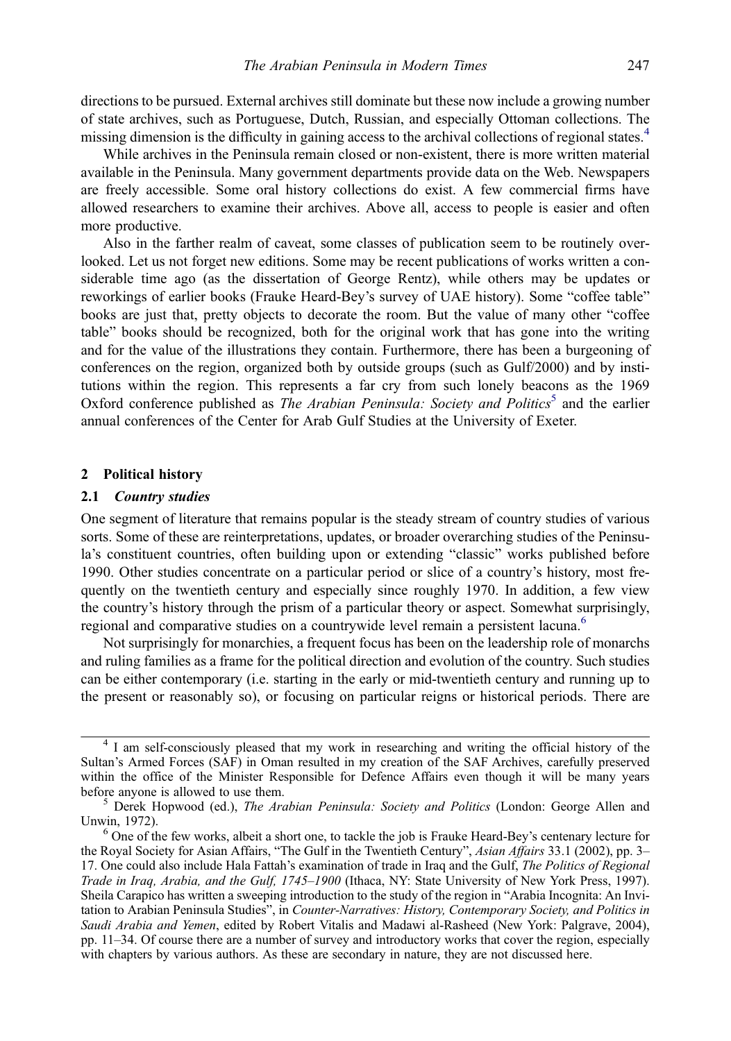directions to be pursued. External archives still dominate but these now include a growing number of state archives, such as Portuguese, Dutch, Russian, and especially Ottoman collections. The missing dimension is the difficulty in gaining access to the archival collections of regional states.[4]

While archives in the Peninsula remain closed or non-existent, there is more written material available in the Peninsula. Many government departments provide data on the Web. Newspapers are freely accessible. Some oral history collections do exist. A few commercial firms have allowed researchers to examine their archives. Above all, access to people is easier and often more productive.

Also in the farther realm of caveat, some classes of publication seem to be routinely overlooked. Let us not forget new editions. Some may be recent publications of works written a considerable time ago (as the dissertation of George Rentz), while others may be updates or reworkings of earlier books (Frauke Heard-Bey's survey of UAE history). Some "coffee table" books are just that, pretty objects to decorate the room. But the value of many other "coffee table" books should be recognized, both for the original work that has gone into the writing and for the value of the illustrations they contain. Furthermore, there has been a burgeoning of conferences on the region, organized both by outside groups (such as Gulf/2000) and by institutions within the region. This represents a far cry from such lonely beacons as the 1969 Oxford conference published as *The Arabian Peninsula: Society and Politics*[5] and the earlier annual conferences of the Center for Arab Gulf Studies at the University of Exeter.

## 2 Political history

### 2.1 *Country studies*

One segment of literature that remains popular is the steady stream of country studies of various sorts. Some of these are reinterpretations, updates, or broader overarching studies of the Peninsula's constituent countries, often building upon or extending "classic" works published before 1990. Other studies concentrate on a particular period or slice of a country's history, most frequently on the twentieth century and especially since roughly 1970. In addition, a few view the country's history through the prism of a particular theory or aspect. Somewhat surprisingly, regional and comparative studies on a countrywide level remain a persistent lacuna.[6]

Not surprisingly for monarchies, a frequent focus has been on the leadership role of monarchs and ruling families as a frame for the political direction and evolution of the country. Such studies can be either contemporary (i.e. starting in the early or mid-twentieth century and running up to the present or reasonably so), or focusing on particular reigns or historical periods. There are

---

[4] I am self-consciously pleased that my work in researching and writing the official history of the Sultan's Armed Forces (SAF) in Oman resulted in my creation of the SAF Archives, carefully preserved within the office of the Minister Responsible for Defence Affairs even though it will be many years before anyone is allowed to use them.

[5] Derek Hopwood (ed.), *The Arabian Peninsula: Society and Politics* (London: George Allen and Unwin, 1972).

[6] One of the few works, albeit a short one, to tackle the job is Frauke Heard-Bey's centenary lecture for the Royal Society for Asian Affairs, "The Gulf in the Twentieth Century", *Asian Affairs* 33.1 (2002), pp. 3–17. One could also include Hala Fattah's examination of trade in Iraq and the Gulf, *The Politics of Regional Trade in Iraq, Arabia, and the Gulf, 1745–1900* (Ithaca, NY: State University of New York Press, 1997). Sheila Carapico has written a sweeping introduction to the study of the region in "Arabia Incognita: An Invitation to Arabian Peninsula Studies", in *Counter-Narratives: History, Contemporary Society, and Politics in Saudi Arabia and Yemen*, edited by Robert Vitalis and Madawi al-Rasheed (New York: Palgrave, 2004), pp. 11–34. Of course there are a number of survey and introductory works that cover the region, especially with chapters by various authors. As these are secondary in nature, they are not discussed here.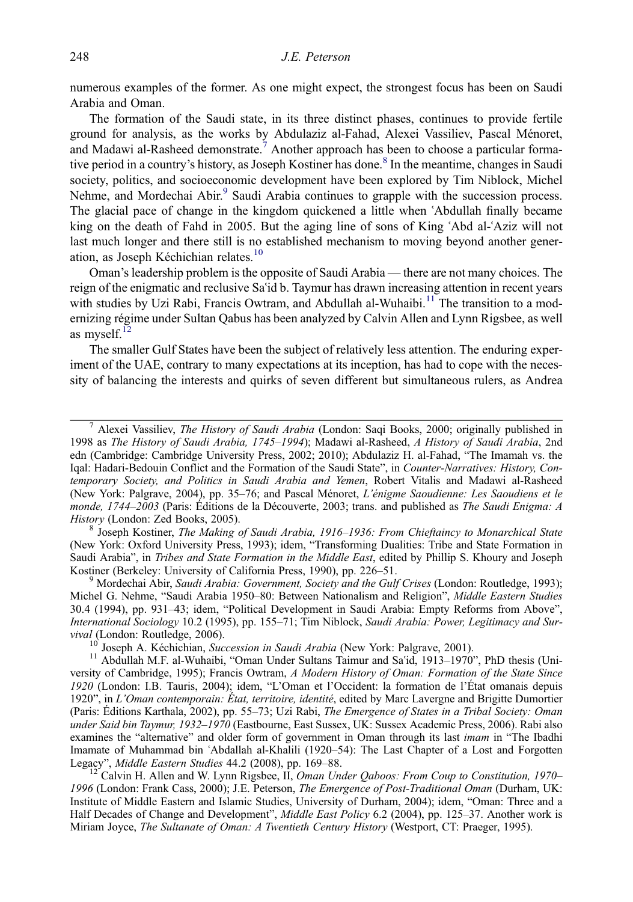numerous examples of the former. As one might expect, the strongest focus has been on Saudi Arabia and Oman.

The formation of the Saudi state, in its three distinct phases, continues to provide fertile ground for analysis, as the works by Abdulaziz al-Fahad, Alexei Vassiliev, Pascal Ménoret, and Madawi al-Rasheed demonstrate.[7] Another approach has been to choose a particular formative period in a country's history, as Joseph Kostiner has done.[8] In the meantime, changes in Saudi society, politics, and socioeconomic development have been explored by Tim Niblock, Michel Nehme, and Mordechai Abir.[9] Saudi Arabia continues to grapple with the succession process. The glacial pace of change in the kingdom quickened a little when ʿAbdullah finally became king on the death of Fahd in 2005. But the aging line of sons of King ʿAbd al-ʿAziz will not last much longer and there still is no established mechanism to moving beyond another generation, as Joseph Kéchichian relates.[10]

Oman's leadership problem is the opposite of Saudi Arabia — there are not many choices. The reign of the enigmatic and reclusive Saʿid b. Taymur has drawn increasing attention in recent years with studies by Uzi Rabi, Francis Owtram, and Abdullah al-Wuhaibi.[11] The transition to a modernizing régime under Sultan Qabus has been analyzed by Calvin Allen and Lynn Rigsbee, as well as myself.[12]

The smaller Gulf States have been the subject of relatively less attention. The enduring experiment of the UAE, contrary to many expectations at its inception, has had to cope with the necessity of balancing the interests and quirks of seven different but simultaneous rulers, as Andrea

---

[7] Alexei Vassiliev, *The History of Saudi Arabia* (London: Saqi Books, 2000; originally published in 1998 as *The History of Saudi Arabia, 1745–1994*); Madawi al-Rasheed, *A History of Saudi Arabia*, 2nd edn (Cambridge: Cambridge University Press, 2002; 2010); Abdulaziz H. al-Fahad, "The Imamah vs. the Iqal: Hadari-Bedouin Conflict and the Formation of the Saudi State", in *Counter-Narratives: History, Contemporary Society, and Politics in Saudi Arabia and Yemen*, Robert Vitalis and Madawi al-Rasheed (New York: Palgrave, 2004), pp. 35–76; and Pascal Ménoret, *L'énigme Saoudienne: Les Saoudiens et le monde, 1744–2003* (Paris: Éditions de la Découverte, 2003; trans. and published as *The Saudi Enigma: A History* (London: Zed Books, 2005).

[8] Joseph Kostiner, *The Making of Saudi Arabia, 1916–1936: From Chieftaincy to Monarchical State* (New York: Oxford University Press, 1993); idem, "Transforming Dualities: Tribe and State Formation in Saudi Arabia", in *Tribes and State Formation in the Middle East*, edited by Phillip S. Khoury and Joseph Kostiner (Berkeley: University of California Press, 1990), pp. 226–51.

[9] Mordechai Abir, *Saudi Arabia: Government, Society and the Gulf Crises* (London: Routledge, 1993); Michel G. Nehme, "Saudi Arabia 1950–80: Between Nationalism and Religion", *Middle Eastern Studies* 30.4 (1994), pp. 931–43; idem, "Political Development in Saudi Arabia: Empty Reforms from Above", *International Sociology* 10.2 (1995), pp. 155–71; Tim Niblock, *Saudi Arabia: Power, Legitimacy and Survival* (London: Routledge, 2006).

[10] Joseph A. Kéchichian, *Succession in Saudi Arabia* (New York: Palgrave, 2001).

[11] Abdullah M.F. al-Wuhaibi, "Oman Under Sultans Taimur and Saʿid, 1913–1970", PhD thesis (University of Cambridge, 1995); Francis Owtram, *A Modern History of Oman: Formation of the State Since 1920* (London: I.B. Tauris, 2004); idem, "L'Oman et l'Occident: la formation de l'État omanais depuis 1920", in *L'Oman contemporain: État, territoire, identité*, edited by Marc Lavergne and Brigitte Dumortier (Paris: Éditions Karthala, 2002), pp. 55–73; Uzi Rabi, *The Emergence of States in a Tribal Society: Oman under Said bin Taymur, 1932–1970* (Eastbourne, East Sussex, UK: Sussex Academic Press, 2006). Rabi also examines the "alternative" and older form of government in Oman through its last *imam* in "The Ibadhi Imamate of Muhammad bin ʿAbdallah al-Khalili (1920–54): The Last Chapter of a Lost and Forgotten Legacy", *Middle Eastern Studies* 44.2 (2008), pp. 169–88.

[12] Calvin H. Allen and W. Lynn Rigsbee, II, *Oman Under Qaboos: From Coup to Constitution, 1970–1996* (London: Frank Cass, 2000); J.E. Peterson, *The Emergence of Post-Traditional Oman* (Durham, UK: Institute of Middle Eastern and Islamic Studies, University of Durham, 2004); idem, "Oman: Three and a Half Decades of Change and Development", *Middle East Policy* 6.2 (2004), pp. 125–37. Another work is Miriam Joyce, *The Sultanate of Oman: A Twentieth Century History* (Westport, CT: Praeger, 1995).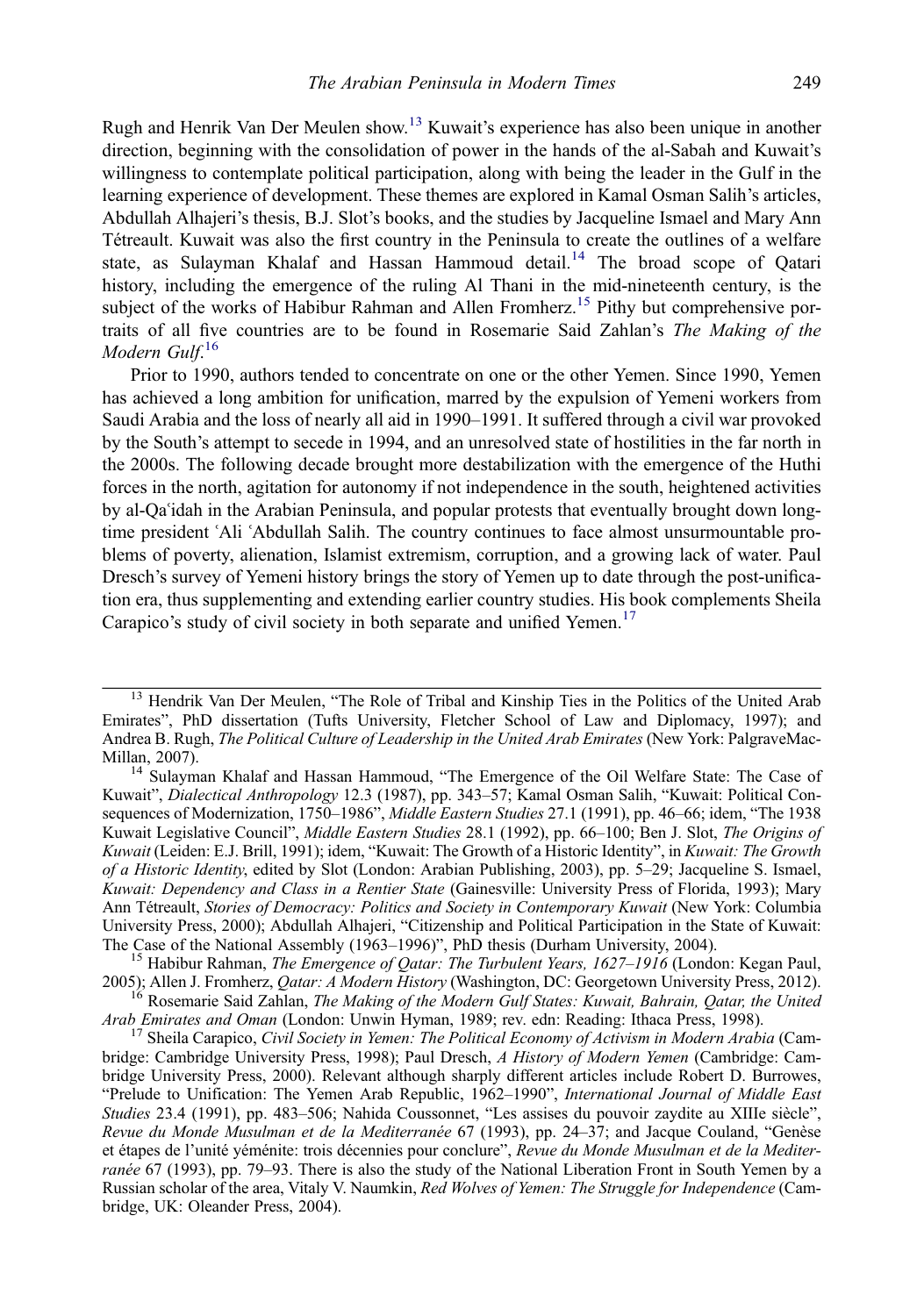Rugh and Henrik Van Der Meulen show.[13] Kuwait's experience has also been unique in another direction, beginning with the consolidation of power in the hands of the al-Sabah and Kuwait's willingness to contemplate political participation, along with being the leader in the Gulf in the learning experience of development. These themes are explored in Kamal Osman Salih's articles, Abdullah Alhajeri's thesis, B.J. Slot's books, and the studies by Jacqueline Ismael and Mary Ann Tétreault. Kuwait was also the first country in the Peninsula to create the outlines of a welfare state, as Sulayman Khalaf and Hassan Hammoud detail.[14] The broad scope of Qatari history, including the emergence of the ruling Al Thani in the mid-nineteenth century, is the subject of the works of Habibur Rahman and Allen Fromherz.[15] Pithy but comprehensive portraits of all five countries are to be found in Rosemarie Said Zahlan's *The Making of the Modern Gulf*.[16]

Prior to 1990, authors tended to concentrate on one or the other Yemen. Since 1990, Yemen has achieved a long ambition for unification, marred by the expulsion of Yemeni workers from Saudi Arabia and the loss of nearly all aid in 1990–1991. It suffered through a civil war provoked by the South's attempt to secede in 1994, and an unresolved state of hostilities in the far north in the 2000s. The following decade brought more destabilization with the emergence of the Huthi forces in the north, agitation for autonomy if not independence in the south, heightened activities by al-Qaʿidah in the Arabian Peninsula, and popular protests that eventually brought down longtime president ʿAli ʿAbdullah Salih. The country continues to face almost unsurmountable problems of poverty, alienation, Islamist extremism, corruption, and a growing lack of water. Paul Dresch's survey of Yemeni history brings the story of Yemen up to date through the post-unification era, thus supplementing and extending earlier country studies. His book complements Sheila Carapico's study of civil society in both separate and unified Yemen.[17]

---

[13] Hendrik Van Der Meulen, "The Role of Tribal and Kinship Ties in the Politics of the United Arab Emirates", PhD dissertation (Tufts University, Fletcher School of Law and Diplomacy, 1997); and Andrea B. Rugh, *The Political Culture of Leadership in the United Arab Emirates* (New York: PalgraveMacMillan, 2007).

[14] Sulayman Khalaf and Hassan Hammoud, "The Emergence of the Oil Welfare State: The Case of Kuwait", *Dialectical Anthropology* 12.3 (1987), pp. 343–57; Kamal Osman Salih, "Kuwait: Political Consequences of Modernization, 1750–1986", *Middle Eastern Studies* 27.1 (1991), pp. 46–66; idem, "The 1938 Kuwait Legislative Council", *Middle Eastern Studies* 28.1 (1992), pp. 66–100; Ben J. Slot, *The Origins of Kuwait* (Leiden: E.J. Brill, 1991); idem, "Kuwait: The Growth of a Historic Identity", in *Kuwait: The Growth of a Historic Identity*, edited by Slot (London: Arabian Publishing, 2003), pp. 5–29; Jacqueline S. Ismael, *Kuwait: Dependency and Class in a Rentier State* (Gainesville: University Press of Florida, 1993); Mary Ann Tétreault, *Stories of Democracy: Politics and Society in Contemporary Kuwait* (New York: Columbia University Press, 2000); Abdullah Alhajeri, "Citizenship and Political Participation in the State of Kuwait: The Case of the National Assembly (1963–1996)", PhD thesis (Durham University, 2004).

[15] Habibur Rahman, *The Emergence of Qatar: The Turbulent Years, 1627–1916* (London: Kegan Paul, 2005); Allen J. Fromherz, *Qatar: A Modern History* (Washington, DC: Georgetown University Press, 2012).

[16] Rosemarie Said Zahlan, *The Making of the Modern Gulf States: Kuwait, Bahrain, Qatar, the United Arab Emirates and Oman* (London: Unwin Hyman, 1989; rev. edn: Reading: Ithaca Press, 1998).

[17] Sheila Carapico, *Civil Society in Yemen: The Political Economy of Activism in Modern Arabia* (Cambridge: Cambridge University Press, 1998); Paul Dresch, *A History of Modern Yemen* (Cambridge: Cambridge University Press, 2000). Relevant although sharply different articles include Robert D. Burrowes, "Prelude to Unification: The Yemen Arab Republic, 1962–1990", *International Journal of Middle East Studies* 23.4 (1991), pp. 483–506; Nahida Coussonnet, "Les assises du pouvoir zaydite au XIIIe siècle", *Revue du Monde Musulman et de la Mediterranée* 67 (1993), pp. 24–37; and Jacque Couland, "Genèse et étapes de l'unité yéménite: trois décennies pour conclure", *Revue du Monde Musulman et de la Mediterranée* 67 (1993), pp. 79–93. There is also the study of the National Liberation Front in South Yemen by a Russian scholar of the area, Vitaly V. Naumkin, *Red Wolves of Yemen: The Struggle for Independence* (Cambridge, UK: Oleander Press, 2004).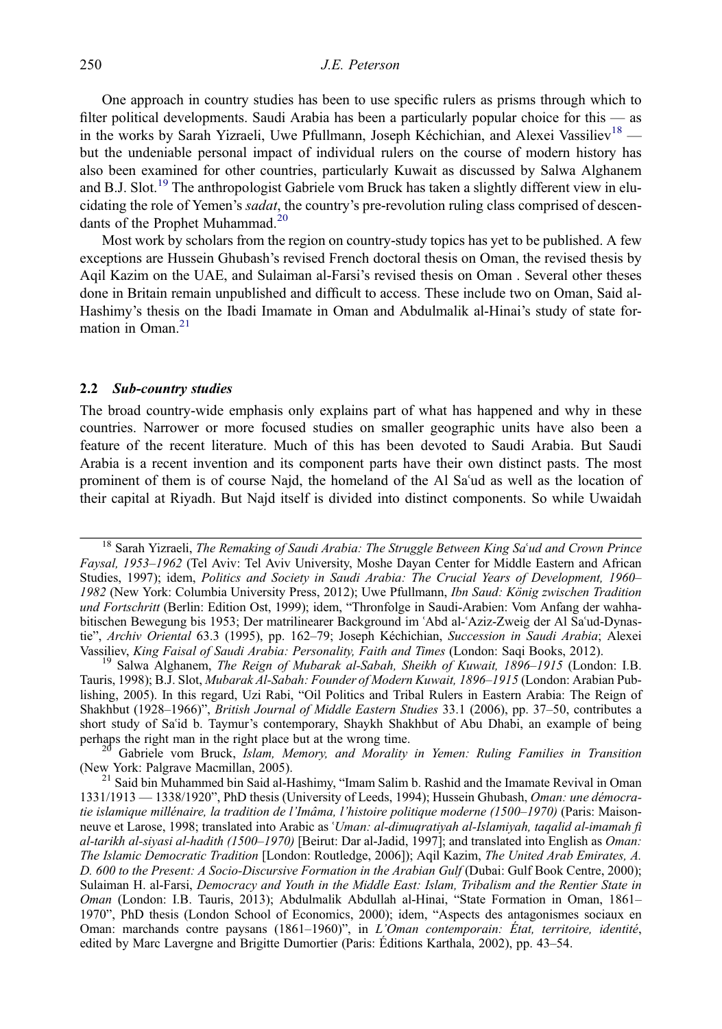One approach in country studies has been to use specific rulers as prisms through which to filter political developments. Saudi Arabia has been a particularly popular choice for this — as in the works by Sarah Yizraeli, Uwe Pfullmann, Joseph Kéchichian, and Alexei Vassiliev[18] — but the undeniable personal impact of individual rulers on the course of modern history has also been examined for other countries, particularly Kuwait as discussed by Salwa Alghanem and B.J. Slot.[19] The anthropologist Gabriele vom Bruck has taken a slightly different view in elucidating the role of Yemen's *sadat*, the country's pre-revolution ruling class comprised of descendants of the Prophet Muhammad.[20]

Most work by scholars from the region on country-study topics has yet to be published. A few exceptions are Hussein Ghubash's revised French doctoral thesis on Oman, the revised thesis by Aqil Kazim on the UAE, and Sulaiman al-Farsi's revised thesis on Oman . Several other theses done in Britain remain unpublished and difficult to access. These include two on Oman, Said al-Hashimy's thesis on the Ibadi Imamate in Oman and Abdulmalik al-Hinai's study of state formation in Oman.[21]

### 2.2 *Sub-country studies*

The broad country-wide emphasis only explains part of what has happened and why in these countries. Narrower or more focused studies on smaller geographic units have also been a feature of the recent literature. Much of this has been devoted to Saudi Arabia. But Saudi Arabia is a recent invention and its component parts have their own distinct pasts. The most prominent of them is of course Najd, the homeland of the Al Saʿud as well as the location of their capital at Riyadh. But Najd itself is divided into distinct components. So while Uwaidah

---

[18] Sarah Yizraeli, *The Remaking of Saudi Arabia: The Struggle Between King Saʿud and Crown Prince Faysal, 1953–1962* (Tel Aviv: Tel Aviv University, Moshe Dayan Center for Middle Eastern and African Studies, 1997); idem, *Politics and Society in Saudi Arabia: The Crucial Years of Development, 1960–1982* (New York: Columbia University Press, 2012); Uwe Pfullmann, *Ibn Saud: König zwischen Tradition und Fortschritt* (Berlin: Edition Ost, 1999); idem, "Thronfolge in Saudi-Arabien: Vom Anfang der wahhabitischen Bewegung bis 1953; Der matrilinearer Background im ʿAbd al-ʿAziz-Zweig der Al Saʿud-Dynastie", *Archiv Oriental* 63.3 (1995), pp. 162–79; Joseph Kéchichian, *Succession in Saudi Arabia*; Alexei Vassiliev, *King Faisal of Saudi Arabia: Personality, Faith and Times* (London: Saqi Books, 2012).

[19] Salwa Alghanem, *The Reign of Mubarak al-Sabah, Sheikh of Kuwait, 1896–1915* (London: I.B. Tauris, 1998); B.J. Slot, *Mubarak Al-Sabah: Founder of Modern Kuwait, 1896–1915* (London: Arabian Publishing, 2005). In this regard, Uzi Rabi, "Oil Politics and Tribal Rulers in Eastern Arabia: The Reign of Shakhbut (1928–1966)", *British Journal of Middle Eastern Studies* 33.1 (2006), pp. 37–50, contributes a short study of Saʿid b. Taymur's contemporary, Shaykh Shakhbut of Abu Dhabi, an example of being perhaps the right man in the right place but at the wrong time.

[20] Gabriele vom Bruck, *Islam, Memory, and Morality in Yemen: Ruling Families in Transition* (New York: Palgrave Macmillan, 2005).

[21] Said bin Muhammed bin Said al-Hashimy, "Imam Salim b. Rashid and the Imamate Revival in Oman 1331/1913 — 1338/1920", PhD thesis (University of Leeds, 1994); Hussein Ghubash, *Oman: une démocratie islamique millénaire, la tradition de l'Imâma, l'histoire politique moderne (1500–1970)* (Paris: Maisonneuve et Larose, 1998; translated into Arabic as *ʿUman: al-dimuqratiyah al-Islamiyah, taqalid al-imamah fi al-tarikh al-siyasi al-hadith (1500–1970)* [Beirut: Dar al-Jadid, 1997]; and translated into English as *Oman: The Islamic Democratic Tradition* [London: Routledge, 2006]); Aqil Kazim, *The United Arab Emirates, A. D. 600 to the Present: A Socio-Discursive Formation in the Arabian Gulf* (Dubai: Gulf Book Centre, 2000); Sulaiman H. al-Farsi, *Democracy and Youth in the Middle East: Islam, Tribalism and the Rentier State in Oman* (London: I.B. Tauris, 2013); Abdulmalik Abdullah al-Hinai, "State Formation in Oman, 1861–1970", PhD thesis (London School of Economics, 2000); idem, "Aspects des antagonismes sociaux en Oman: marchands contre paysans (1861–1960)", in *L'Oman contemporain: État, territoire, identité*, edited by Marc Lavergne and Brigitte Dumortier (Paris: Éditions Karthala, 2002), pp. 43–54.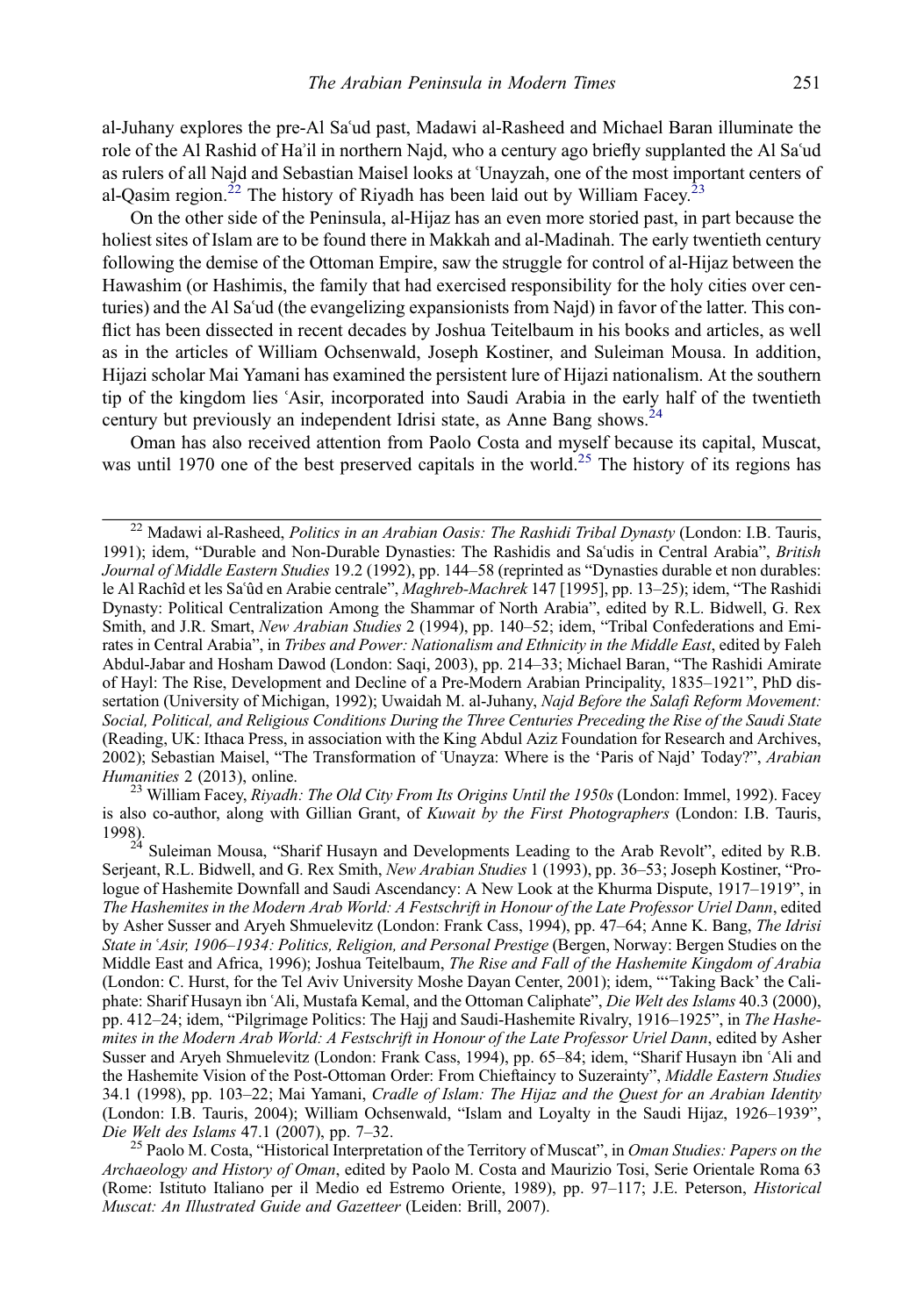al-Juhany explores the pre-Al Saʿud past, Madawi al-Rasheed and Michael Baran illuminate the role of the Al Rashid of Haʾil in northern Najd, who a century ago briefly supplanted the Al Saʿud as rulers of all Najd and Sebastian Maisel looks at ʿUnayzah, one of the most important centers of al-Qasim region.[22] The history of Riyadh has been laid out by William Facey.[23]

On the other side of the Peninsula, al-Hijaz has an even more storied past, in part because the holiest sites of Islam are to be found there in Makkah and al-Madinah. The early twentieth century following the demise of the Ottoman Empire, saw the struggle for control of al-Hijaz between the Hawashim (or Hashimis, the family that had exercised responsibility for the holy cities over centuries) and the Al Saʿud (the evangelizing expansionists from Najd) in favor of the latter. This conflict has been dissected in recent decades by Joshua Teitelbaum in his books and articles, as well as in the articles of William Ochsenwald, Joseph Kostiner, and Suleiman Mousa. In addition, Hijazi scholar Mai Yamani has examined the persistent lure of Hijazi nationalism. At the southern tip of the kingdom lies ʿAsir, incorporated into Saudi Arabia in the early half of the twentieth century but previously an independent Idrisi state, as Anne Bang shows.[24]

Oman has also received attention from Paolo Costa and myself because its capital, Muscat, was until 1970 one of the best preserved capitals in the world.[25] The history of its regions has

---

[22] Madawi al-Rasheed, *Politics in an Arabian Oasis: The Rashidi Tribal Dynasty* (London: I.B. Tauris, 1991); idem, "Durable and Non-Durable Dynasties: The Rashidis and Saʿudis in Central Arabia", *British Journal of Middle Eastern Studies* 19.2 (1992), pp. 144–58 (reprinted as "Dynasties durable et non durables: le Al Rachîd et les Saʿûd en Arabie centrale", *Maghreb-Machrek* 147 [1995], pp. 13–25); idem, "The Rashidi Dynasty: Political Centralization Among the Shammar of North Arabia", edited by R.L. Bidwell, G. Rex Smith, and J.R. Smart, *New Arabian Studies* 2 (1994), pp. 140–52; idem, "Tribal Confederations and Emirates in Central Arabia", in *Tribes and Power: Nationalism and Ethnicity in the Middle East*, edited by Faleh Abdul-Jabar and Hosham Dawod (London: Saqi, 2003), pp. 214–33; Michael Baran, "The Rashidi Amirate of Hayl: The Rise, Development and Decline of a Pre-Modern Arabian Principality, 1835–1921", PhD dissertation (University of Michigan, 1992); Uwaidah M. al-Juhany, *Najd Before the Salafi Reform Movement: Social, Political, and Religious Conditions During the Three Centuries Preceding the Rise of the Saudi State* (Reading, UK: Ithaca Press, in association with the King Abdul Aziz Foundation for Research and Archives, 2002); Sebastian Maisel, "The Transformation of ʿUnayza: Where is the 'Paris of Najd' Today?", *Arabian Humanities* 2 (2013), online.

[23] William Facey, *Riyadh: The Old City From Its Origins Until the 1950s* (London: Immel, 1992). Facey is also co-author, along with Gillian Grant, of *Kuwait by the First Photographers* (London: I.B. Tauris, 1998).

[24] Suleiman Mousa, "Sharif Husayn and Developments Leading to the Arab Revolt", edited by R.B. Serjeant, R.L. Bidwell, and G. Rex Smith, *New Arabian Studies* 1 (1993), pp. 36–53; Joseph Kostiner, "Prologue of Hashemite Downfall and Saudi Ascendancy: A New Look at the Khurma Dispute, 1917–1919", in *The Hashemites in the Modern Arab World: A Festschrift in Honour of the Late Professor Uriel Dann*, edited by Asher Susser and Aryeh Shmuelevitz (London: Frank Cass, 1994), pp. 47–64; Anne K. Bang, *The Idrisi State in ʿAsir, 1906–1934: Politics, Religion, and Personal Prestige* (Bergen, Norway: Bergen Studies on the Middle East and Africa, 1996); Joshua Teitelbaum, *The Rise and Fall of the Hashemite Kingdom of Arabia* (London: C. Hurst, for the Tel Aviv University Moshe Dayan Center, 2001); idem, "'Taking Back' the Caliphate: Sharif Husayn ibn ʿAli, Mustafa Kemal, and the Ottoman Caliphate", *Die Welt des Islams* 40.3 (2000), pp. 412–24; idem, "Pilgrimage Politics: The Hajj and Saudi-Hashemite Rivalry, 1916–1925", in *The Hashemites in the Modern Arab World: A Festschrift in Honour of the Late Professor Uriel Dann*, edited by Asher Susser and Aryeh Shmuelevitz (London: Frank Cass, 1994), pp. 65–84; idem, "Sharif Husayn ibn ʿAli and the Hashemite Vision of the Post-Ottoman Order: From Chieftaincy to Suzerainty", *Middle Eastern Studies* 34.1 (1998), pp. 103–22; Mai Yamani, *Cradle of Islam: The Hijaz and the Quest for an Arabian Identity* (London: I.B. Tauris, 2004); William Ochsenwald, "Islam and Loyalty in the Saudi Hijaz, 1926–1939", *Die Welt des Islams* 47.1 (2007), pp. 7–32.

[25] Paolo M. Costa, "Historical Interpretation of the Territory of Muscat", in *Oman Studies: Papers on the Archaeology and History of Oman*, edited by Paolo M. Costa and Maurizio Tosi, Serie Orientale Roma 63 (Rome: Istituto Italiano per il Medio ed Estremo Oriente, 1989), pp. 97–117; J.E. Peterson, *Historical Muscat: An Illustrated Guide and Gazetteer* (Leiden: Brill, 2007).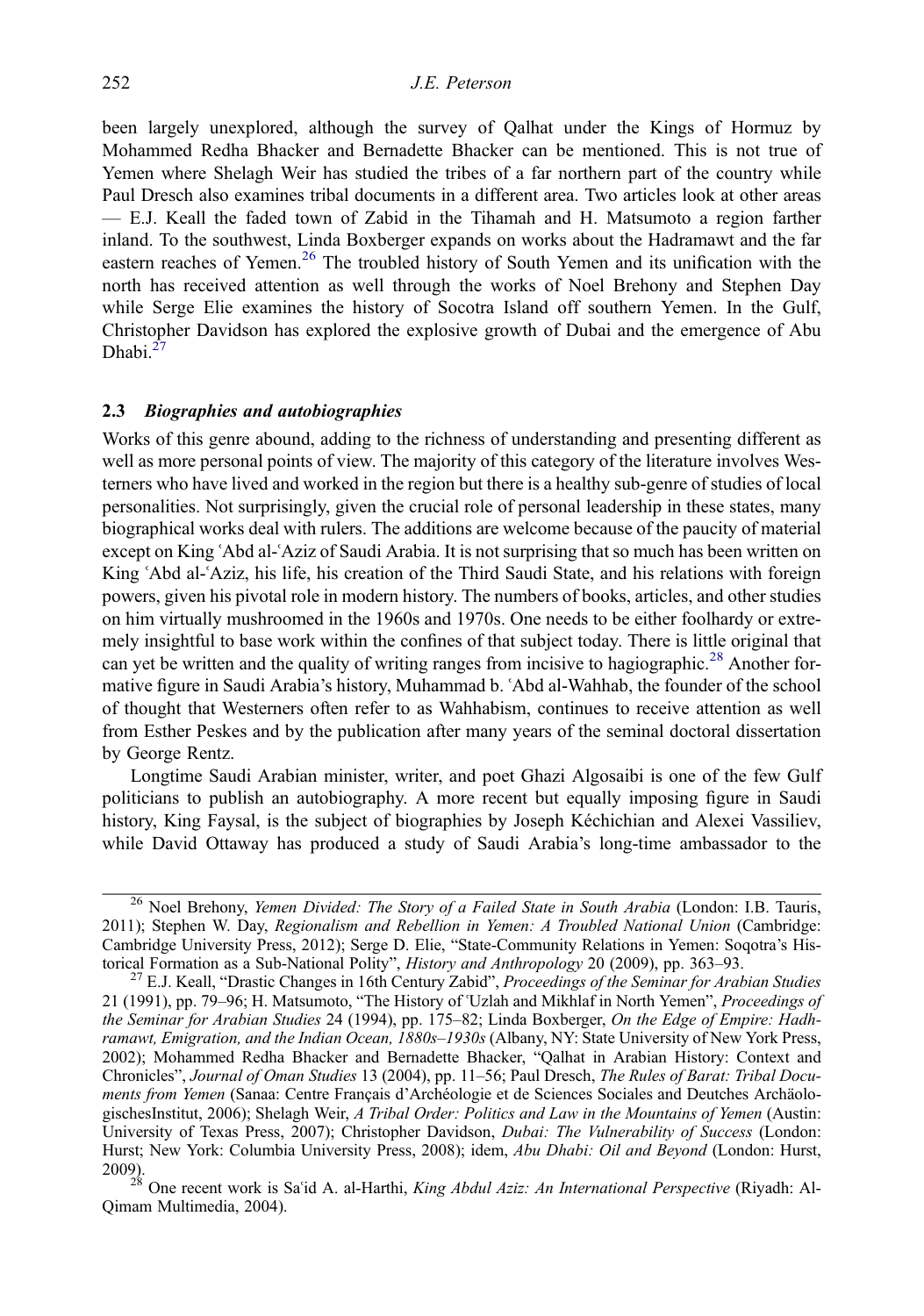been largely unexplored, although the survey of Qalhat under the Kings of Hormuz by Mohammed Redha Bhacker and Bernadette Bhacker can be mentioned. This is not true of Yemen where Shelagh Weir has studied the tribes of a far northern part of the country while Paul Dresch also examines tribal documents in a different area. Two articles look at other areas — E.J. Keall the faded town of Zabid in the Tihamah and H. Matsumoto a region farther inland. To the southwest, Linda Boxberger expands on works about the Hadramawt and the far eastern reaches of Yemen.[26] The troubled history of South Yemen and its unification with the north has received attention as well through the works of Noel Brehony and Stephen Day while Serge Elie examines the history of Socotra Island off southern Yemen. In the Gulf, Christopher Davidson has explored the explosive growth of Dubai and the emergence of Abu Dhabi.[27]

### 2.3 *Biographies and autobiographies*

Works of this genre abound, adding to the richness of understanding and presenting different as well as more personal points of view. The majority of this category of the literature involves Westerners who have lived and worked in the region but there is a healthy sub-genre of studies of local personalities. Not surprisingly, given the crucial role of personal leadership in these states, many biographical works deal with rulers. The additions are welcome because of the paucity of material except on King ʿAbd al-ʿAziz of Saudi Arabia. It is not surprising that so much has been written on King ʿAbd al-ʿAziz, his life, his creation of the Third Saudi State, and his relations with foreign powers, given his pivotal role in modern history. The numbers of books, articles, and other studies on him virtually mushroomed in the 1960s and 1970s. One needs to be either foolhardy or extremely insightful to base work within the confines of that subject today. There is little original that can yet be written and the quality of writing ranges from incisive to hagiographic.[28] Another formative figure in Saudi Arabia's history, Muhammad b. ʿAbd al-Wahhab, the founder of the school of thought that Westerners often refer to as Wahhabism, continues to receive attention as well from Esther Peskes and by the publication after many years of the seminal doctoral dissertation by George Rentz.

Longtime Saudi Arabian minister, writer, and poet Ghazi Algosaibi is one of the few Gulf politicians to publish an autobiography. A more recent but equally imposing figure in Saudi history, King Faysal, is the subject of biographies by Joseph Kéchichian and Alexei Vassiliev, while David Ottaway has produced a study of Saudi Arabia's long-time ambassador to the

---

[26] Noel Brehony, *Yemen Divided: The Story of a Failed State in South Arabia* (London: I.B. Tauris, 2011); Stephen W. Day, *Regionalism and Rebellion in Yemen: A Troubled National Union* (Cambridge: Cambridge University Press, 2012); Serge D. Elie, "State-Community Relations in Yemen: Soqotra's Historical Formation as a Sub-National Polity", *History and Anthropology* 20 (2009), pp. 363–93.

[27] E.J. Keall, "Drastic Changes in 16th Century Zabid", *Proceedings of the Seminar for Arabian Studies* 21 (1991), pp. 79–96; H. Matsumoto, "The History of ʿUzlah and Mikhlaf in North Yemen", *Proceedings of the Seminar for Arabian Studies* 24 (1994), pp. 175–82; Linda Boxberger, *On the Edge of Empire: Hadhramawt, Emigration, and the Indian Ocean, 1880s–1930s* (Albany, NY: State University of New York Press, 2002); Mohammed Redha Bhacker and Bernadette Bhacker, "Qalhat in Arabian History: Context and Chronicles", *Journal of Oman Studies* 13 (2004), pp. 11–56; Paul Dresch, *The Rules of Barat: Tribal Documents from Yemen* (Sanaa: Centre Français d'Archéologie et de Sciences Sociales and Deutches ArchäologischesInstitut, 2006); Shelagh Weir, *A Tribal Order: Politics and Law in the Mountains of Yemen* (Austin: University of Texas Press, 2007); Christopher Davidson, *Dubai: The Vulnerability of Success* (London: Hurst; New York: Columbia University Press, 2008); idem, *Abu Dhabi: Oil and Beyond* (London: Hurst, 2009).

[28] One recent work is Saʿid A. al-Harthi, *King Abdul Aziz: An International Perspective* (Riyadh: Al-Qimam Multimedia, 2004).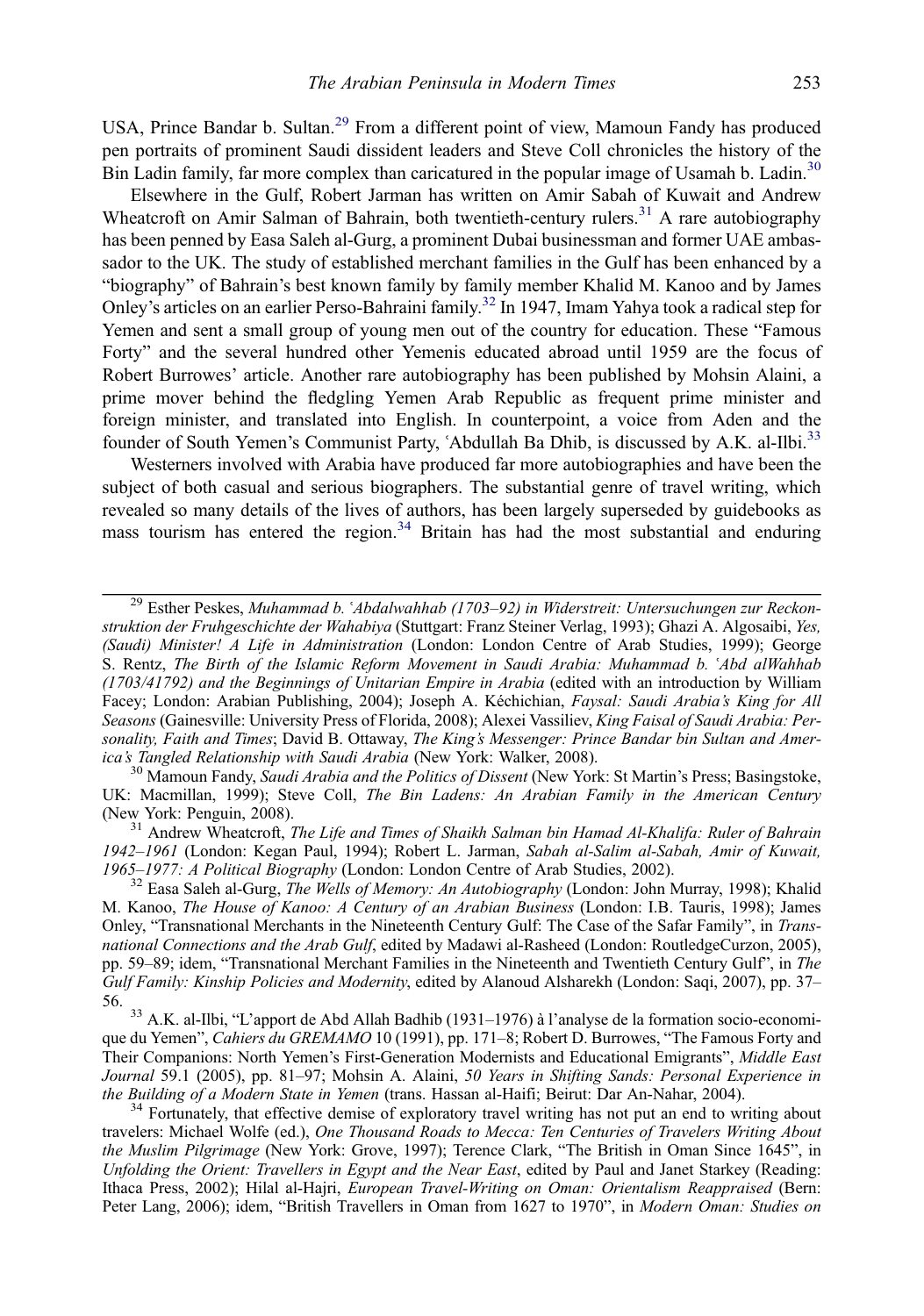USA, Prince Bandar b. Sultan.[29] From a different point of view, Mamoun Fandy has produced pen portraits of prominent Saudi dissident leaders and Steve Coll chronicles the history of the Bin Ladin family, far more complex than caricatured in the popular image of Usamah b. Ladin.[30]

Elsewhere in the Gulf, Robert Jarman has written on Amir Sabah of Kuwait and Andrew Wheatcroft on Amir Salman of Bahrain, both twentieth-century rulers.[31] A rare autobiography has been penned by Easa Saleh al-Gurg, a prominent Dubai businessman and former UAE ambassador to the UK. The study of established merchant families in the Gulf has been enhanced by a "biography" of Bahrain's best known family by family member Khalid M. Kanoo and by James Onley's articles on an earlier Perso-Bahraini family.[32] In 1947, Imam Yahya took a radical step for Yemen and sent a small group of young men out of the country for education. These "Famous Forty" and the several hundred other Yemenis educated abroad until 1959 are the focus of Robert Burrowes' article. Another rare autobiography has been published by Mohsin Alaini, a prime mover behind the fledgling Yemen Arab Republic as frequent prime minister and foreign minister, and translated into English. In counterpoint, a voice from Aden and the founder of South Yemen's Communist Party, ʿAbdullah Ba Dhib, is discussed by A.K. al-Ilbi.[33]

Westerners involved with Arabia have produced far more autobiographies and have been the subject of both casual and serious biographers. The substantial genre of travel writing, which revealed so many details of the lives of authors, has been largely superseded by guidebooks as mass tourism has entered the region.[34] Britain has had the most substantial and enduring

---

[29] Esther Peskes, *Muhammad b. ʿAbdalwahhab (1703–92) in Widerstreit: Untersuchungen zur Reckonstruktion der Fruhgeschichte der Wahabiya* (Stuttgart: Franz Steiner Verlag, 1993); Ghazi A. Algosaibi, *Yes, (Saudi) Minister! A Life in Administration* (London: London Centre of Arab Studies, 1999); George S. Rentz, *The Birth of the Islamic Reform Movement in Saudi Arabia: Muhammad b. ʿAbd alWahhab (1703/41792) and the Beginnings of Unitarian Empire in Arabia* (edited with an introduction by William Facey; London: Arabian Publishing, 2004); Joseph A. Kéchichian, *Faysal: Saudi Arabia's King for All Seasons* (Gainesville: University Press of Florida, 2008); Alexei Vassiliev, *King Faisal of Saudi Arabia: Personality, Faith and Times*; David B. Ottaway, *The King's Messenger: Prince Bandar bin Sultan and America's Tangled Relationship with Saudi Arabia* (New York: Walker, 2008).

[30] Mamoun Fandy, *Saudi Arabia and the Politics of Dissent* (New York: St Martin's Press; Basingstoke, UK: Macmillan, 1999); Steve Coll, *The Bin Ladens: An Arabian Family in the American Century* (New York: Penguin, 2008).

[31] Andrew Wheatcroft, *The Life and Times of Shaikh Salman bin Hamad Al-Khalifa: Ruler of Bahrain 1942–1961* (London: Kegan Paul, 1994); Robert L. Jarman, *Sabah al-Salim al-Sabah, Amir of Kuwait, 1965–1977: A Political Biography* (London: London Centre of Arab Studies, 2002).

[32] Easa Saleh al-Gurg, *The Wells of Memory: An Autobiography* (London: John Murray, 1998); Khalid M. Kanoo, *The House of Kanoo: A Century of an Arabian Business* (London: I.B. Tauris, 1998); James Onley, "Transnational Merchants in the Nineteenth Century Gulf: The Case of the Safar Family", in *Transnational Connections and the Arab Gulf*, edited by Madawi al-Rasheed (London: RoutledgeCurzon, 2005), pp. 59–89; idem, "Transnational Merchant Families in the Nineteenth and Twentieth Century Gulf", in *The Gulf Family: Kinship Policies and Modernity*, edited by Alanoud Alsharekh (London: Saqi, 2007), pp. 37–56.

[33] A.K. al-Ilbi, "L'apport de Abd Allah Badhib (1931–1976) à l'analyse de la formation socio-economique du Yemen", *Cahiers du GREMAMO* 10 (1991), pp. 171–8; Robert D. Burrowes, "The Famous Forty and Their Companions: North Yemen's First-Generation Modernists and Educational Emigrants", *Middle East Journal* 59.1 (2005), pp. 81–97; Mohsin A. Alaini, *50 Years in Shifting Sands: Personal Experience in the Building of a Modern State in Yemen* (trans. Hassan al-Haifi; Beirut: Dar An-Nahar, 2004).

[34] Fortunately, that effective demise of exploratory travel writing has not put an end to writing about travelers: Michael Wolfe (ed.), *One Thousand Roads to Mecca: Ten Centuries of Travelers Writing About the Muslim Pilgrimage* (New York: Grove, 1997); Terence Clark, "The British in Oman Since 1645", in *Unfolding the Orient: Travellers in Egypt and the Near East*, edited by Paul and Janet Starkey (Reading: Ithaca Press, 2002); Hilal al-Hajri, *European Travel-Writing on Oman: Orientalism Reappraised* (Bern: Peter Lang, 2006); idem, "British Travellers in Oman from 1627 to 1970", in *Modern Oman: Studies on*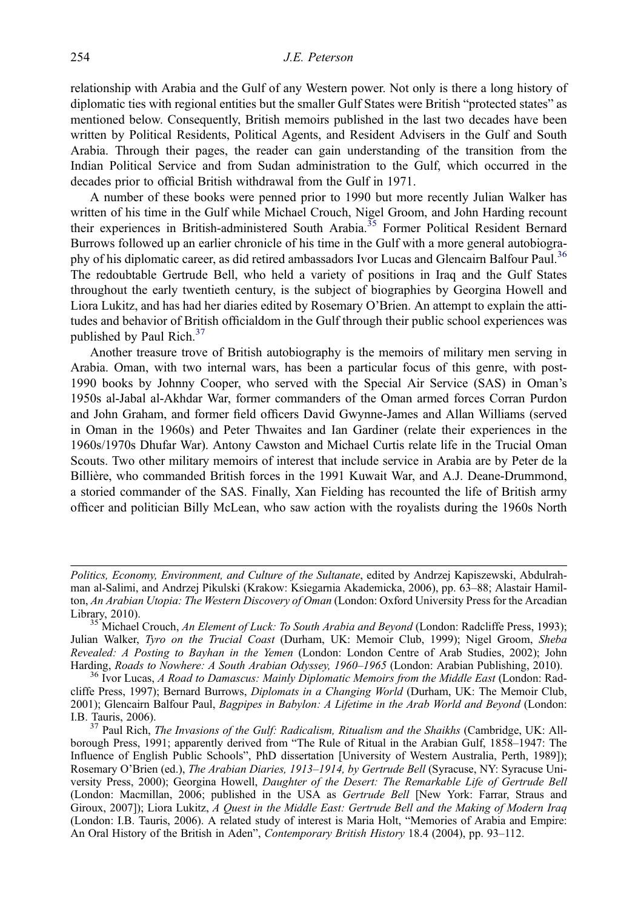relationship with Arabia and the Gulf of any Western power. Not only is there a long history of diplomatic ties with regional entities but the smaller Gulf States were British "protected states" as mentioned below. Consequently, British memoirs published in the last two decades have been written by Political Residents, Political Agents, and Resident Advisers in the Gulf and South Arabia. Through their pages, the reader can gain understanding of the transition from the Indian Political Service and from Sudan administration to the Gulf, which occurred in the decades prior to official British withdrawal from the Gulf in 1971.

A number of these books were penned prior to 1990 but more recently Julian Walker has written of his time in the Gulf while Michael Crouch, Nigel Groom, and John Harding recount their experiences in British-administered South Arabia.[35] Former Political Resident Bernard Burrows followed up an earlier chronicle of his time in the Gulf with a more general autobiography of his diplomatic career, as did retired ambassadors Ivor Lucas and Glencairn Balfour Paul.[36] The redoubtable Gertrude Bell, who held a variety of positions in Iraq and the Gulf States throughout the early twentieth century, is the subject of biographies by Georgina Howell and Liora Lukitz, and has had her diaries edited by Rosemary O'Brien. An attempt to explain the attitudes and behavior of British officialdom in the Gulf through their public school experiences was published by Paul Rich.[37]

Another treasure trove of British autobiography is the memoirs of military men serving in Arabia. Oman, with two internal wars, has been a particular focus of this genre, with post-1990 books by Johnny Cooper, who served with the Special Air Service (SAS) in Oman's 1950s al-Jabal al-Akhdar War, former commanders of the Oman armed forces Corran Purdon and John Graham, and former field officers David Gwynne-James and Allan Williams (served in Oman in the 1960s) and Peter Thwaites and Ian Gardiner (relate their experiences in the 1960s/1970s Dhufar War). Antony Cawston and Michael Curtis relate life in the Trucial Oman Scouts. Two other military memoirs of interest that include service in Arabia are by Peter de la Billière, who commanded British forces in the 1991 Kuwait War, and A.J. Deane-Drummond, a storied commander of the SAS. Finally, Xan Fielding has recounted the life of British army officer and politician Billy McLean, who saw action with the royalists during the 1960s North

---

*Politics, Economy, Environment, and Culture of the Sultanate*, edited by Andrzej Kapiszewski, Abdulrahman al-Salimi, and Andrzej Pikulski (Krakow: Ksiegarnia Akademicka, 2006), pp. 63–88; Alastair Hamilton, *An Arabian Utopia: The Western Discovery of Oman* (London: Oxford University Press for the Arcadian Library, 2010).

[35] Michael Crouch, *An Element of Luck: To South Arabia and Beyond* (London: Radcliffe Press, 1993); Julian Walker, *Tyro on the Trucial Coast* (Durham, UK: Memoir Club, 1999); Nigel Groom, *Sheba Revealed: A Posting to Bayhan in the Yemen* (London: London Centre of Arab Studies, 2002); John Harding, *Roads to Nowhere: A South Arabian Odyssey, 1960–1965* (London: Arabian Publishing, 2010).

[36] Ivor Lucas, *A Road to Damascus: Mainly Diplomatic Memoirs from the Middle East* (London: Radcliffe Press, 1997); Bernard Burrows, *Diplomats in a Changing World* (Durham, UK: The Memoir Club, 2001); Glencairn Balfour Paul, *Bagpipes in Babylon: A Lifetime in the Arab World and Beyond* (London: I.B. Tauris, 2006).

[37] Paul Rich, *The Invasions of the Gulf: Radicalism, Ritualism and the Shaikhs* (Cambridge, UK: Allborough Press, 1991; apparently derived from "The Rule of Ritual in the Arabian Gulf, 1858–1947: The Influence of English Public Schools", PhD dissertation [University of Western Australia, Perth, 1989]); Rosemary O'Brien (ed.), *The Arabian Diaries, 1913–1914, by Gertrude Bell* (Syracuse, NY: Syracuse University Press, 2000); Georgina Howell, *Daughter of the Desert: The Remarkable Life of Gertrude Bell* (London: Macmillan, 2006; published in the USA as *Gertrude Bell* [New York: Farrar, Straus and Giroux, 2007]); Liora Lukitz, *A Quest in the Middle East: Gertrude Bell and the Making of Modern Iraq* (London: I.B. Tauris, 2006). A related study of interest is Maria Holt, "Memories of Arabia and Empire: An Oral History of the British in Aden", *Contemporary British History* 18.4 (2004), pp. 93–112.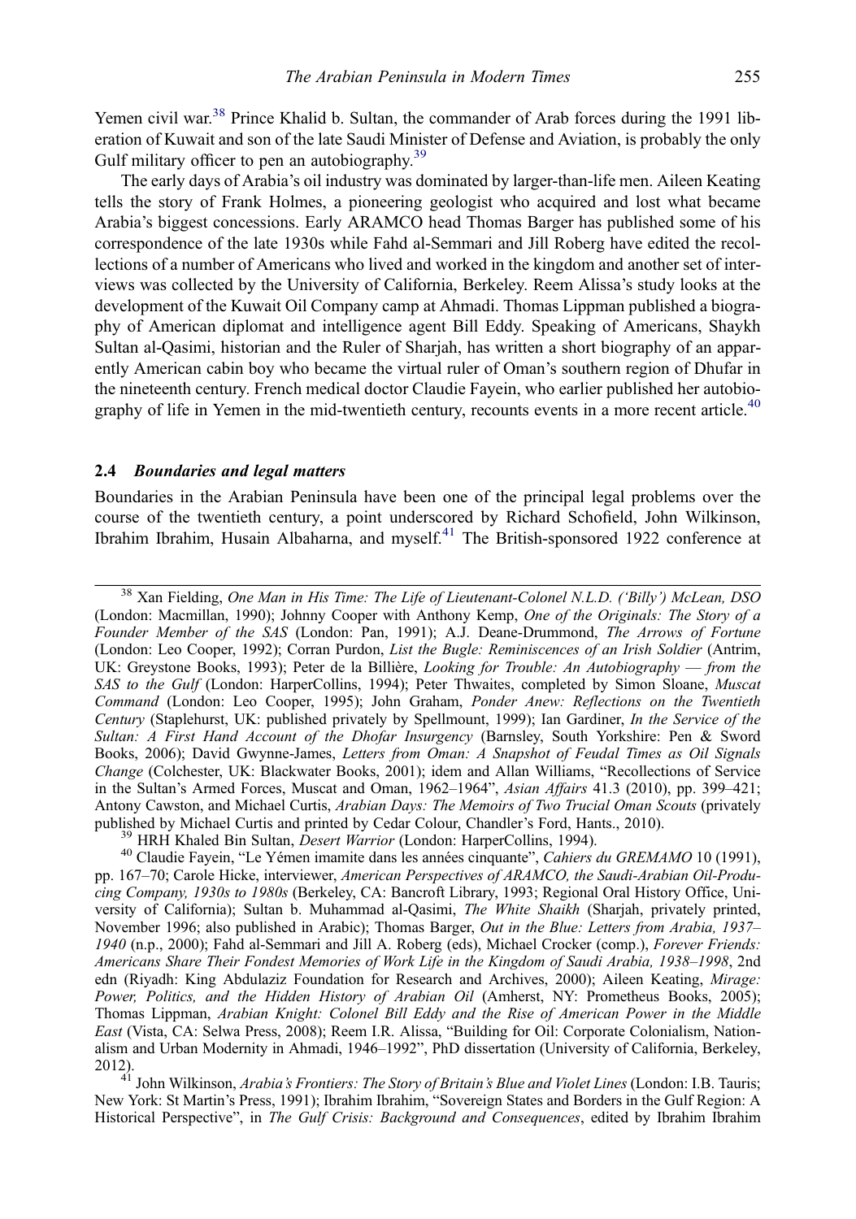Yemen civil war.[38] Prince Khalid b. Sultan, the commander of Arab forces during the 1991 liberation of Kuwait and son of the late Saudi Minister of Defense and Aviation, is probably the only Gulf military officer to pen an autobiography.[39]

The early days of Arabia's oil industry was dominated by larger-than-life men. Aileen Keating tells the story of Frank Holmes, a pioneering geologist who acquired and lost what became Arabia's biggest concessions. Early ARAMCO head Thomas Barger has published some of his correspondence of the late 1930s while Fahd al-Semmari and Jill Roberg have edited the recollections of a number of Americans who lived and worked in the kingdom and another set of interviews was collected by the University of California, Berkeley. Reem Alissa's study looks at the development of the Kuwait Oil Company camp at Ahmadi. Thomas Lippman published a biography of American diplomat and intelligence agent Bill Eddy. Speaking of Americans, Shaykh Sultan al-Qasimi, historian and the Ruler of Sharjah, has written a short biography of an apparently American cabin boy who became the virtual ruler of Oman's southern region of Dhufar in the nineteenth century. French medical doctor Claudie Fayein, who earlier published her autobiography of life in Yemen in the mid-twentieth century, recounts events in a more recent article.[40]

### 2.4 *Boundaries and legal matters*

Boundaries in the Arabian Peninsula have been one of the principal legal problems over the course of the twentieth century, a point underscored by Richard Schofield, John Wilkinson, Ibrahim Ibrahim, Husain Albaharna, and myself.[41] The British-sponsored 1922 conference at

---

[38] Xan Fielding, *One Man in His Time: The Life of Lieutenant-Colonel N.L.D. ('Billy') McLean, DSO* (London: Macmillan, 1990); Johnny Cooper with Antony Kemp, *One of the Originals: The Story of a Founder Member of the SAS* (London: Pan, 1991); A.J. Deane-Drummond, *The Arrows of Fortune* (London: Leo Cooper, 1992); Corran Purdon, *List the Bugle: Reminiscences of an Irish Soldier* (Antrim, UK: Greystone Books, 1993); Peter de la Billière, *Looking for Trouble: An Autobiography — from the SAS to the Gulf* (London: HarperCollins, 1994); Peter Thwaites, completed by Simon Sloane, *Muscat Command* (London: Leo Cooper, 1995); John Graham, *Ponder Anew: Reflections on the Twentieth Century* (Staplehurst, UK: published privately by Spellmount, 1999); Ian Gardiner, *In the Service of the Sultan: A First Hand Account of the Dhofar Insurgency* (Barnsley, South Yorkshire: Pen & Sword Books, 2006); David Gwynne-James, *Letters from Oman: A Snapshot of Feudal Times as Oil Signals Change* (Colchester, UK: Blackwater Books, 2001); idem and Allan Williams, "Recollections of Service in the Sultan's Armed Forces, Muscat and Oman, 1962–1964", *Asian Affairs* 41.3 (2010), pp. 399–421; Antony Cawston, and Michael Curtis, *Arabian Days: The Memoirs of Two Trucial Oman Scouts* (privately published by Michael Curtis and printed by Cedar Colour, Chandler's Ford, Hants., 2010).

[39] HRH Khaled Bin Sultan, *Desert Warrior* (London: HarperCollins, 1994).

[40] Claudie Fayein, "Le Yémen imamite dans les années cinquante", *Cahiers du GREMAMO* 10 (1991), pp. 167–70; Carole Hicke, interviewer, *American Perspectives of ARAMCO, the Saudi-Arabian Oil-Producing Company, 1930s to 1980s* (Berkeley, CA: Bancroft Library, 1993; Regional Oral History Office, University of California); Sultan b. Muhammad al-Qasimi, *The White Shaikh* (Sharjah, privately printed, November 1996; also published in Arabic); Thomas Barger, *Out in the Blue: Letters from Arabia, 1937–1940* (n.p., 2000); Fahd al-Semmari and Jill A. Roberg (eds), Michael Crocker (comp.), *Forever Friends: Americans Share Their Fondest Memories of Work Life in the Kingdom of Saudi Arabia, 1938–1998*, 2nd edn (Riyadh: King Abdulaziz Foundation for Research and Archives, 2000); Aileen Keating, *Mirage: Power, Politics, and the Hidden History of Arabian Oil* (Amherst, NY: Prometheus Books, 2005); Thomas Lippman, *Arabian Knight: Colonel Bill Eddy and the Rise of American Power in the Middle East* (Vista, CA: Selwa Press, 2008); Reem I.R. Alissa, "Building for Oil: Corporate Colonialism, Nationalism and Urban Modernity in Ahmadi, 1946–1992", PhD dissertation (University of California, Berkeley, 2012).

[41] John Wilkinson, *Arabia's Frontiers: The Story of Britain's Blue and Violet Lines* (London: I.B. Tauris; New York: St Martin's Press, 1991); Ibrahim Ibrahim, "Sovereign States and Borders in the Gulf Region: A Historical Perspective", in *The Gulf Crisis: Background and Consequences*, edited by Ibrahim Ibrahim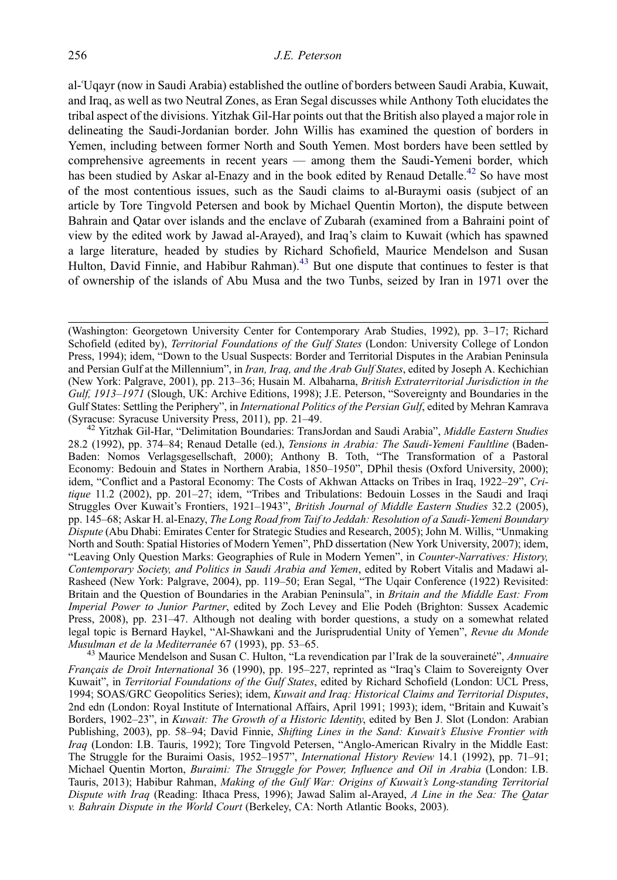al-ʿUqayr (now in Saudi Arabia) established the outline of borders between Saudi Arabia, Kuwait, and Iraq, as well as two Neutral Zones, as Eran Segal discusses while Anthony Toth elucidates the tribal aspect of the divisions. Yitzhak Gil-Har points out that the British also played a major role in delineating the Saudi-Jordanian border. John Willis has examined the question of borders in Yemen, including between former North and South Yemen. Most borders have been settled by comprehensive agreements in recent years — among them the Saudi-Yemeni border, which has been studied by Askar al-Enazy and in the book edited by Renaud Detalle.[42] So have most of the most contentious issues, such as the Saudi claims to al-Buraymi oasis (subject of an article by Tore Tingvold Petersen and book by Michael Quentin Morton), the dispute between Bahrain and Qatar over islands and the enclave of Zubarah (examined from a Bahraini point of view by the edited work by Jawad al-Arayed), and Iraq's claim to Kuwait (which has spawned a large literature, headed by studies by Richard Schofield, Maurice Mendelson and Susan Hulton, David Finnie, and Habibur Rahman).[43] But one dispute that continues to fester is that of ownership of the islands of Abu Musa and the two Tunbs, seized by Iran in 1971 over the

---

(Washington: Georgetown University Center for Contemporary Arab Studies, 1992), pp. 3–17; Richard Schofield (edited by), *Territorial Foundations of the Gulf States* (London: University College of London Press, 1994); idem, "Down to the Usual Suspects: Border and Territorial Disputes in the Arabian Peninsula and Persian Gulf at the Millennium", in *Iran, Iraq, and the Arab Gulf States*, edited by Joseph A. Kechichian (New York: Palgrave, 2001), pp. 213–36; Husain M. Albaharna, *British Extraterritorial Jurisdiction in the Gulf, 1913–1971* (Slough, UK: Archive Editions, 1998); J.E. Peterson, "Sovereignty and Boundaries in the Gulf States: Settling the Periphery", in *International Politics of the Persian Gulf*, edited by Mehran Kamrava (Syracuse: Syracuse University Press, 2011), pp. 21–49.

[42] Yitzhak Gil-Har, "Delimitation Boundaries: TransJordan and Saudi Arabia", *Middle Eastern Studies* 28.2 (1992), pp. 374–84; Renaud Detalle (ed.), *Tensions in Arabia: The Saudi-Yemeni Faultline* (Baden-Baden: Nomos Verlagsgesellschaft, 2000); Anthony B. Toth, "The Transformation of a Pastoral Economy: Bedouin and States in Northern Arabia, 1850–1950", DPhil thesis (Oxford University, 2000); idem, "Conflict and a Pastoral Economy: The Costs of Akhwan Attacks on Tribes in Iraq, 1922–29", *Critique* 11.2 (2002), pp. 201–27; idem, "Tribes and Tribulations: Bedouin Losses in the Saudi and Iraqi Struggles Over Kuwait's Frontiers, 1921–1943", *British Journal of Middle Eastern Studies* 32.2 (2005), pp. 145–68; Askar H. al-Enazy, *The Long Road from Taif to Jeddah: Resolution of a Saudi-Yemeni Boundary Dispute* (Abu Dhabi: Emirates Center for Strategic Studies and Research, 2005); John M. Willis, "Unmaking North and South: Spatial Histories of Modern Yemen", PhD dissertation (New York University, 2007); idem, "Leaving Only Question Marks: Geographies of Rule in Modern Yemen", in *Counter-Narratives: History, Contemporary Society, and Politics in Saudi Arabia and Yemen*, edited by Robert Vitalis and Madawi al-Rasheed (New York: Palgrave, 2004), pp. 119–50; Eran Segal, "The Uqair Conference (1922) Revisited: Britain and the Question of Boundaries in the Arabian Peninsula", in *Britain and the Middle East: From Imperial Power to Junior Partner*, edited by Zoch Levey and Elie Podeh (Brighton: Sussex Academic Press, 2008), pp. 231–47. Although not dealing with border questions, a study on a somewhat related legal topic is Bernard Haykel, "Al-Shawkani and the Jurisprudential Unity of Yemen", *Revue du Monde Musulman et de la Mediterranée* 67 (1993), pp. 53–65.

[43] Maurice Mendelson and Susan C. Hulton, "La revendication par l'Irak de la souveraineté", *Annuaire Français de Droit International* 36 (1990), pp. 195–227, reprinted as "Iraq's Claim to Sovereignty Over Kuwait", in *Territorial Foundations of the Gulf States*, edited by Richard Schofield (London: UCL Press, 1994; SOAS/GRC Geopolitics Series); idem, *Kuwait and Iraq: Historical Claims and Territorial Disputes*, 2nd edn (London: Royal Institute of International Affairs, April 1991; 1993); idem, "Britain and Kuwait's Borders, 1902–23", in *Kuwait: The Growth of a Historic Identity*, edited by Ben J. Slot (London: Arabian Publishing, 2003), pp. 58–94; David Finnie, *Shifting Lines in the Sand: Kuwait's Elusive Frontier with Iraq* (London: I.B. Tauris, 1992); Tore Tingvold Petersen, "Anglo-American Rivalry in the Middle East: The Struggle for the Buraimi Oasis, 1952–1957", *International History Review* 14.1 (1992), pp. 71–91; Michael Quentin Morton, *Buraimi: The Struggle for Power, Influence and Oil in Arabia* (London: I.B. Tauris, 2013); Habibur Rahman, *Making of the Gulf War: Origins of Kuwait's Long-standing Territorial Dispute with Iraq* (Reading: Ithaca Press, 1996); Jawad Salim al-Arayed, *A Line in the Sea: The Qatar v. Bahrain Dispute in the World Court* (Berkeley, CA: North Atlantic Books, 2003).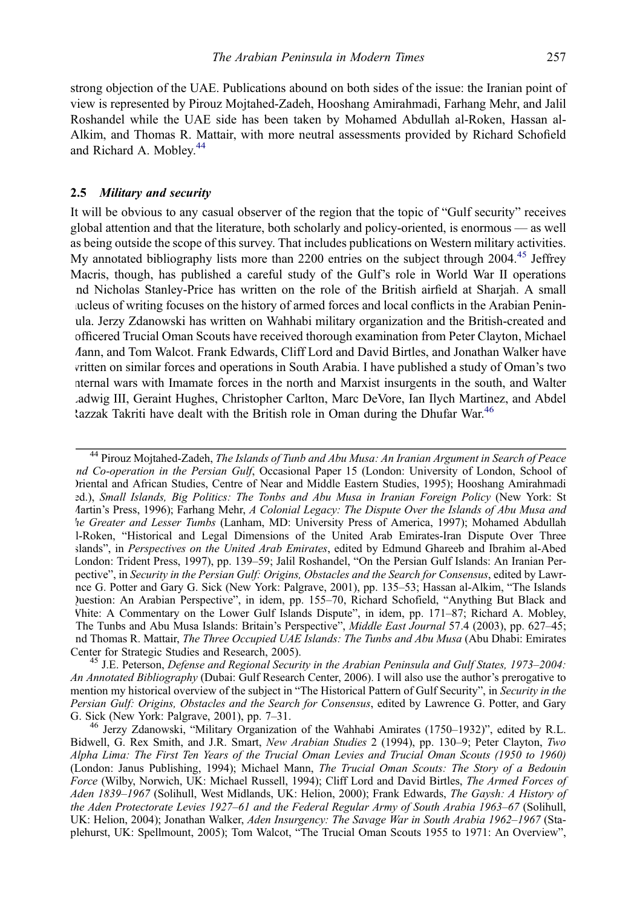strong objection of the UAE. Publications abound on both sides of the issue: the Iranian point of view is represented by Pirouz Mojtahed-Zadeh, Hooshang Amirahmadi, Farhang Mehr, and Jalil Roshandel while the UAE side has been taken by Mohamed Abdullah al-Roken, Hassan al-Alkim, and Thomas R. Mattair, with more neutral assessments provided by Richard Schofield and Richard A. Mobley.[44]

### 2.5 *Military and security*

It will be obvious to any casual observer of the region that the topic of "Gulf security" receives global attention and that the literature, both scholarly and policy-oriented, is enormous — as well as being outside the scope of this survey. That includes publications on Western military activities. My annotated bibliography lists more than 2200 entries on the subject through 2004.[45] Jeffrey Macris, though, has published a careful study of the Gulf's role in World War II operations and Nicholas Stanley-Price has written on the role of the British airfield at Sharjah. A small nucleus of writing focuses on the history of armed forces and local conflicts in the Arabian Peninsula. Jerzy Zdanowski has written on Wahhabi military organization and the British-created and officered Trucial Oman Scouts have received thorough examination from Peter Clayton, Michael Mann, and Tom Walcot. Frank Edwards, Cliff Lord and David Birtles, and Jonathan Walker have written on similar forces and operations in South Arabia. I have published a study of Oman's two internal wars with Imamate forces in the north and Marxist insurgents in the south, and Walter Ladwig III, Geraint Hughes, Christopher Carlton, Marc DeVore, Ian Ilych Martinez, and Abdel Razzak Takriti have dealt with the British role in Oman during the Dhufar War.[46]

---

[44] Pirouz Mojtahed-Zadeh, *The Islands of Tunb and Abu Musa: An Iranian Argument in Search of Peace and Co-operation in the Persian Gulf*, Occasional Paper 15 (London: University of London, School of Oriental and African Studies, Centre of Near and Middle Eastern Studies, 1995); Hooshang Amirahmadi (ed.), *Small Islands, Big Politics: The Tonbs and Abu Musa in Iranian Foreign Policy* (New York: St Martin's Press, 1996); Farhang Mehr, *A Colonial Legacy: The Dispute Over the Islands of Abu Musa and the Greater and Lesser Tumbs* (Lanham, MD: University Press of America, 1997); Mohamed Abdullah al-Roken, "Historical and Legal Dimensions of the United Arab Emirates-Iran Dispute Over Three Islands", in *Perspectives on the United Arab Emirates*, edited by Edmund Ghareeb and Ibrahim al-Abed (London: Trident Press, 1997), pp. 139–59; Jalil Roshandel, "On the Persian Gulf Islands: An Iranian Perspective", in *Security in the Persian Gulf: Origins, Obstacles and the Search for Consensus*, edited by Lawrence G. Potter and Gary G. Sick (New York: Palgrave, 2001), pp. 135–53; Hassan al-Alkim, "The Islands Question: An Arabian Perspective", in idem, pp. 155–70, Richard Schofield, "Anything But Black and White: A Commentary on the Lower Gulf Islands Dispute", in idem, pp. 171–87; Richard A. Mobley, "The Tunbs and Abu Musa Islands: Britain's Perspective", *Middle East Journal* 57.4 (2003), pp. 627–45; and Thomas R. Mattair, *The Three Occupied UAE Islands: The Tunbs and Abu Musa* (Abu Dhabi: Emirates Center for Strategic Studies and Research, 2005).

[45] J.E. Peterson, *Defense and Regional Security in the Arabian Peninsula and Gulf States, 1973–2004: An Annotated Bibliography* (Dubai: Gulf Research Center, 2006). I will also use the author's prerogative to mention my historical overview of the subject in "The Historical Pattern of Gulf Security", in *Security in the Persian Gulf: Origins, Obstacles and the Search for Consensus*, edited by Lawrence G. Potter, and Gary G. Sick (New York: Palgrave, 2001), pp. 7–31.

[46] Jerzy Zdanowski, "Military Organization of the Wahhabi Amirates (1750–1932)", edited by R.L. Bidwell, G. Rex Smith, and J.R. Smart, *New Arabian Studies* 2 (1994), pp. 130–9; Peter Clayton, *Two Alpha Lima: The First Ten Years of the Trucial Oman Levies and Trucial Oman Scouts (1950 to 1960)* (London: Janus Publishing, 1994); Michael Mann, *The Trucial Oman Scouts: The Story of a Bedouin Force* (Wilby, Norwich, UK: Michael Russell, 1994); Cliff Lord and David Birtles, *The Armed Forces of Aden 1839–1967* (Solihull, West Midlands, UK: Helion, 2000); Frank Edwards, *The Gaysh: A History of the Aden Protectorate Levies 1927–61 and the Federal Regular Army of South Arabia 1963–67* (Solihull, UK: Helion, 2004); Jonathan Walker, *Aden Insurgency: The Savage War in South Arabia 1962–1967* (Staplehurst, UK: Spellmount, 2005); Tom Walcot, "The Trucial Oman Scouts 1955 to 1971: An Overview",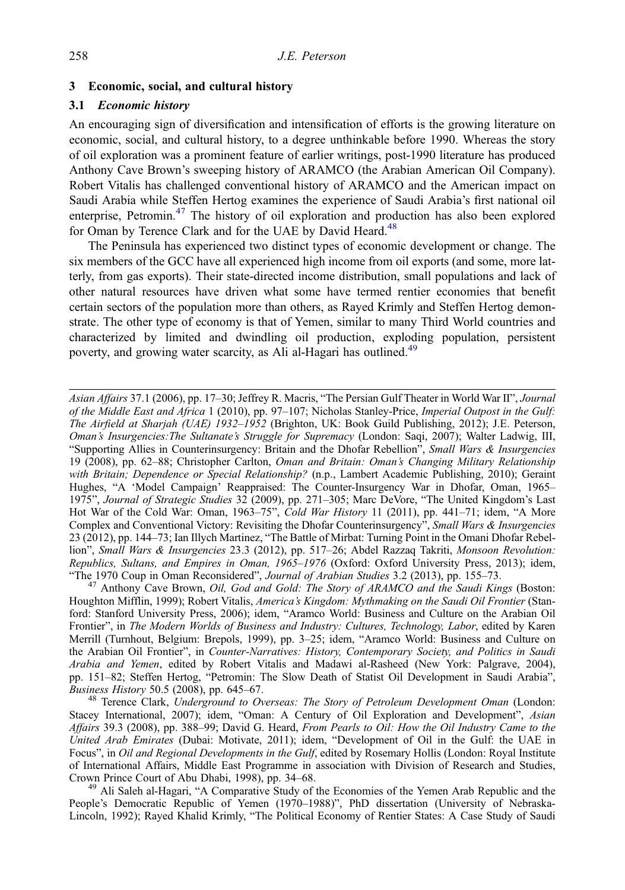## 3 Economic, social, and cultural history

### 3.1 *Economic history*

An encouraging sign of diversification and intensification of efforts is the growing literature on economic, social, and cultural history, to a degree unthinkable before 1990. Whereas the story of oil exploration was a prominent feature of earlier writings, post-1990 literature has produced Anthony Cave Brown's sweeping history of ARAMCO (the Arabian American Oil Company). Robert Vitalis has challenged conventional history of ARAMCO and the American impact on Saudi Arabia while Steffen Hertog examines the experience of Saudi Arabia's first national oil enterprise, Petromin.[47] The history of oil exploration and production has also been explored for Oman by Terence Clark and for the UAE by David Heard.[48]

The Peninsula has experienced two distinct types of economic development or change. The six members of the GCC have all experienced high income from oil exports (and some, more latterly, from gas exports). Their state-directed income distribution, small populations and lack of other natural resources have driven what some have termed rentier economies that benefit certain sectors of the population more than others, as Rayed Krimly and Steffen Hertog demonstrate. The other type of economy is that of Yemen, similar to many Third World countries and characterized by limited and dwindling oil production, exploding population, persistent poverty, and growing water scarcity, as Ali al-Hagari has outlined.[49]

---

*Asian Affairs* 37.1 (2006), pp. 17–30; Jeffrey R. Macris, "The Persian Gulf Theater in World War II", *Journal of the Middle East and Africa* 1 (2010), pp. 97–107; Nicholas Stanley-Price, *Imperial Outpost in the Gulf: The Airfield at Sharjah (UAE) 1932–1952* (Brighton, UK: Book Guild Publishing, 2012); J.E. Peterson, *Oman's Insurgencies:The Sultanate's Struggle for Supremacy* (London: Saqi, 2007); Walter Ladwig, III, "Supporting Allies in Counterinsurgency: Britain and the Dhofar Rebellion", *Small Wars & Insurgencies* 19 (2008), pp. 62–88; Christopher Carlton, *Oman and Britain: Oman's Changing Military Relationship with Britain; Dependence or Special Relationship?* (n.p., Lambert Academic Publishing, 2010); Geraint Hughes, "A 'Model Campaign' Reappraised: The Counter-Insurgency War in Dhofar, Oman, 1965–1975", *Journal of Strategic Studies* 32 (2009), pp. 271–305; Marc DeVore, "The United Kingdom's Last Hot War of the Cold War: Oman, 1963–75", *Cold War History* 11 (2011), pp. 441–71; idem, "A More Complex and Conventional Victory: Revisiting the Dhofar Counterinsurgency", *Small Wars & Insurgencies* 23 (2012), pp. 144–73; Ian Illych Martinez, "The Battle of Mirbat: Turning Point in the Omani Dhofar Rebellion", *Small Wars & Insurgencies* 23.3 (2012), pp. 517–26; Abdel Razzaq Takriti, *Monsoon Revolution: Republics, Sultans, and Empires in Oman, 1965–1976* (Oxford: Oxford University Press, 2013); idem, "The 1970 Coup in Oman Reconsidered", *Journal of Arabian Studies* 3.2 (2013), pp. 155–73.

[47] Anthony Cave Brown, *Oil, God and Gold: The Story of ARAMCO and the Saudi Kings* (Boston: Houghton Mifflin, 1999); Robert Vitalis, *America's Kingdom: Mythmaking on the Saudi Oil Frontier* (Stanford: Stanford University Press, 2006); idem, "Aramco World: Business and Culture on the Arabian Oil Frontier", in *The Modern Worlds of Business and Industry: Cultures, Technology, Labor*, edited by Karen Merrill (Turnhout, Belgium: Brepols, 1999), pp. 3–25; idem, "Aramco World: Business and Culture on the Arabian Oil Frontier", in *Counter-Narratives: History, Contemporary Society, and Politics in Saudi Arabia and Yemen*, edited by Robert Vitalis and Madawi al-Rasheed (New York: Palgrave, 2004), pp. 151–82; Steffen Hertog, "Petromin: The Slow Death of Statist Oil Development in Saudi Arabia", *Business History* 50.5 (2008), pp. 645–67.

[48] Terence Clark, *Underground to Overseas: The Story of Petroleum Development Oman* (London: Stacey International, 2007); idem, "Oman: A Century of Oil Exploration and Development", *Asian Affairs* 39.3 (2008), pp. 388–99; David G. Heard, *From Pearls to Oil: How the Oil Industry Came to the United Arab Emirates* (Dubai: Motivate, 2011); idem, "Development of Oil in the Gulf: the UAE in Focus", in *Oil and Regional Developments in the Gulf*, edited by Rosemary Hollis (London: Royal Institute of International Affairs, Middle East Programme in association with Division of Research and Studies, Crown Prince Court of Abu Dhabi, 1998), pp. 34–68.

[49] Ali Saleh al-Hagari, "A Comparative Study of the Economies of the Yemen Arab Republic and the People's Democratic Republic of Yemen (1970–1988)", PhD dissertation (University of Nebraska-Lincoln, 1992); Rayed Khalid Krimly, "The Political Economy of Rentier States: A Case Study of Saudi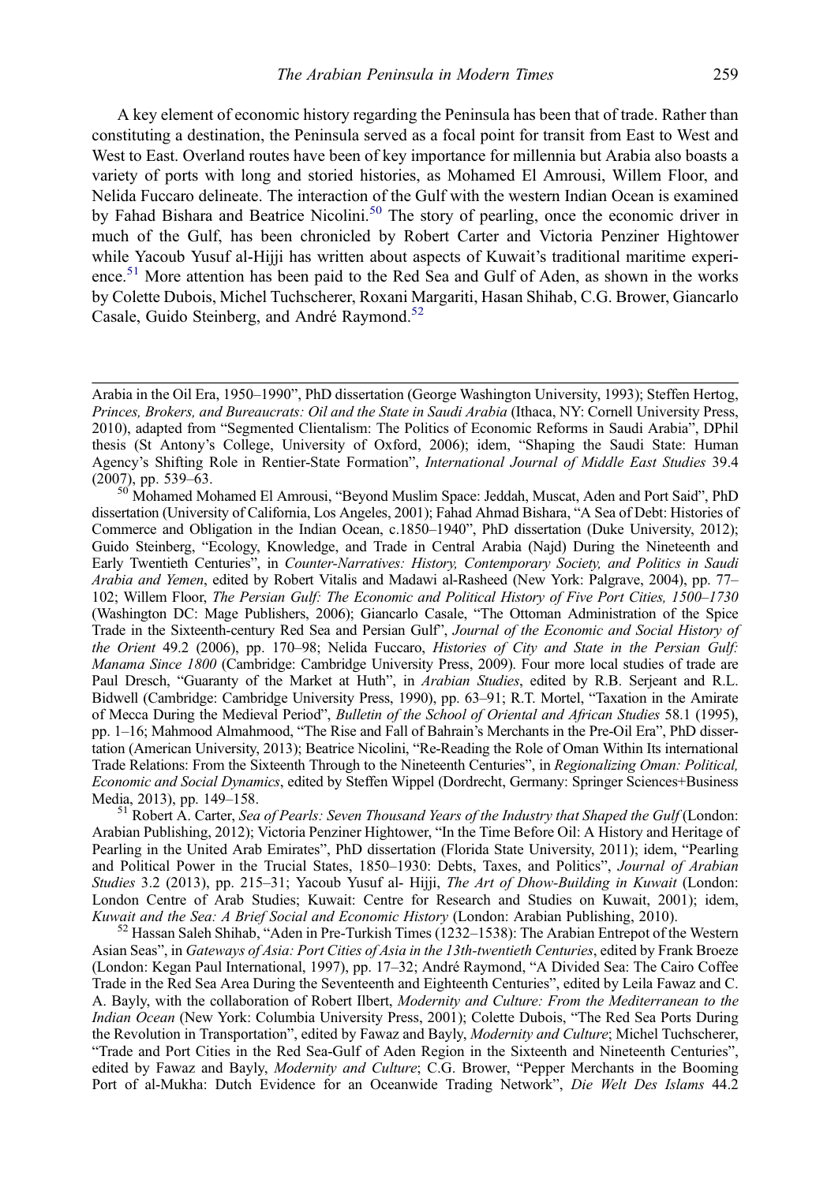A key element of economic history regarding the Peninsula has been that of trade. Rather than constituting a destination, the Peninsula served as a focal point for transit from East to West and West to East. Overland routes have been of key importance for millennia but Arabia also boasts a variety of ports with long and storied histories, as Mohamed El Amrousi, Willem Floor, and Nelida Fuccaro delineate. The interaction of the Gulf with the western Indian Ocean is examined by Fahad Bishara and Beatrice Nicolini.[50] The story of pearling, once the economic driver in much of the Gulf, has been chronicled by Robert Carter and Victoria Penziner Hightower while Yacoub Yusuf al-Hijji has written about aspects of Kuwait's traditional maritime experience.[51] More attention has been paid to the Red Sea and Gulf of Aden, as shown in the works by Colette Dubois, Michel Tuchscherer, Roxani Margariti, Hasan Shihab, C.G. Brower, Giancarlo Casale, Guido Steinberg, and André Raymond.[52]

---

Arabia in the Oil Era, 1950–1990", PhD dissertation (George Washington University, 1993); Steffen Hertog, *Princes, Brokers, and Bureaucrats: Oil and the State in Saudi Arabia* (Ithaca, NY: Cornell University Press, 2010), adapted from "Segmented Clientalism: The Politics of Economic Reforms in Saudi Arabia", DPhil thesis (St Antony's College, University of Oxford, 2006); idem, "Shaping the Saudi State: Human Agency's Shifting Role in Rentier-State Formation", *International Journal of Middle East Studies* 39.4 (2007), pp. 539–63.

[50] Mohamed Mohamed El Amrousi, "Beyond Muslim Space: Jeddah, Muscat, Aden and Port Said", PhD dissertation (University of California, Los Angeles, 2001); Fahad Ahmad Bishara, "A Sea of Debt: Histories of Commerce and Obligation in the Indian Ocean, c.1850–1940", PhD dissertation (Duke University, 2012); Guido Steinberg, "Ecology, Knowledge, and Trade in Central Arabia (Najd) During the Nineteenth and Early Twentieth Centuries", in *Counter-Narratives: History, Contemporary Society, and Politics in Saudi Arabia and Yemen*, edited by Robert Vitalis and Madawi al-Rasheed (New York: Palgrave, 2004), pp. 77–102; Willem Floor, *The Persian Gulf: The Economic and Political History of Five Port Cities, 1500–1730* (Washington DC: Mage Publishers, 2006); Giancarlo Casale, "The Ottoman Administration of the Spice Trade in the Sixteenth-century Red Sea and Persian Gulf", *Journal of the Economic and Social History of the Orient* 49.2 (2006), pp. 170–98; Nelida Fuccaro, *Histories of City and State in the Persian Gulf: Manama Since 1800* (Cambridge: Cambridge University Press, 2009). Four more local studies of trade are Paul Dresch, "Guaranty of the Market at Huth", in *Arabian Studies*, edited by R.B. Serjeant and R.L. Bidwell (Cambridge: Cambridge University Press, 1990), pp. 63–91; R.T. Mortel, "Taxation in the Amirate of Mecca During the Medieval Period", *Bulletin of the School of Oriental and African Studies* 58.1 (1995), pp. 1–16; Mahmood Almahmood, "The Rise and Fall of Bahrain's Merchants in the Pre-Oil Era", PhD dissertation (American University, 2013); Beatrice Nicolini, "Re-Reading the Role of Oman Within Its international Trade Relations: From the Sixteenth Through to the Nineteenth Centuries", in *Regionalizing Oman: Political, Economic and Social Dynamics*, edited by Steffen Wippel (Dordrecht, Germany: Springer Sciences+Business Media, 2013), pp. 149–158.

[51] Robert A. Carter, *Sea of Pearls: Seven Thousand Years of the Industry that Shaped the Gulf* (London: Arabian Publishing, 2012); Victoria Penziner Hightower, "In the Time Before Oil: A History and Heritage of Pearling in the United Arab Emirates", PhD dissertation (Florida State University, 2011); idem, "Pearling and Political Power in the Trucial States, 1850–1930: Debts, Taxes, and Politics", *Journal of Arabian Studies* 3.2 (2013), pp. 215–31; Yacoub Yusuf al- Hijji, *The Art of Dhow-Building in Kuwait* (London: London Centre of Arab Studies; Kuwait: Centre for Research and Studies on Kuwait, 2001); idem, *Kuwait and the Sea: A Brief Social and Economic History* (London: Arabian Publishing, 2010).

[52] Hassan Saleh Shihab, "Aden in Pre-Turkish Times (1232–1538): The Arabian Entrepot of the Western Asian Seas", in *Gateways of Asia: Port Cities of Asia in the 13th-twentieth Centuries*, edited by Frank Broeze (London: Kegan Paul International, 1997), pp. 17–32; André Raymond, "A Divided Sea: The Cairo Coffee Trade in the Red Sea Area During the Seventeenth and Eighteenth Centuries", edited by Leila Fawaz and C. A. Bayly, with the collaboration of Robert Ilbert, *Modernity and Culture: From the Mediterranean to the Indian Ocean* (New York: Columbia University Press, 2001); Colette Dubois, "The Red Sea Ports During the Revolution in Transportation", edited by Fawaz and Bayly, *Modernity and Culture*; Michel Tuchscherer, "Trade and Port Cities in the Red Sea-Gulf of Aden Region in the Sixteenth and Nineteenth Centuries", edited by Fawaz and Bayly, *Modernity and Culture*; C.G. Brower, "Pepper Merchants in the Booming Port of al-Mukha: Dutch Evidence for an Oceanwide Trading Network", *Die Welt Des Islams* 44.2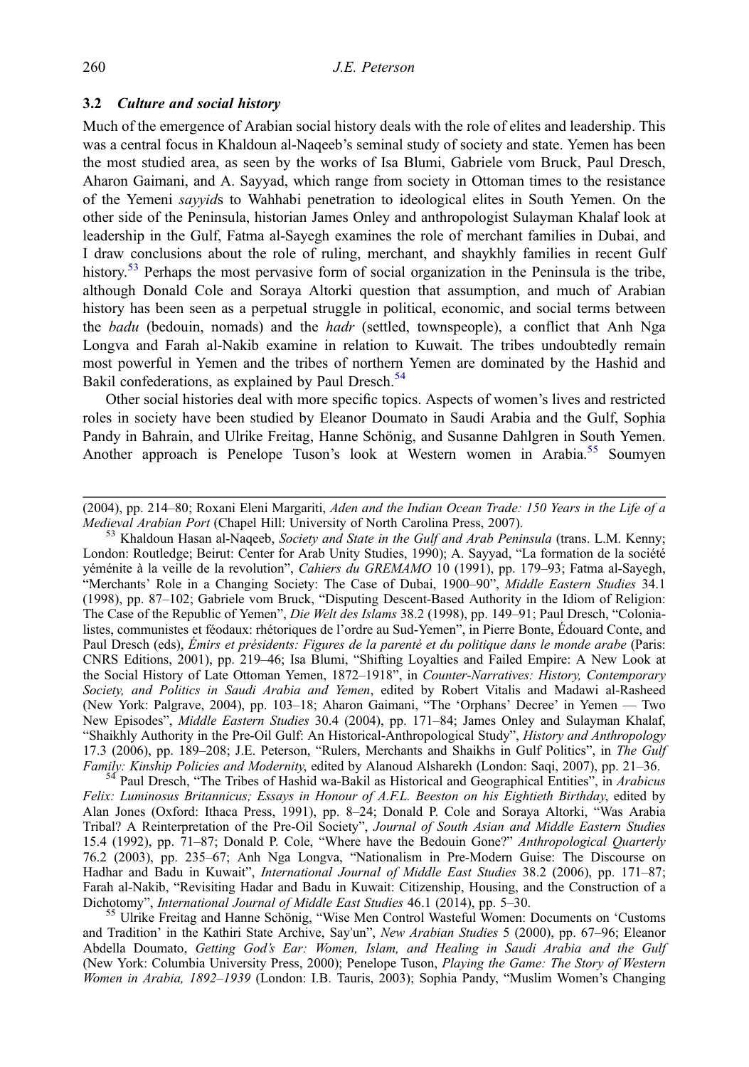### 3.2 *Culture and social history*

Much of the emergence of Arabian social history deals with the role of elites and leadership. This was a central focus in Khaldoun al-Naqeeb's seminal study of society and state. Yemen has been the most studied area, as seen by the works of Isa Blumi, Gabriele vom Bruck, Paul Dresch, Aharon Gaimani, and A. Sayyad, which range from society in Ottoman times to the resistance of the Yemeni *sayyid*s to Wahhabi penetration to ideological elites in South Yemen. On the other side of the Peninsula, historian James Onley and anthropologist Sulayman Khalaf look at leadership in the Gulf, Fatma al-Sayegh examines the role of merchant families in Dubai, and I draw conclusions about the role of ruling, merchant, and shaykhly families in recent Gulf history.[53] Perhaps the most pervasive form of social organization in the Peninsula is the tribe, although Donald Cole and Soraya Altorki question that assumption, and much of Arabian history has been seen as a perpetual struggle in political, economic, and social terms between the *badu* (bedouin, nomads) and the *hadr* (settled, townspeople), a conflict that Anh Nga Longva and Farah al-Nakib examine in relation to Kuwait. The tribes undoubtedly remain most powerful in Yemen and the tribes of northern Yemen are dominated by the Hashid and Bakil confederations, as explained by Paul Dresch.[54]

Other social histories deal with more specific topics. Aspects of women's lives and restricted roles in society have been studied by Eleanor Doumato in Saudi Arabia and the Gulf, Sophia Pandy in Bahrain, and Ulrike Freitag, Hanne Schönig, and Susanne Dahlgren in South Yemen. Another approach is Penelope Tuson's look at Western women in Arabia.[55] Soumyen

---

(2004), pp. 214–80; Roxani Eleni Margariti, *Aden and the Indian Ocean Trade: 150 Years in the Life of a Medieval Arabian Port* (Chapel Hill: University of North Carolina Press, 2007).

[53] Khaldoun Hasan al-Naqeeb, *Society and State in the Gulf and Arab Peninsula* (trans. L.M. Kenny; London: Routledge; Beirut: Center for Arab Unity Studies, 1990); A. Sayyad, "La formation de la société yéménite à la veille de la revolution", *Cahiers du GREMAMO* 10 (1991), pp. 179–93; Fatma al-Sayegh, "Merchants' Role in a Changing Society: The Case of Dubai, 1900–90", *Middle Eastern Studies* 34.1 (1998), pp. 87–102; Gabriele vom Bruck, "Disputing Descent-Based Authority in the Idiom of Religion: The Case of the Republic of Yemen", *Die Welt des Islams* 38.2 (1998), pp. 149–91; Paul Dresch, "Colonialistes, communistes et féodaux: rhétoriques de l'ordre au Sud-Yemen", in Pierre Bonte, Édouard Conte, and Paul Dresch (eds), *Émirs et présidents: Figures de la parenté et du politique dans le monde arabe* (Paris: CNRS Editions, 2001), pp. 219–46; Isa Blumi, "Shifting Loyalties and Failed Empire: A New Look at the Social History of Late Ottoman Yemen, 1872–1918", in *Counter-Narratives: History, Contemporary Society, and Politics in Saudi Arabia and Yemen*, edited by Robert Vitalis and Madawi al-Rasheed (New York: Palgrave, 2004), pp. 103–18; Aharon Gaimani, "The 'Orphans' Decree' in Yemen — Two New Episodes", *Middle Eastern Studies* 30.4 (2004), pp. 171–84; James Onley and Sulayman Khalaf, "Shaikhly Authority in the Pre-Oil Gulf: An Historical-Anthropological Study", *History and Anthropology* 17.3 (2006), pp. 189–208; J.E. Peterson, "Rulers, Merchants and Shaikhs in Gulf Politics", in *The Gulf Family: Kinship Policies and Modernity*, edited by Alanoud Alsharekh (London: Saqi, 2007), pp. 21–36.

[54] Paul Dresch, "The Tribes of Hashid wa-Bakil as Historical and Geographical Entities", in *Arabicus Felix: Luminosus Britannicus; Essays in Honour of A.F.L. Beeston on his Eightieth Birthday*, edited by Alan Jones (Oxford: Ithaca Press, 1991), pp. 8–24; Donald P. Cole and Soraya Altorki, "Was Arabia Tribal? A Reinterpretation of the Pre-Oil Society", *Journal of South Asian and Middle Eastern Studies* 15.4 (1992), pp. 71–87; Donald P. Cole, "Where have the Bedouin Gone?" *Anthropological Quarterly* 76.2 (2003), pp. 235–67; Anh Nga Longva, "Nationalism in Pre-Modern Guise: The Discourse on Hadhar and Badu in Kuwait", *International Journal of Middle East Studies* 38.2 (2006), pp. 171–87; Farah al-Nakib, "Revisiting Hadar and Badu in Kuwait: Citizenship, Housing, and the Construction of a Dichotomy", *International Journal of Middle East Studies* 46.1 (2014), pp. 5–30.

[55] Ulrike Freitag and Hanne Schönig, "Wise Men Control Wasteful Women: Documents on 'Customs and Tradition' in the Kathiri State Archive, Say'un", *New Arabian Studies* 5 (2000), pp. 67–96; Eleanor Abdella Doumato, *Getting God's Ear: Women, Islam, and Healing in Saudi Arabia and the Gulf* (New York: Columbia University Press, 2000); Penelope Tuson, *Playing the Game: The Story of Western Women in Arabia, 1892–1939* (London: I.B. Tauris, 2003); Sophia Pandy, "Muslim Women's Changing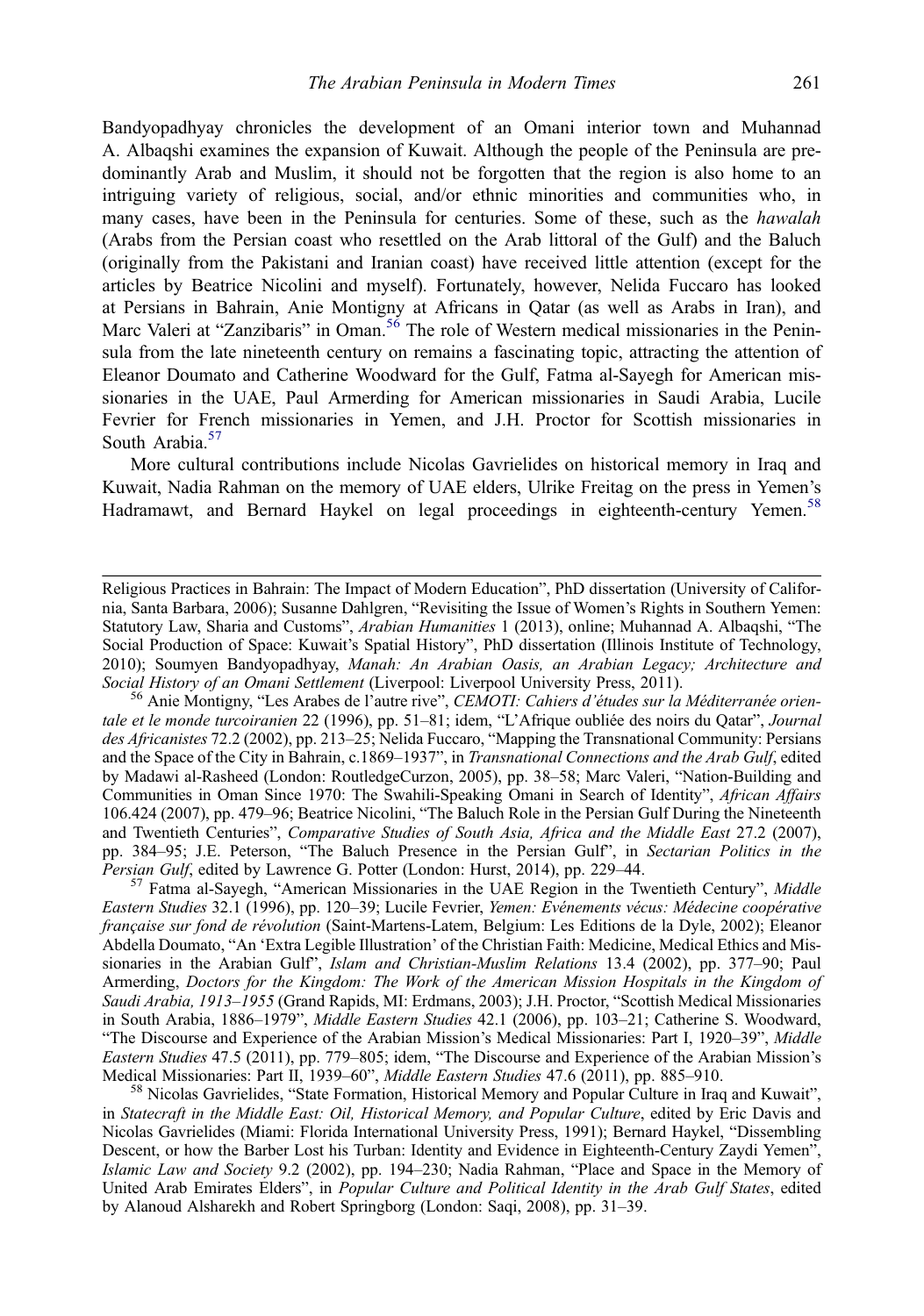Bandyopadhyay chronicles the development of an Omani interior town and Muhannad A. Albaqshi examines the expansion of Kuwait. Although the people of the Peninsula are predominantly Arab and Muslim, it should not be forgotten that the region is also home to an intriguing variety of religious, social, and/or ethnic minorities and communities who, in many cases, have been in the Peninsula for centuries. Some of these, such as the *hawalah* (Arabs from the Persian coast who resettled on the Arab littoral of the Gulf) and the Baluch (originally from the Pakistani and Iranian coast) have received little attention (except for the articles by Beatrice Nicolini and myself). Fortunately, however, Nelida Fuccaro has looked at Persians in Bahrain, Anie Montigny at Africans in Qatar (as well as Arabs in Iran), and Marc Valeri at "Zanzibaris" in Oman.[56] The role of Western medical missionaries in the Peninsula from the late nineteenth century on remains a fascinating topic, attracting the attention of Eleanor Doumato and Catherine Woodward for the Gulf, Fatma al-Sayegh for American missionaries in the UAE, Paul Armerding for American missionaries in Saudi Arabia, Lucile Fevrier for French missionaries in Yemen, and J.H. Proctor for Scottish missionaries in South Arabia.[57]

More cultural contributions include Nicolas Gavrielides on historical memory in Iraq and Kuwait, Nadia Rahman on the memory of UAE elders, Ulrike Freitag on the press in Yemen's Hadramawt, and Bernard Haykel on legal proceedings in eighteenth-century Yemen.[58]

---

Religious Practices in Bahrain: The Impact of Modern Education", PhD dissertation (University of California, Santa Barbara, 2006); Susanne Dahlgren, "Revisiting the Issue of Women's Rights in Southern Yemen: Statutory Law, Sharia and Customs", *Arabian Humanities* 1 (2013), online; Muhannad A. Albaqshi, "The Social Production of Space: Kuwait's Spatial History", PhD dissertation (Illinois Institute of Technology, 2010); Soumyen Bandyopadhyay, *Manah: An Arabian Oasis, an Arabian Legacy; Architecture and Social History of an Omani Settlement* (Liverpool: Liverpool University Press, 2011).

[56] Anie Montigny, "Les Arabes de l'autre rive", *CEMOTI: Cahiers d'études sur la Méditerranée orientale et le monde turcoiranien* 22 (1996), pp. 51–81; idem, "L'Afrique oubliée des noirs du Qatar", *Journal des Africanistes* 72.2 (2002), pp. 213–25; Nelida Fuccaro, "Mapping the Transnational Community: Persians and the Space of the City in Bahrain, c.1869–1937", in *Transnational Connections and the Arab Gulf*, edited by Madawi al-Rasheed (London: RoutledgeCurzon, 2005), pp. 38–58; Marc Valeri, "Nation-Building and Communities in Oman Since 1970: The Swahili-Speaking Omani in Search of Identity", *African Affairs* 106.424 (2007), pp. 479–96; Beatrice Nicolini, "The Baluch Role in the Persian Gulf During the Nineteenth and Twentieth Centuries", *Comparative Studies of South Asia, Africa and the Middle East* 27.2 (2007), pp. 384–95; J.E. Peterson, "The Baluch Presence in the Persian Gulf", in *Sectarian Politics in the Persian Gulf*, edited by Lawrence G. Potter (London: Hurst, 2014), pp. 229–44.

[57] Fatma al-Sayegh, "American Missionaries in the UAE Region in the Twentieth Century", *Middle Eastern Studies* 32.1 (1996), pp. 120–39; Lucile Fevrier, *Yemen: Evénements vécus: Médecine coopérative française sur fond de révolution* (Saint-Martens-Latem, Belgium: Les Editions de la Dyle, 2002); Eleanor Abdella Doumato, "An 'Extra Legible Illustration' of the Christian Faith: Medicine, Medical Ethics and Missionaries in the Arabian Gulf", *Islam and Christian-Muslim Relations* 13.4 (2002), pp. 377–90; Paul Armerding, *Doctors for the Kingdom: The Work of the American Mission Hospitals in the Kingdom of Saudi Arabia, 1913–1955* (Grand Rapids, MI: Erdmans, 2003); J.H. Proctor, "Scottish Medical Missionaries in South Arabia, 1886–1979", *Middle Eastern Studies* 42.1 (2006), pp. 103–21; Catherine S. Woodward, "The Discourse and Experience of the Arabian Mission's Medical Missionaries: Part I, 1920–39", *Middle Eastern Studies* 47.5 (2011), pp. 779–805; idem, "The Discourse and Experience of the Arabian Mission's Medical Missionaries: Part II, 1939–60", *Middle Eastern Studies* 47.6 (2011), pp. 885–910.

[58] Nicolas Gavrielides, "State Formation, Historical Memory and Popular Culture in Iraq and Kuwait", in *Statecraft in the Middle East: Oil, Historical Memory, and Popular Culture*, edited by Eric Davis and Nicolas Gavrielides (Miami: Florida International University Press, 1991); Bernard Haykel, "Dissembling Descent, or how the Barber Lost his Turban: Identity and Evidence in Eighteenth-Century Zaydi Yemen", *Islamic Law and Society* 9.2 (2002), pp. 194–230; Nadia Rahman, "Place and Space in the Memory of United Arab Emirates Elders", in *Popular Culture and Political Identity in the Arab Gulf States*, edited by Alanoud Alsharekh and Robert Springborg (London: Saqi, 2008), pp. 31–39.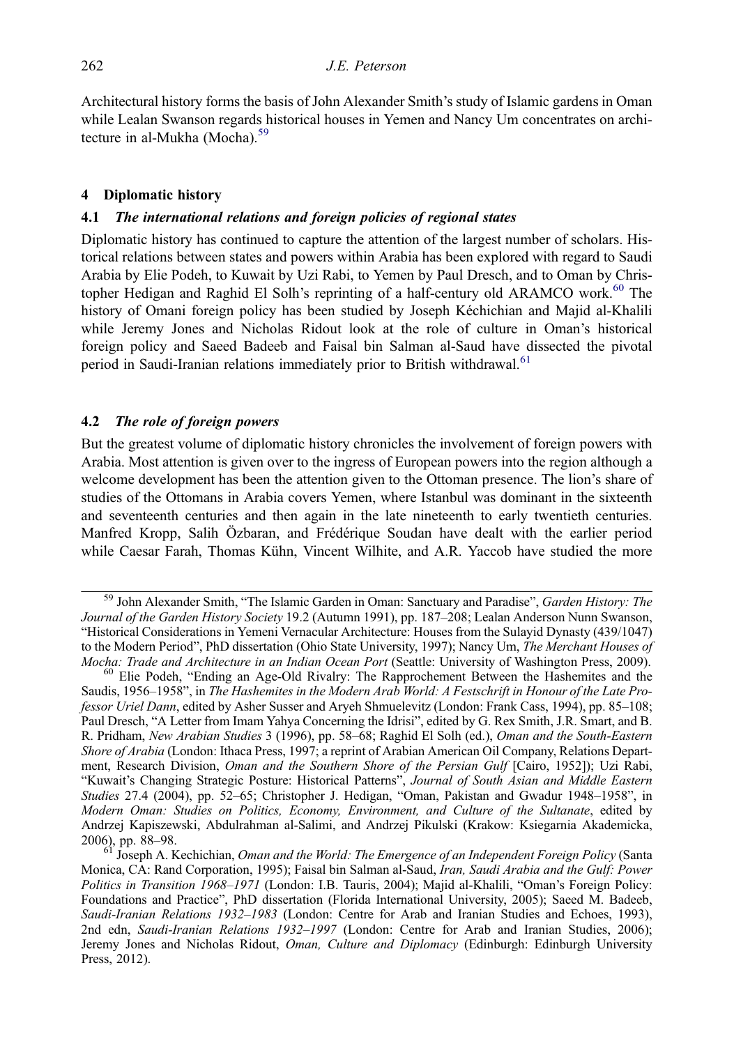Architectural history forms the basis of John Alexander Smith's study of Islamic gardens in Oman while Lealan Swanson regards historical houses in Yemen and Nancy Um concentrates on architecture in al-Mukha (Mocha).[59]

## 4 Diplomatic history

### 4.1 *The international relations and foreign policies of regional states*

Diplomatic history has continued to capture the attention of the largest number of scholars. Historical relations between states and powers within Arabia has been explored with regard to Saudi Arabia by Elie Podeh, to Kuwait by Uzi Rabi, to Yemen by Paul Dresch, and to Oman by Christopher Hedigan and Raghid El Solh's reprinting of a half-century old ARAMCO work.[60] The history of Omani foreign policy has been studied by Joseph Kéchichian and Majid al-Khalili while Jeremy Jones and Nicholas Ridout look at the role of culture in Oman's historical foreign policy and Saeed Badeeb and Faisal bin Salman al-Saud have dissected the pivotal period in Saudi-Iranian relations immediately prior to British withdrawal.[61]

### 4.2 *The role of foreign powers*

But the greatest volume of diplomatic history chronicles the involvement of foreign powers with Arabia. Most attention is given over to the ingress of European powers into the region although a welcome development has been the attention given to the Ottoman presence. The lion's share of studies of the Ottomans in Arabia covers Yemen, where Istanbul was dominant in the sixteenth and seventeenth centuries and then again in the late nineteenth to early twentieth centuries. Manfred Kropp, Salih Özbaran, and Frédérique Soudan have dealt with the earlier period while Caesar Farah, Thomas Kühn, Vincent Wilhite, and A.R. Yaccob have studied the more

---

[59] John Alexander Smith, "The Islamic Garden in Oman: Sanctuary and Paradise", *Garden History: The Journal of the Garden History Society* 19.2 (Autumn 1991), pp. 187–208; Lealan Anderson Nunn Swanson, "Historical Considerations in Yemeni Vernacular Architecture: Houses from the Sulayid Dynasty (439/1047) to the Modern Period", PhD dissertation (Ohio State University, 1997); Nancy Um, *The Merchant Houses of Mocha: Trade and Architecture in an Indian Ocean Port* (Seattle: University of Washington Press, 2009).

[60] Elie Podeh, "Ending an Age-Old Rivalry: The Rapprochement Between the Hashemites and the Saudis, 1956–1958", in *The Hashemites in the Modern Arab World: A Festschrift in Honour of the Late Professor Uriel Dann*, edited by Asher Susser and Aryeh Shmuelevitz (London: Frank Cass, 1994), pp. 85–108; Paul Dresch, "A Letter from Imam Yahya Concerning the Idrisi", edited by G. Rex Smith, J.R. Smart, and B. R. Pridham, *New Arabian Studies* 3 (1996), pp. 58–68; Raghid El Solh (ed.), *Oman and the South-Eastern Shore of Arabia* (London: Ithaca Press, 1997; a reprint of Arabian American Oil Company, Relations Department, Research Division, *Oman and the Southern Shore of the Persian Gulf* [Cairo, 1952]); Uzi Rabi, "Kuwait's Changing Strategic Posture: Historical Patterns", *Journal of South Asian and Middle Eastern Studies* 27.4 (2004), pp. 52–65; Christopher J. Hedigan, "Oman, Pakistan and Gwadur 1948–1958", in *Modern Oman: Studies on Politics, Economy, Environment, and Culture of the Sultanate*, edited by Andrzej Kapiszewski, Abdulrahman al-Salimi, and Andrzej Pikulski (Krakow: Ksiegarnia Akademicka, 2006), pp. 88–98.

[61] Joseph A. Kechichian, *Oman and the World: The Emergence of an Independent Foreign Policy* (Santa Monica, CA: Rand Corporation, 1995); Faisal bin Salman al-Saud, *Iran, Saudi Arabia and the Gulf: Power Politics in Transition 1968–1971* (London: I.B. Tauris, 2004); Majid al-Khalili, "Oman's Foreign Policy: Foundations and Practice", PhD dissertation (Florida International University, 2005); Saeed M. Badeeb, *Saudi-Iranian Relations 1932–1983* (London: Centre for Arab and Iranian Studies and Echoes, 1993), 2nd edn, *Saudi-Iranian Relations 1932–1997* (London: Centre for Arab and Iranian Studies, 2006); Jeremy Jones and Nicholas Ridout, *Oman, Culture and Diplomacy* (Edinburgh: Edinburgh University Press, 2012).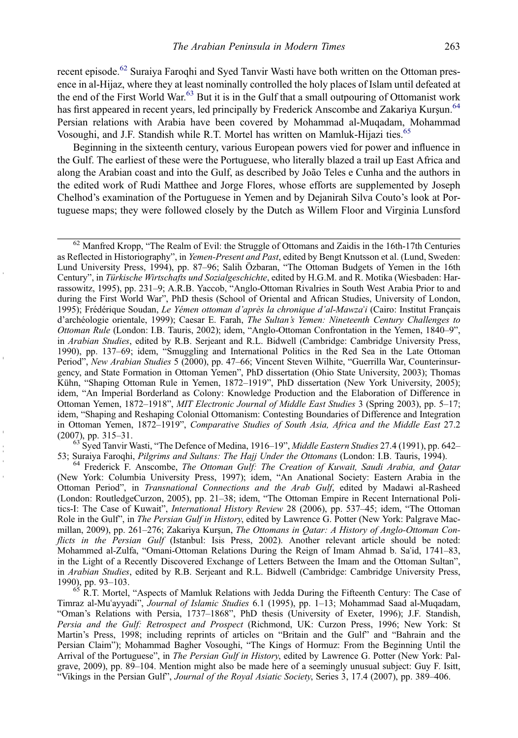recent episode.[62] Suraiya Faroqhi and Syed Tanvir Wasti have both written on the Ottoman presence in al-Hijaz, where they at least nominally controlled the holy places of Islam until defeated at the end of the First World War.[63] But it is in the Gulf that a small outpouring of Ottomanist work has first appeared in recent years, led principally by Frederick Anscombe and Zakariya Kurşun.[64] Persian relations with Arabia have been covered by Mohammad al-Muqadam, Mohammad Vosoughi, and J.F. Standish while R.T. Mortel has written on Mamluk-Hijazi ties.[65]

Beginning in the sixteenth century, various European powers vied for power and influence in the Gulf. The earliest of these were the Portuguese, who literally blazed a trail up East Africa and along the Arabian coast and into the Gulf, as described by João Teles e Cunha and the authors in the edited work of Rudi Matthee and Jorge Flores, whose efforts are supplemented by Joseph Chelhod's examination of the Portuguese in Yemen and by Dejanirah Silva Couto's look at Portuguese maps; they were followed closely by the Dutch as Willem Floor and Virginia Lunsford

---

[62] Manfred Kropp, "The Realm of Evil: the Struggle of Ottomans and Zaidis in the 16th-17th Centuries as Reflected in Historiography", in *Yemen-Present and Past*, edited by Bengt Knutsson et al. (Lund, Sweden: Lund University Press, 1994), pp. 87–96; Salih Özbaran, "The Ottoman Budgets of Yemen in the 16th Century", in *Türkische Wirtschafts und Sozialgeschichte*, edited by H.G.M. and R. Motika (Wiesbaden: Harrassowitz, 1995), pp. 231–9; A.R.B. Yaccob, "Anglo-Ottoman Rivalries in South West Arabia Prior to and during the First World War", PhD thesis (School of Oriental and African Studies, University of London, 1995); Frédérique Soudan, *Le Yémen ottoman d'après la chronique d'al-Mawzaʿi* (Cairo: Institut Français d'archéologie orientale, 1999); Caesar E. Farah, *The Sultan's Yemen: Nineteenth Century Challenges to Ottoman Rule* (London: I.B. Tauris, 2002); idem, "Anglo-Ottoman Confrontation in the Yemen, 1840–9", in *Arabian Studies*, edited by R.B. Serjeant and R.L. Bidwell (Cambridge: Cambridge University Press, 1990), pp. 137–69; idem, "Smuggling and International Politics in the Red Sea in the Late Ottoman Period", *New Arabian Studies* 5 (2000), pp. 47–66; Vincent Steven Wilhite, "Guerrilla War, Counterinsurgency, and State Formation in Ottoman Yemen", PhD dissertation (Ohio State University, 2003); Thomas Kühn, "Shaping Ottoman Rule in Yemen, 1872–1919", PhD dissertation (New York University, 2005); idem, "An Imperial Borderland as Colony: Knowledge Production and the Elaboration of Difference in Ottoman Yemen, 1872–1918", *MIT Electronic Journal of Middle East Studies* 3 (Spring 2003), pp. 5–17; idem, "Shaping and Reshaping Colonial Ottomanism: Contesting Boundaries of Difference and Integration in Ottoman Yemen, 1872–1919", *Comparative Studies of South Asia, Africa and the Middle East* 27.2 (2007), pp. 315–31.

[63] Syed Tanvir Wasti, "The Defence of Medina, 1916–19", *Middle Eastern Studies* 27.4 (1991), pp. 642–53; Suraiya Faroqhi, *Pilgrims and Sultans: The Hajj Under the Ottomans* (London: I.B. Tauris, 1994).

[64] Frederick F. Anscombe, *The Ottoman Gulf: The Creation of Kuwait, Saudi Arabia, and Qatar* (New York: Columbia University Press, 1997); idem, "An Anational Society: Eastern Arabia in the Ottoman Period", in *Transnational Connections and the Arab Gulf*, edited by Madawi al-Rasheed (London: RoutledgeCurzon, 2005), pp. 21–38; idem, "The Ottoman Empire in Recent International Politics-I: The Case of Kuwait", *International History Review* 28 (2006), pp. 537–45; idem, "The Ottoman Role in the Gulf", in *The Persian Gulf in History*, edited by Lawrence G. Potter (New York: Palgrave Macmillan, 2009), pp. 261–276; Zakariya Kurşun, *The Ottomans in Qatar: A History of Anglo-Ottoman Conflicts in the Persian Gulf* (Istanbul: Isis Press, 2002). Another relevant article should be noted: Mohammed al-Zulfa, "Omani-Ottoman Relations During the Reign of Imam Ahmad b. Saʿid, 1741–83, in the Light of a Recently Discovered Exchange of Letters Between the Imam and the Ottoman Sultan", in *Arabian Studies*, edited by R.B. Serjeant and R.L. Bidwell (Cambridge: Cambridge University Press, 1990), pp. 93–103.

[65] R.T. Mortel, "Aspects of Mamluk Relations with Jedda During the Fifteenth Century: The Case of Timraz al-Muʿayyadi", *Journal of Islamic Studies* 6.1 (1995), pp. 1–13; Mohammad Saad al-Muqadam, "Oman's Relations with Persia, 1737–1868", PhD thesis (University of Exeter, 1996); J.F. Standish, *Persia and the Gulf: Retrospect and Prospect* (Richmond, UK: Curzon Press, 1996; New York: St Martin's Press, 1998; including reprints of articles on "Britain and the Gulf" and "Bahrain and the Persian Claim"); Mohammad Bagher Vosoughi, "The Kings of Hormuz: From the Beginning Until the Arrival of the Portuguese", in *The Persian Gulf in History*, edited by Lawrence G. Potter (New York: Palgrave, 2009), pp. 89–104. Mention might also be made here of a seemingly unusual subject: Guy F. Isitt, "Vikings in the Persian Gulf", *Journal of the Royal Asiatic Society*, Series 3, 17.4 (2007), pp. 389–406.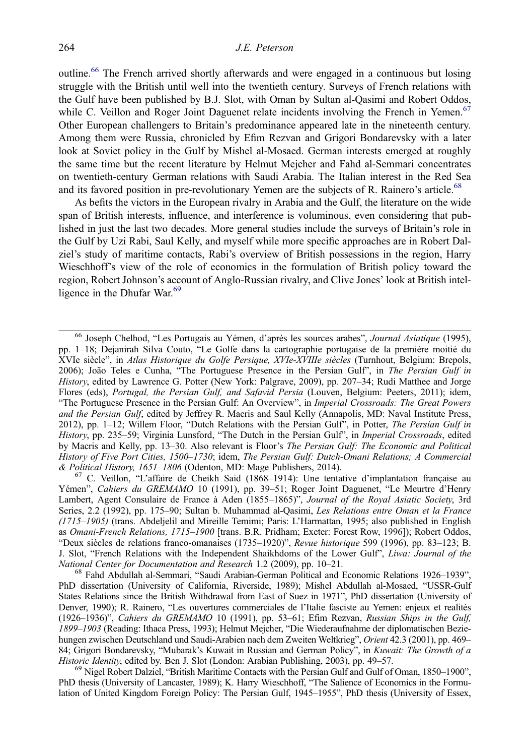outline.[66] The French arrived shortly afterwards and were engaged in a continuous but losing struggle with the British until well into the twentieth century. Surveys of French relations with the Gulf have been published by B.J. Slot, with Oman by Sultan al-Qasimi and Robert Oddos, while C. Veillon and Roger Joint Daguenet relate incidents involving the French in Yemen.[67] Other European challengers to Britain's predominance appeared late in the nineteenth century. Among them were Russia, chronicled by Efim Rezvan and Grigori Bondarevsky with a later look at Soviet policy in the Gulf by Mishel al-Mosaed. German interests emerged at roughly the same time but the recent literature by Helmut Mejcher and Fahd al-Semmari concentrates on twentieth-century German relations with Saudi Arabia. The Italian interest in the Red Sea and its favored position in pre-revolutionary Yemen are the subjects of R. Rainero's article.[68]

As befits the victors in the European rivalry in Arabia and the Gulf, the literature on the wide span of British interests, influence, and interference is voluminous, even considering that published in just the last two decades. More general studies include the surveys of Britain's role in the Gulf by Uzi Rabi, Saul Kelly, and myself while more specific approaches are in Robert Dalziel's study of maritime contacts, Rabi's overview of British possessions in the region, Harry Wieschhoff's view of the role of economics in the formulation of British policy toward the region, Robert Johnson's account of Anglo-Russian rivalry, and Clive Jones' look at British intelligence in the Dhufar War.[69]

---

[66] Joseph Chelhod, "Les Portugais au Yémen, d'après les sources arabes", *Journal Asiatique* (1995), pp. 1–18; Dejanirah Silva Couto, "Le Golfe dans la cartographie portugaise de la première moitié du XVIe siècle", in *Atlas Historique du Golfe Persique, XVIe-XVIIIe siècles* (Turnhout, Belgium: Brepols, 2006); João Teles e Cunha, "The Portuguese Presence in the Persian Gulf", in *The Persian Gulf in History*, edited by Lawrence G. Potter (New York: Palgrave, 2009), pp. 207–34; Rudi Matthee and Jorge Flores (eds), *Portugal, the Persian Gulf, and Safavid Persia* (Louven, Belgium: Peeters, 2011); idem, "The Portuguese Presence in the Persian Gulf: An Overview", in *Imperial Crossroads: The Great Powers and the Persian Gulf*, edited by Jeffrey R. Macris and Saul Kelly (Annapolis, MD: Naval Institute Press, 2012), pp. 1–12; Willem Floor, "Dutch Relations with the Persian Gulf", in Potter, *The Persian Gulf in History*, pp. 235–59; Virginia Lunsford, "The Dutch in the Persian Gulf", in *Imperial Crossroads*, edited by Macris and Kelly, pp. 13–30. Also relevant is Floor's *The Persian Gulf: The Economic and Political History of Five Port Cities, 1500–1730*; idem, *The Persian Gulf: Dutch-Omani Relations; A Commercial & Political History, 1651–1806* (Odenton, MD: Mage Publishers, 2014).

[67] C. Veillon, "L'affaire de Cheikh Said (1868–1914): Une tentative d'implantation française au Yémen", *Cahiers du GREMAMO* 10 (1991), pp. 39–51; Roger Joint Daguenet, "Le Meurtre d'Henry Lambert, Agent Consulaire de France à Aden (1855–1865)", *Journal of the Royal Asiatic Society*, 3rd Series, 2.2 (1992), pp. 175–90; Sultan b. Muhammad al-Qasimi, *Les Relations entre Oman et la France (1715–1905)* (trans. Abdeljelil and Mireille Temimi; Paris: L'Harmattan, 1995; also published in English as *Omani-French Relations, 1715–1900* [trans. B.R. Pridham; Exeter: Forest Row, 1996]); Robert Oddos, "Deux siècles de relations franco-omanaises (1735–1920)", *Revue historique* 599 (1996), pp. 83–123; B. J. Slot, "French Relations with the Independent Shaikhdoms of the Lower Gulf", *Liwa: Journal of the National Center for Documentation and Research* 1.2 (2009), pp. 10–21.

[68] Fahd Abdullah al-Semmari, "Saudi Arabian-German Political and Economic Relations 1926–1939", PhD dissertation (University of California, Riverside, 1989); Mishel Abdullah al-Mosaed, "USSR-Gulf States Relations since the British Withdrawal from East of Suez in 1971", PhD dissertation (University of Denver, 1990); R. Rainero, "Les ouvertures commerciales de l'Italie fasciste au Yemen: enjeux et realités (1926–1936)", *Cahiers du GREMAMO* 10 (1991), pp. 53–61; Efim Rezvan, *Russian Ships in the Gulf, 1899–1903* (Reading: Ithaca Press, 1993); Helmut Mejcher, "Die Wiederaufnahme der diplomatischen Beziehungen zwischen Deutschland und Saudi-Arabien nach dem Zweiten Weltkrieg", *Orient* 42.3 (2001), pp. 469–84; Grigori Bondarevsky, "Mubarak's Kuwait in Russian and German Policy", in *Kuwait: The Growth of a Historic Identity*, edited by. Ben J. Slot (London: Arabian Publishing, 2003), pp. 49–57.

[69] Nigel Robert Dalziel, "British Maritime Contacts with the Persian Gulf and Gulf of Oman, 1850–1900", PhD thesis (University of Lancaster, 1989); K. Harry Wieschhoff, "The Salience of Economics in the Formulation of United Kingdom Foreign Policy: The Persian Gulf, 1945–1955", PhD thesis (University of Essex,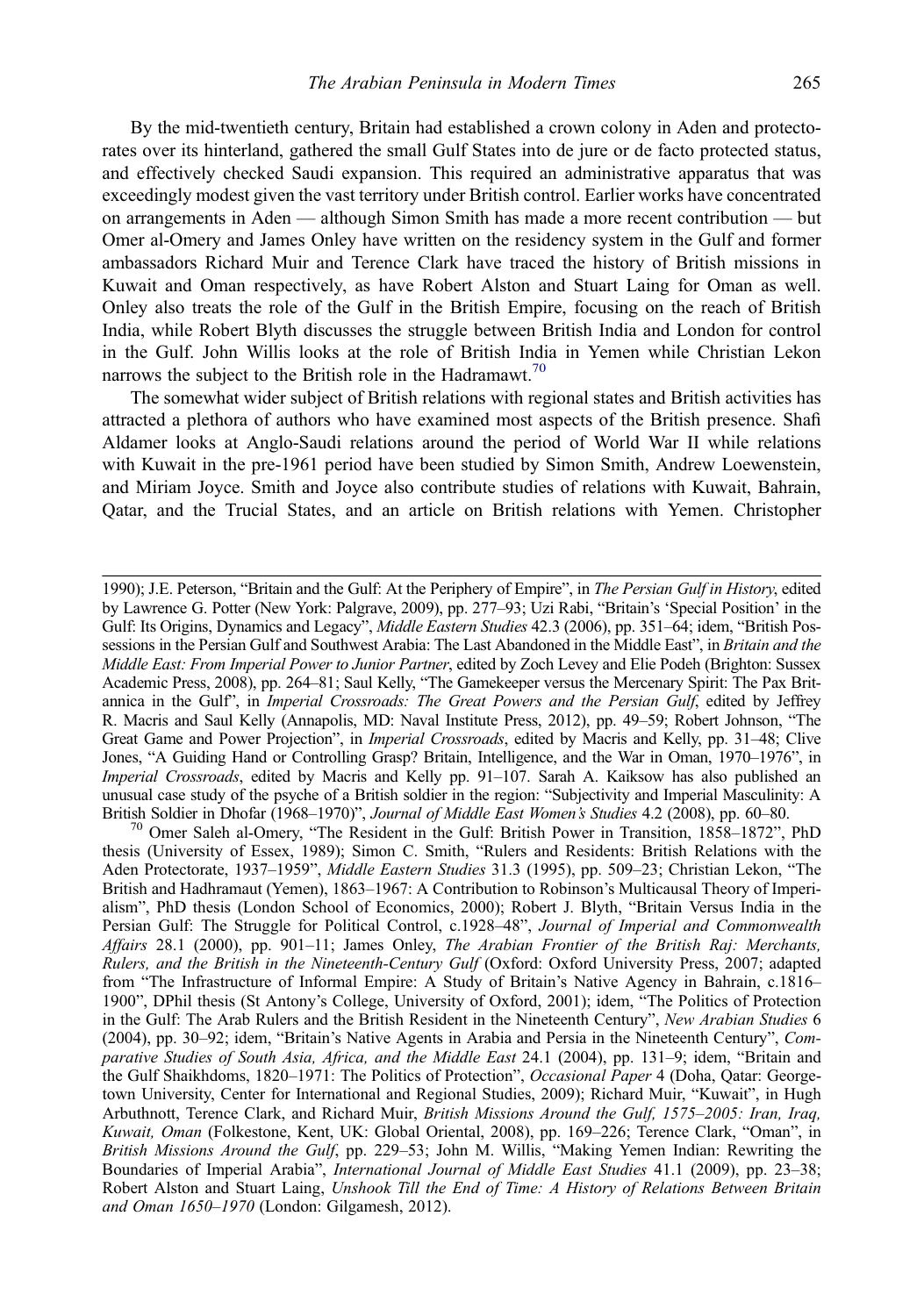By the mid-twentieth century, Britain had established a crown colony in Aden and protectorates over its hinterland, gathered the small Gulf States into de jure or de facto protected status, and effectively checked Saudi expansion. This required an administrative apparatus that was exceedingly modest given the vast territory under British control. Earlier works have concentrated on arrangements in Aden — although Simon Smith has made a more recent contribution — but Omer al-Omery and James Onley have written on the residency system in the Gulf and former ambassadors Richard Muir and Terence Clark have traced the history of British missions in Kuwait and Oman respectively, as have Robert Alston and Stuart Laing for Oman as well. Onley also treats the role of the Gulf in the British Empire, focusing on the reach of British India, while Robert Blyth discusses the struggle between British India and London for control in the Gulf. John Willis looks at the role of British India in Yemen while Christian Lekon narrows the subject to the British role in the Hadramawt.[70]

The somewhat wider subject of British relations with regional states and British activities has attracted a plethora of authors who have examined most aspects of the British presence. Shafi Aldamer looks at Anglo-Saudi relations around the period of World War II while relations with Kuwait in the pre-1961 period have been studied by Simon Smith, Andrew Loewenstein, and Miriam Joyce. Smith and Joyce also contribute studies of relations with Kuwait, Bahrain, Qatar, and the Trucial States, and an article on British relations with Yemen. Christopher

---

1990); J.E. Peterson, "Britain and the Gulf: At the Periphery of Empire", in *The Persian Gulf in History*, edited by Lawrence G. Potter (New York: Palgrave, 2009), pp. 277–93; Uzi Rabi, "Britain's 'Special Position' in the Gulf: Its Origins, Dynamics and Legacy", *Middle Eastern Studies* 42.3 (2006), pp. 351–64; idem, "British Possessions in the Persian Gulf and Southwest Arabia: The Last Abandoned in the Middle East", in *Britain and the Middle East: From Imperial Power to Junior Partner*, edited by Zoch Levey and Elie Podeh (Brighton: Sussex Academic Press, 2008), pp. 264–81; Saul Kelly, "The Gamekeeper versus the Mercenary Spirit: The Pax Britannica in the Gulf", in *Imperial Crossroads: The Great Powers and the Persian Gulf*, edited by Jeffrey R. Macris and Saul Kelly (Annapolis, MD: Naval Institute Press, 2012), pp. 49–59; Robert Johnson, "The Great Game and Power Projection", in *Imperial Crossroads*, edited by Macris and Kelly, pp. 31–48; Clive Jones, "A Guiding Hand or Controlling Grasp? Britain, Intelligence, and the War in Oman, 1970–1976", in *Imperial Crossroads*, edited by Macris and Kelly pp. 91–107. Sarah A. Kaiksow has also published an unusual case study of the psyche of a British soldier in the region: "Subjectivity and Imperial Masculinity: A British Soldier in Dhofar (1968–1970)", *Journal of Middle East Women's Studies* 4.2 (2008), pp. 60–80.

[70] Omer Saleh al-Omery, "The Resident in the Gulf: British Power in Transition, 1858–1872", PhD thesis (University of Essex, 1989); Simon C. Smith, "Rulers and Residents: British Relations with the Aden Protectorate, 1937–1959", *Middle Eastern Studies* 31.3 (1995), pp. 509–23; Christian Lekon, "The British and Hadhramaut (Yemen), 1863–1967: A Contribution to Robinson's Multicausal Theory of Imperialism", PhD thesis (London School of Economics, 2000); Robert J. Blyth, "Britain Versus India in the Persian Gulf: The Struggle for Political Control, c.1928–48", *Journal of Imperial and Commonwealth Affairs* 28.1 (2000), pp. 901–11; James Onley, *The Arabian Frontier of the British Raj: Merchants, Rulers, and the British in the Nineteenth-Century Gulf* (Oxford: Oxford University Press, 2007; adapted from "The Infrastructure of Informal Empire: A Study of Britain's Native Agency in Bahrain, c.1816–1900", DPhil thesis (St Antony's College, University of Oxford, 2001); idem, "The Politics of Protection in the Gulf: The Arab Rulers and the British Resident in the Nineteenth Century", *New Arabian Studies* 6 (2004), pp. 30–92; idem, "Britain's Native Agents in Arabia and Persia in the Nineteenth Century", *Comparative Studies of South Asia, Africa, and the Middle East* 24.1 (2004), pp. 131–9; idem, "Britain and the Gulf Shaikhdoms, 1820–1971: The Politics of Protection", *Occasional Paper* 4 (Doha, Qatar: Georgetown University, Center for International and Regional Studies, 2009); Richard Muir, "Kuwait", in Hugh Arbuthnott, Terence Clark, and Richard Muir, *British Missions Around the Gulf, 1575–2005: Iran, Iraq, Kuwait, Oman* (Folkestone, Kent, UK: Global Oriental, 2008), pp. 169–226; Terence Clark, "Oman", in *British Missions Around the Gulf*, pp. 229–53; John M. Willis, "Making Yemen Indian: Rewriting the Boundaries of Imperial Arabia", *International Journal of Middle East Studies* 41.1 (2009), pp. 23–38; Robert Alston and Stuart Laing, *Unshook Till the End of Time: A History of Relations Between Britain and Oman 1650–1970* (London: Gilgamesh, 2012).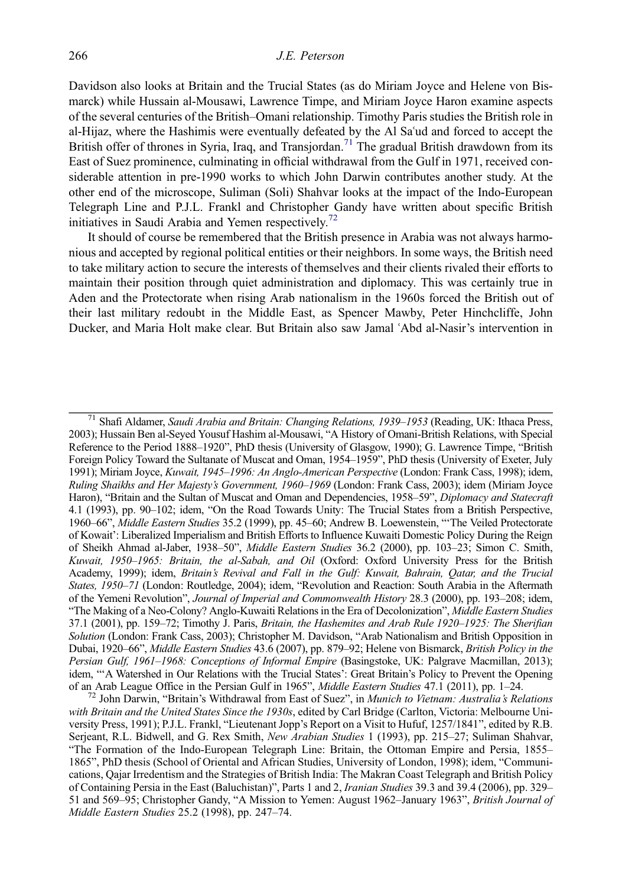Davidson also looks at Britain and the Trucial States (as do Miriam Joyce and Helene von Bismarck) while Hussain al-Mousawi, Lawrence Timpe, and Miriam Joyce Haron examine aspects of the several centuries of the British–Omani relationship. Timothy Paris studies the British role in al-Hijaz, where the Hashimis were eventually defeated by the Al Saʿud and forced to accept the British offer of thrones in Syria, Iraq, and Transjordan.[71] The gradual British drawdown from its East of Suez prominence, culminating in official withdrawal from the Gulf in 1971, received considerable attention in pre-1990 works to which John Darwin contributes another study. At the other end of the microscope, Suliman (Soli) Shahvar looks at the impact of the Indo-European Telegraph Line and P.J.L. Frankl and Christopher Gandy have written about specific British initiatives in Saudi Arabia and Yemen respectively.[72]

It should of course be remembered that the British presence in Arabia was not always harmonious and accepted by regional political entities or their neighbors. In some ways, the British need to take military action to secure the interests of themselves and their clients rivaled their efforts to maintain their position through quiet administration and diplomacy. This was certainly true in Aden and the Protectorate when rising Arab nationalism in the 1960s forced the British out of their last military redoubt in the Middle East, as Spencer Mawby, Peter Hinchcliffe, John Ducker, and Maria Holt make clear. But Britain also saw Jamal ʿAbd al-Nasir's intervention in

[71] Shafi Aldamer, *Saudi Arabia and Britain: Changing Relations, 1939–1953* (Reading, UK: Ithaca Press, 2003); Hussain Ben al-Seyed Yousuf Hashim al-Mousawi, "A History of Omani-British Relations, with Special Reference to the Period 1888–1920", PhD thesis (University of Glasgow, 1990); G. Lawrence Timpe, "British Foreign Policy Toward the Sultanate of Muscat and Oman, 1954–1959", PhD thesis (University of Exeter, July 1991); Miriam Joyce, *Kuwait, 1945–1996: An Anglo-American Perspective* (London: Frank Cass, 1998); idem, *Ruling Shaikhs and Her Majesty's Government, 1960–1969* (London: Frank Cass, 2003); idem (Miriam Joyce Haron), "Britain and the Sultan of Muscat and Oman and Dependencies, 1958–59", *Diplomacy and Statecraft* 4.1 (1993), pp. 90–102; idem, "On the Road Towards Unity: The Trucial States from a British Perspective, 1960–66", *Middle Eastern Studies* 35.2 (1999), pp. 45–60; Andrew B. Loewenstein, "'The Veiled Protectorate of Kowait': Liberalized Imperialism and British Efforts to Influence Kuwaiti Domestic Policy During the Reign of Sheikh Ahmad al-Jaber, 1938–50", *Middle Eastern Studies* 36.2 (2000), pp. 103–23; Simon C. Smith, *Kuwait, 1950–1965: Britain, the al-Sabah, and Oil* (Oxford: Oxford University Press for the British Academy, 1999); idem, *Britain's Revival and Fall in the Gulf: Kuwait, Bahrain, Qatar, and the Trucial States, 1950–71* (London: Routledge, 2004); idem, "Revolution and Reaction: South Arabia in the Aftermath of the Yemeni Revolution", *Journal of Imperial and Commonwealth History* 28.3 (2000), pp. 193–208; idem, "The Making of a Neo-Colony? Anglo-Kuwaiti Relations in the Era of Decolonization", *Middle Eastern Studies* 37.1 (2001), pp. 159–72; Timothy J. Paris, *Britain, the Hashemites and Arab Rule 1920–1925: The Sherifian Solution* (London: Frank Cass, 2003); Christopher M. Davidson, "Arab Nationalism and British Opposition in Dubai, 1920–66", *Middle Eastern Studies* 43.6 (2007), pp. 879–92; Helene von Bismarck, *British Policy in the Persian Gulf, 1961–1968: Conceptions of Informal Empire* (Basingstoke, UK: Palgrave Macmillan, 2013); idem, "'A Watershed in Our Relations with the Trucial States': Great Britain's Policy to Prevent the Opening of an Arab League Office in the Persian Gulf in 1965", *Middle Eastern Studies* 47.1 (2011), pp. 1–24.

[72] John Darwin, "Britain's Withdrawal from East of Suez", in *Munich to Vietnam: Australia's Relations with Britain and the United States Since the 1930s*, edited by Carl Bridge (Carlton, Victoria: Melbourne University Press, 1991); P.J.L. Frankl, "Lieutenant Jopp's Report on a Visit to Hufuf, 1257/1841", edited by R.B. Serjeant, R.L. Bidwell, and G. Rex Smith, *New Arabian Studies* 1 (1993), pp. 215–27; Suliman Shahvar, "The Formation of the Indo-European Telegraph Line: Britain, the Ottoman Empire and Persia, 1855–1865", PhD thesis (School of Oriental and African Studies, University of London, 1998); idem, "Communications, Qajar Irredentism and the Strategies of British India: The Makran Coast Telegraph and British Policy of Containing Persia in the East (Baluchistan)", Parts 1 and 2, *Iranian Studies* 39.3 and 39.4 (2006), pp. 329–51 and 569–95; Christopher Gandy, "A Mission to Yemen: August 1962–January 1963", *British Journal of Middle Eastern Studies* 25.2 (1998), pp. 247–74.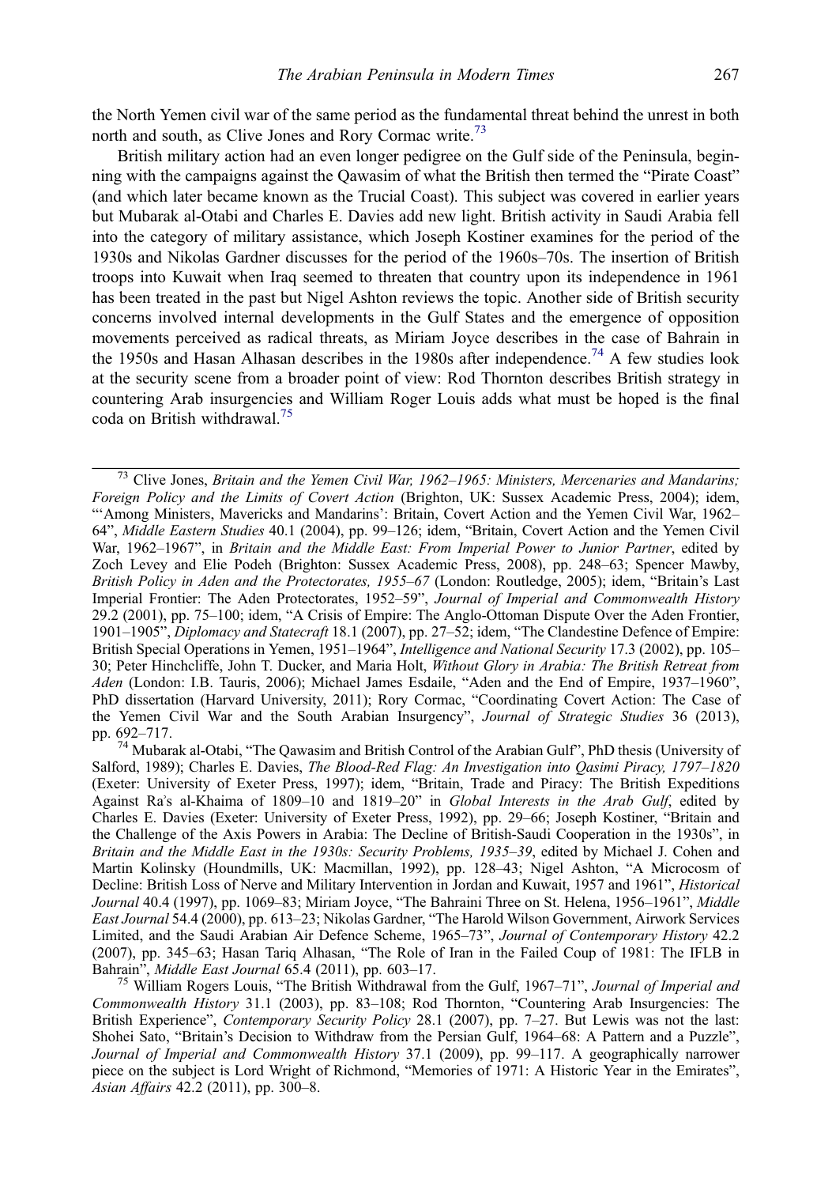the North Yemen civil war of the same period as the fundamental threat behind the unrest in both north and south, as Clive Jones and Rory Cormac write.[73]

British military action had an even longer pedigree on the Gulf side of the Peninsula, beginning with the campaigns against the Qawasim of what the British then termed the "Pirate Coast" (and which later became known as the Trucial Coast). This subject was covered in earlier years but Mubarak al-Otabi and Charles E. Davies add new light. British activity in Saudi Arabia fell into the category of military assistance, which Joseph Kostiner examines for the period of the 1930s and Nikolas Gardner discusses for the period of the 1960s–70s. The insertion of British troops into Kuwait when Iraq seemed to threaten that country upon its independence in 1961 has been treated in the past but Nigel Ashton reviews the topic. Another side of British security concerns involved internal developments in the Gulf States and the emergence of opposition movements perceived as radical threats, as Miriam Joyce describes in the case of Bahrain in the 1950s and Hasan Alhasan describes in the 1980s after independence.[74] A few studies look at the security scene from a broader point of view: Rod Thornton describes British strategy in countering Arab insurgencies and William Roger Louis adds what must be hoped is the final coda on British withdrawal.[75]

---

[73] Clive Jones, *Britain and the Yemen Civil War, 1962–1965: Ministers, Mercenaries and Mandarins; Foreign Policy and the Limits of Covert Action* (Brighton, UK: Sussex Academic Press, 2004); idem, "'Among Ministers, Mavericks and Mandarins': Britain, Covert Action and the Yemen Civil War, 1962–64", *Middle Eastern Studies* 40.1 (2004), pp. 99–126; idem, "Britain, Covert Action and the Yemen Civil War, 1962–1967", in *Britain and the Middle East: From Imperial Power to Junior Partner*, edited by Zoch Levey and Elie Podeh (Brighton: Sussex Academic Press, 2008), pp. 248–63; Spencer Mawby, *British Policy in Aden and the Protectorates, 1955–67* (London: Routledge, 2005); idem, "Britain's Last Imperial Frontier: The Aden Protectorates, 1952–59", *Journal of Imperial and Commonwealth History* 29.2 (2001), pp. 75–100; idem, "A Crisis of Empire: The Anglo-Ottoman Dispute Over the Aden Frontier, 1901–1905", *Diplomacy and Statecraft* 18.1 (2007), pp. 27–52; idem, "The Clandestine Defence of Empire: British Special Operations in Yemen, 1951–1964", *Intelligence and National Security* 17.3 (2002), pp. 105–30; Peter Hinchcliffe, John T. Ducker, and Maria Holt, *Without Glory in Arabia: The British Retreat from Aden* (London: I.B. Tauris, 2006); Michael James Esdaile, "Aden and the End of Empire, 1937–1960", PhD dissertation (Harvard University, 2011); Rory Cormac, "Coordinating Covert Action: The Case of the Yemen Civil War and the South Arabian Insurgency", *Journal of Strategic Studies* 36 (2013), pp. 692–717.

[74] Mubarak al-Otabi, "The Qawasim and British Control of the Arabian Gulf", PhD thesis (University of Salford, 1989); Charles E. Davies, *The Blood-Red Flag: An Investigation into Qasimi Piracy, 1797–1820* (Exeter: University of Exeter Press, 1997); idem, "Britain, Trade and Piracy: The British Expeditions Against Ra's al-Khaima of 1809–10 and 1819–20" in *Global Interests in the Arab Gulf*, edited by Charles E. Davies (Exeter: University of Exeter Press, 1992), pp. 29–66; Joseph Kostiner, "Britain and the Challenge of the Axis Powers in Arabia: The Decline of British-Saudi Cooperation in the 1930s", in *Britain and the Middle East in the 1930s: Security Problems, 1935–39*, edited by Michael J. Cohen and Martin Kolinsky (Houndmills, UK: Macmillan, 1992), pp. 128–43; Nigel Ashton, "A Microcosm of Decline: British Loss of Nerve and Military Intervention in Jordan and Kuwait, 1957 and 1961", *Historical Journal* 40.4 (1997), pp. 1069–83; Miriam Joyce, "The Bahraini Three on St. Helena, 1956–1961", *Middle East Journal* 54.4 (2000), pp. 613–23; Nikolas Gardner, "The Harold Wilson Government, Airwork Services Limited, and the Saudi Arabian Air Defence Scheme, 1965–73", *Journal of Contemporary History* 42.2 (2007), pp. 345–63; Hasan Tariq Alhasan, "The Role of Iran in the Failed Coup of 1981: The IFLB in Bahrain", *Middle East Journal* 65.4 (2011), pp. 603–17.

[75] William Rogers Louis, "The British Withdrawal from the Gulf, 1967–71", *Journal of Imperial and Commonwealth History* 31.1 (2003), pp. 83–108; Rod Thornton, "Countering Arab Insurgencies: The British Experience", *Contemporary Security Policy* 28.1 (2007), pp. 7–27. But Lewis was not the last: Shohei Sato, "Britain's Decision to Withdraw from the Persian Gulf, 1964–68: A Pattern and a Puzzle", *Journal of Imperial and Commonwealth History* 37.1 (2009), pp. 99–117. A geographically narrower piece on the subject is Lord Wright of Richmond, "Memories of 1971: A Historic Year in the Emirates", *Asian Affairs* 42.2 (2011), pp. 300–8.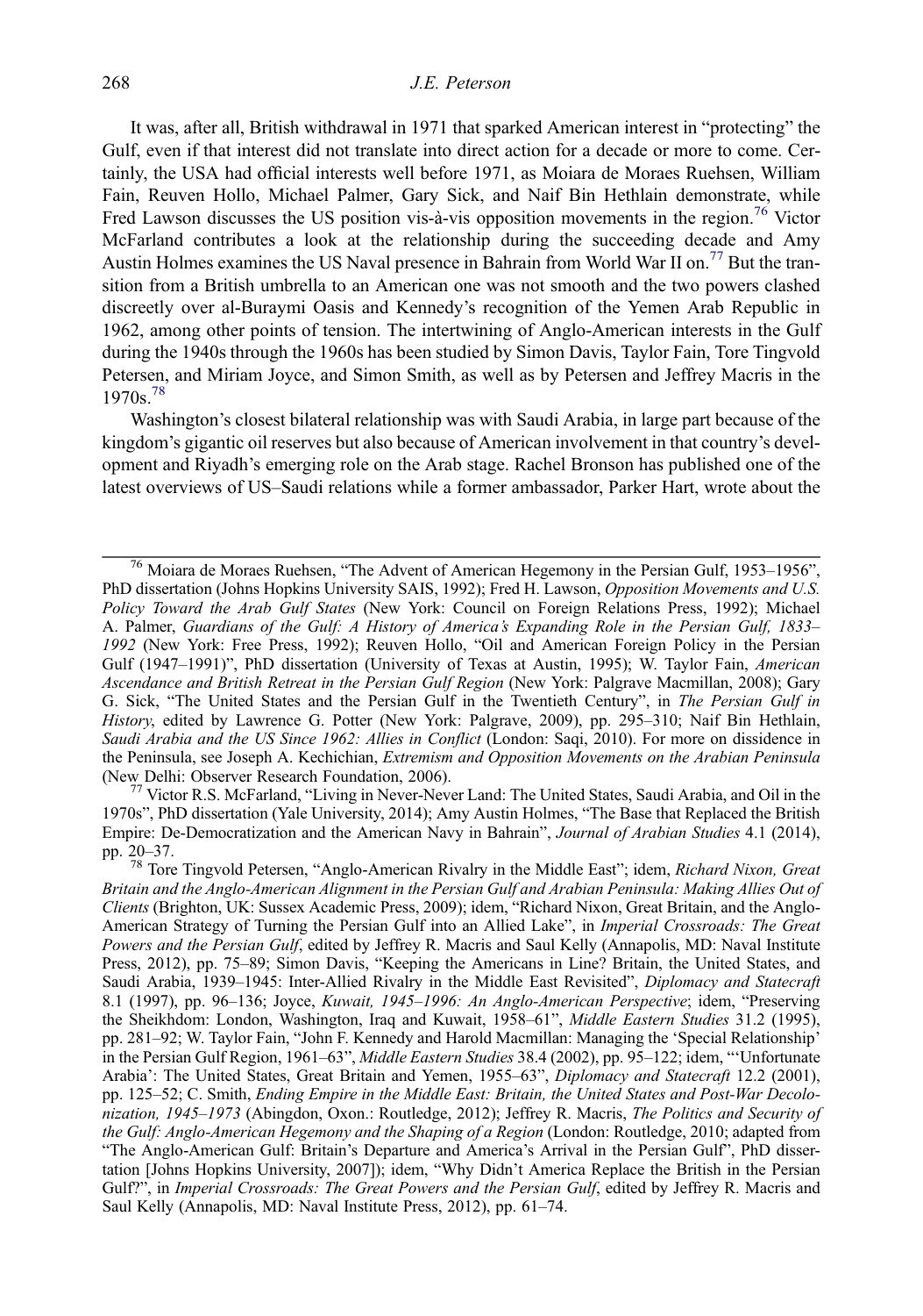It was, after all, British withdrawal in 1971 that sparked American interest in "protecting" the Gulf, even if that interest did not translate into direct action for a decade or more to come. Certainly, the USA had official interests well before 1971, as Moiara de Moraes Ruehsen, William Fain, Reuven Hollo, Michael Palmer, Gary Sick, and Naif Bin Hethlain demonstrate, while Fred Lawson discusses the US position vis-à-vis opposition movements in the region.[76] Victor McFarland contributes a look at the relationship during the succeeding decade and Amy Austin Holmes examines the US Naval presence in Bahrain from World War II on.[77] But the transition from a British umbrella to an American one was not smooth and the two powers clashed discreetly over al-Buraymi Oasis and Kennedy's recognition of the Yemen Arab Republic in 1962, among other points of tension. The intertwining of Anglo-American interests in the Gulf during the 1940s through the 1960s has been studied by Simon Davis, Taylor Fain, Tore Tingvold Petersen, and Miriam Joyce, and Simon Smith, as well as by Petersen and Jeffrey Macris in the 1970s.[78]

Washington's closest bilateral relationship was with Saudi Arabia, in large part because of the kingdom's gigantic oil reserves but also because of American involvement in that country's development and Riyadh's emerging role on the Arab stage. Rachel Bronson has published one of the latest overviews of US–Saudi relations while a former ambassador, Parker Hart, wrote about the

---

[76] Moiara de Moraes Ruehsen, "The Advent of American Hegemony in the Persian Gulf, 1953–1956", PhD dissertation (Johns Hopkins University SAIS, 1992); Fred H. Lawson, *Opposition Movements and U.S. Policy Toward the Arab Gulf States* (New York: Council on Foreign Relations Press, 1992); Michael A. Palmer, *Guardians of the Gulf: A History of America's Expanding Role in the Persian Gulf, 1833–1992* (New York: Free Press, 1992); Reuven Hollo, "Oil and American Foreign Policy in the Persian Gulf (1947–1991)", PhD dissertation (University of Texas at Austin, 1995); W. Taylor Fain, *American Ascendance and British Retreat in the Persian Gulf Region* (New York: Palgrave Macmillan, 2008); Gary G. Sick, "The United States and the Persian Gulf in the Twentieth Century", in *The Persian Gulf in History*, edited by Lawrence G. Potter (New York: Palgrave, 2009), pp. 295–310; Naif Bin Hethlain, *Saudi Arabia and the US Since 1962: Allies in Conflict* (London: Saqi, 2010). For more on dissidence in the Peninsula, see Joseph A. Kechichian, *Extremism and Opposition Movements on the Arabian Peninsula* (New Delhi: Observer Research Foundation, 2006).

[77] Victor R.S. McFarland, "Living in Never-Never Land: The United States, Saudi Arabia, and Oil in the 1970s", PhD dissertation (Yale University, 2014); Amy Austin Holmes, "The Base that Replaced the British Empire: De-Democratization and the American Navy in Bahrain", *Journal of Arabian Studies* 4.1 (2014), pp. 20–37.

[78] Tore Tingvold Petersen, "Anglo-American Rivalry in the Middle East"; idem, *Richard Nixon, Great Britain and the Anglo-American Alignment in the Persian Gulf and Arabian Peninsula: Making Allies Out of Clients* (Brighton, UK: Sussex Academic Press, 2009); idem, "Richard Nixon, Great Britain, and the Anglo-American Strategy of Turning the Persian Gulf into an Allied Lake", in *Imperial Crossroads: The Great Powers and the Persian Gulf*, edited by Jeffrey R. Macris and Saul Kelly (Annapolis, MD: Naval Institute Press, 2012), pp. 75–89; Simon Davis, "Keeping the Americans in Line? Britain, the United States, and Saudi Arabia, 1939–1945: Inter-Allied Rivalry in the Middle East Revisited", *Diplomacy and Statecraft* 8.1 (1997), pp. 96–136; Joyce, *Kuwait, 1945–1996: An Anglo-American Perspective*; idem, "Preserving the Sheikhdom: London, Washington, Iraq and Kuwait, 1958–61", *Middle Eastern Studies* 31.2 (1995), pp. 281–92; W. Taylor Fain, "John F. Kennedy and Harold Macmillan: Managing the 'Special Relationship' in the Persian Gulf Region, 1961–63", *Middle Eastern Studies* 38.4 (2002), pp. 95–122; idem, "'Unfortunate Arabia': The United States, Great Britain and Yemen, 1955–63", *Diplomacy and Statecraft* 12.2 (2001), pp. 125–52; C. Smith, *Ending Empire in the Middle East: Britain, the United States and Post-War Decolonization, 1945–1973* (Abingdon, Oxon.: Routledge, 2012); Jeffrey R. Macris, *The Politics and Security of the Gulf: Anglo-American Hegemony and the Shaping of a Region* (London: Routledge, 2010; adapted from "The Anglo-American Gulf: Britain's Departure and America's Arrival in the Persian Gulf", PhD dissertation [Johns Hopkins University, 2007]); idem, "Why Didn't America Replace the British in the Persian Gulf?", in *Imperial Crossroads: The Great Powers and the Persian Gulf*, edited by Jeffrey R. Macris and Saul Kelly (Annapolis, MD: Naval Institute Press, 2012), pp. 61–74.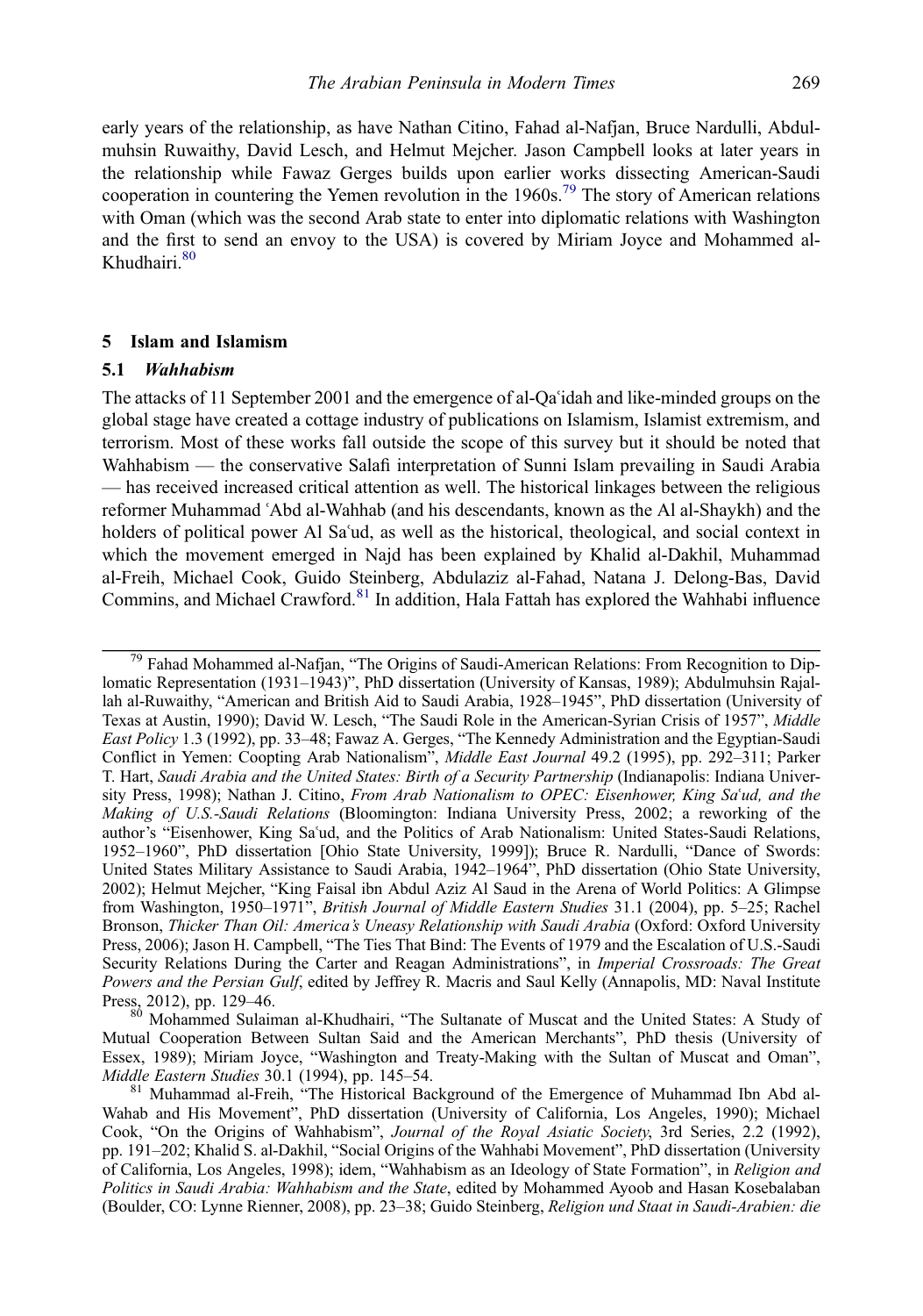early years of the relationship, as have Nathan Citino, Fahad al-Nafjan, Bruce Nardulli, Abdulmuhsin Ruwaithy, David Lesch, and Helmut Mejcher. Jason Campbell looks at later years in the relationship while Fawaz Gerges builds upon earlier works dissecting American-Saudi cooperation in countering the Yemen revolution in the 1960s.[79] The story of American relations with Oman (which was the second Arab state to enter into diplomatic relations with Washington and the first to send an envoy to the USA) is covered by Miriam Joyce and Mohammed al-Khudhairi.[80]

## 5 Islam and Islamism

### 5.1 *Wahhabism*

The attacks of 11 September 2001 and the emergence of al-Qaʿidah and like-minded groups on the global stage have created a cottage industry of publications on Islamism, Islamist extremism, and terrorism. Most of these works fall outside the scope of this survey but it should be noted that Wahhabism — the conservative Salafi interpretation of Sunni Islam prevailing in Saudi Arabia — has received increased critical attention as well. The historical linkages between the religious reformer Muhammad ʿAbd al-Wahhab (and his descendants, known as the Al al-Shaykh) and the holders of political power Al Saʿud, as well as the historical, theological, and social context in which the movement emerged in Najd has been explained by Khalid al-Dakhil, Muhammad al-Freih, Michael Cook, Guido Steinberg, Abdulaziz al-Fahad, Natana J. Delong-Bas, David Commins, and Michael Crawford.[81] In addition, Hala Fattah has explored the Wahhabi influence

---

[79] Fahad Mohammed al-Nafjan, "The Origins of Saudi-American Relations: From Recognition to Diplomatic Representation (1931–1943)", PhD dissertation (University of Kansas, 1989); Abdulmuhsin Rajallah al-Ruwaithy, "American and British Aid to Saudi Arabia, 1928–1945", PhD dissertation (University of Texas at Austin, 1990); David W. Lesch, "The Saudi Role in the American-Syrian Crisis of 1957", *Middle East Policy* 1.3 (1992), pp. 33–48; Fawaz A. Gerges, "The Kennedy Administration and the Egyptian-Saudi Conflict in Yemen: Coopting Arab Nationalism", *Middle East Journal* 49.2 (1995), pp. 292–311; Parker T. Hart, *Saudi Arabia and the United States: Birth of a Security Partnership* (Indianapolis: Indiana University Press, 1998); Nathan J. Citino, *From Arab Nationalism to OPEC: Eisenhower, King Saʿud, and the Making of U.S.-Saudi Relations* (Bloomington: Indiana University Press, 2002; a reworking of the author's "Eisenhower, King Saʿud, and the Politics of Arab Nationalism: United States-Saudi Relations, 1952–1960", PhD dissertation [Ohio State University, 1999]); Bruce R. Nardulli, "Dance of Swords: United States Military Assistance to Saudi Arabia, 1942–1964", PhD dissertation (Ohio State University, 2002); Helmut Mejcher, "King Faisal ibn Abdul Aziz Al Saud in the Arena of World Politics: A Glimpse from Washington, 1950–1971", *British Journal of Middle Eastern Studies* 31.1 (2004), pp. 5–25; Rachel Bronson, *Thicker Than Oil: America's Uneasy Relationship with Saudi Arabia* (Oxford: Oxford University Press, 2006); Jason H. Campbell, "The Ties That Bind: The Events of 1979 and the Escalation of U.S.-Saudi Security Relations During the Carter and Reagan Administrations", in *Imperial Crossroads: The Great Powers and the Persian Gulf*, edited by Jeffrey R. Macris and Saul Kelly (Annapolis, MD: Naval Institute Press, 2012), pp. 129–46.

[80] Mohammed Sulaiman al-Khudhairi, "The Sultanate of Muscat and the United States: A Study of Mutual Cooperation Between Sultan Said and the American Merchants", PhD thesis (University of Essex, 1989); Miriam Joyce, "Washington and Treaty-Making with the Sultan of Muscat and Oman", *Middle Eastern Studies* 30.1 (1994), pp. 145–54.

[81] Muhammad al-Freih, "The Historical Background of the Emergence of Muhammad Ibn Abd al-Wahab and His Movement", PhD dissertation (University of California, Los Angeles, 1990); Michael Cook, "On the Origins of Wahhabism", *Journal of the Royal Asiatic Society*, 3rd Series, 2.2 (1992), pp. 191–202; Khalid S. al-Dakhil, "Social Origins of the Wahhabi Movement", PhD dissertation (University of California, Los Angeles, 1998); idem, "Wahhabism as an Ideology of State Formation", in *Religion and Politics in Saudi Arabia: Wahhabism and the State*, edited by Mohammed Ayoob and Hasan Kosebalaban (Boulder, CO: Lynne Rienner, 2008), pp. 23–38; Guido Steinberg, *Religion und Staat in Saudi-Arabien: die*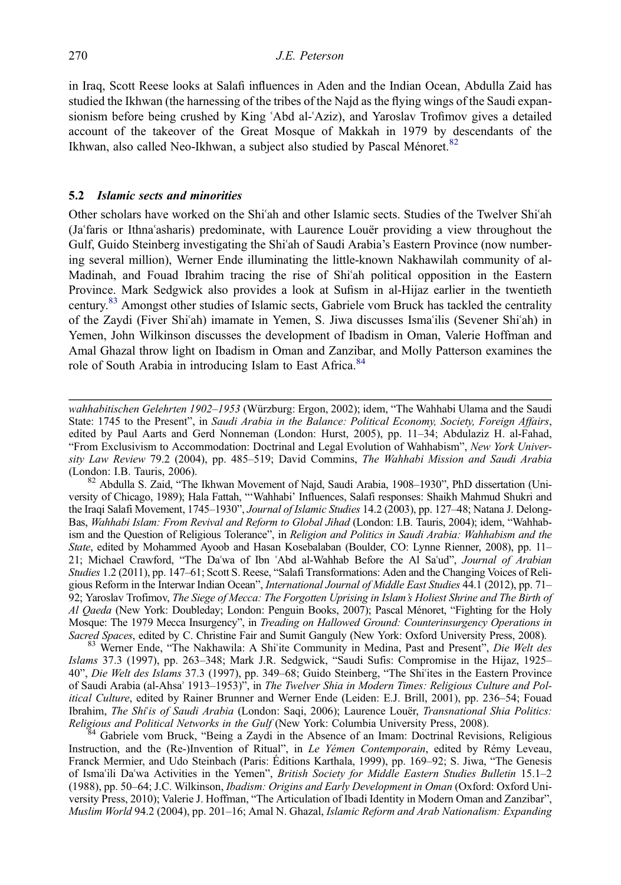in Iraq, Scott Reese looks at Salafi influences in Aden and the Indian Ocean, Abdulla Zaid has studied the Ikhwan (the harnessing of the tribes of the Najd as the flying wings of the Saudi expansionism before being crushed by King ʿAbd al-ʿAziz), and Yaroslav Trofimov gives a detailed account of the takeover of the Great Mosque of Makkah in 1979 by descendants of the Ikhwan, also called Neo-Ikhwan, a subject also studied by Pascal Ménoret.[82]

### 5.2 *Islamic sects and minorities*

Other scholars have worked on the Shiʿah and other Islamic sects. Studies of the Twelver Shiʿah (Jaʿfaris or Ithnaʿasharis) predominate, with Laurence Louër providing a view throughout the Gulf, Guido Steinberg investigating the Shiʿah of Saudi Arabia's Eastern Province (now numbering several million), Werner Ende illuminating the little-known Nakhawilah community of al-Madinah, and Fouad Ibrahim tracing the rise of Shiʿah political opposition in the Eastern Province. Mark Sedgwick also provides a look at Sufism in al-Hijaz earlier in the twentieth century.[83] Amongst other studies of Islamic sects, Gabriele vom Bruck has tackled the centrality of the Zaydi (Fiver Shiʿah) imamate in Yemen, S. Jiwa discusses Ismaʿilis (Sevener Shiʿah) in Yemen, John Wilkinson discusses the development of Ibadism in Oman, Valerie Hoffman and Amal Ghazal throw light on Ibadism in Oman and Zanzibar, and Molly Patterson examines the role of South Arabia in introducing Islam to East Africa.[84]

---

*wahhabitischen Gelehrten 1902–1953* (Würzburg: Ergon, 2002); idem, "The Wahhabi Ulama and the Saudi State: 1745 to the Present", in *Saudi Arabia in the Balance: Political Economy, Society, Foreign Affairs*, edited by Paul Aarts and Gerd Nonneman (London: Hurst, 2005), pp. 11–34; Abdulaziz H. al-Fahad, "From Exclusivism to Accommodation: Doctrinal and Legal Evolution of Wahhabism", *New York University Law Review* 79.2 (2004), pp. 485–519; David Commins, *The Wahhabi Mission and Saudi Arabia* (London: I.B. Tauris, 2006).

[82] Abdulla S. Zaid, "The Ikhwan Movement of Najd, Saudi Arabia, 1908–1930", PhD dissertation (University of Chicago, 1989); Hala Fattah, "'Wahhabi' Influences, Salafi responses: Shaikh Mahmud Shukri and the Iraqi Salafi Movement, 1745–1930", *Journal of Islamic Studies* 14.2 (2003), pp. 127–48; Natana J. Delong-Bas, *Wahhabi Islam: From Revival and Reform to Global Jihad* (London: I.B. Tauris, 2004); idem, "Wahhabism and the Question of Religious Tolerance", in *Religion and Politics in Saudi Arabia: Wahhabism and the State*, edited by Mohammed Ayoob and Hasan Kosebalaban (Boulder, CO: Lynne Rienner, 2008), pp. 11–21; Michael Crawford, "The Daʿwa of Ibn ʿAbd al-Wahhab Before the Al Saʿud", *Journal of Arabian Studies* 1.2 (2011), pp. 147–61; Scott S. Reese, "Salafi Transformations: Aden and the Changing Voices of Religious Reform in the Interwar Indian Ocean", *International Journal of Middle East Studies* 44.1 (2012), pp. 71–92; Yaroslav Trofimov, *The Siege of Mecca: The Forgotten Uprising in Islam's Holiest Shrine and The Birth of Al Qaeda* (New York: Doubleday; London: Penguin Books, 2007); Pascal Ménoret, "Fighting for the Holy Mosque: The 1979 Mecca Insurgency", in *Treading on Hallowed Ground: Counterinsurgency Operations in Sacred Spaces*, edited by C. Christine Fair and Sumit Ganguly (New York: Oxford University Press, 2008).

[83] Werner Ende, "The Nakhawila: A Shiʿite Community in Medina, Past and Present", *Die Welt des Islams* 37.3 (1997), pp. 263–348; Mark J.R. Sedgwick, "Saudi Sufis: Compromise in the Hijaz, 1925–40", *Die Welt des Islams* 37.3 (1997), pp. 349–68; Guido Steinberg, "The Shiʿites in the Eastern Province of Saudi Arabia (al-Ahsaʾ 1913–1953)", in *The Twelver Shia in Modern Times: Religious Culture and Political Culture*, edited by Rainer Brunner and Werner Ende (Leiden: E.J. Brill, 2001), pp. 236–54; Fouad Ibrahim, *The Shiʿis of Saudi Arabia* (London: Saqi, 2006); Laurence Louër, *Transnational Shia Politics: Religious and Political Networks in the Gulf* (New York: Columbia University Press, 2008).

[84] Gabriele vom Bruck, "Being a Zaydi in the Absence of an Imam: Doctrinal Revisions, Religious Instruction, and the (Re-)Invention of Ritual", in *Le Yémen Contemporain*, edited by Rémy Leveau, Franck Mermier, and Udo Steinbach (Paris: Éditions Karthala, 1999), pp. 169–92; S. Jiwa, "The Genesis of Ismaʿili Daʿwa Activities in the Yemen", *British Society for Middle Eastern Studies Bulletin* 15.1–2 (1988), pp. 50–64; J.C. Wilkinson, *Ibadism: Origins and Early Development in Oman* (Oxford: Oxford University Press, 2010); Valerie J. Hoffman, "The Articulation of Ibadi Identity in Modern Oman and Zanzibar", *Muslim World* 94.2 (2004), pp. 201–16; Amal N. Ghazal, *Islamic Reform and Arab Nationalism: Expanding*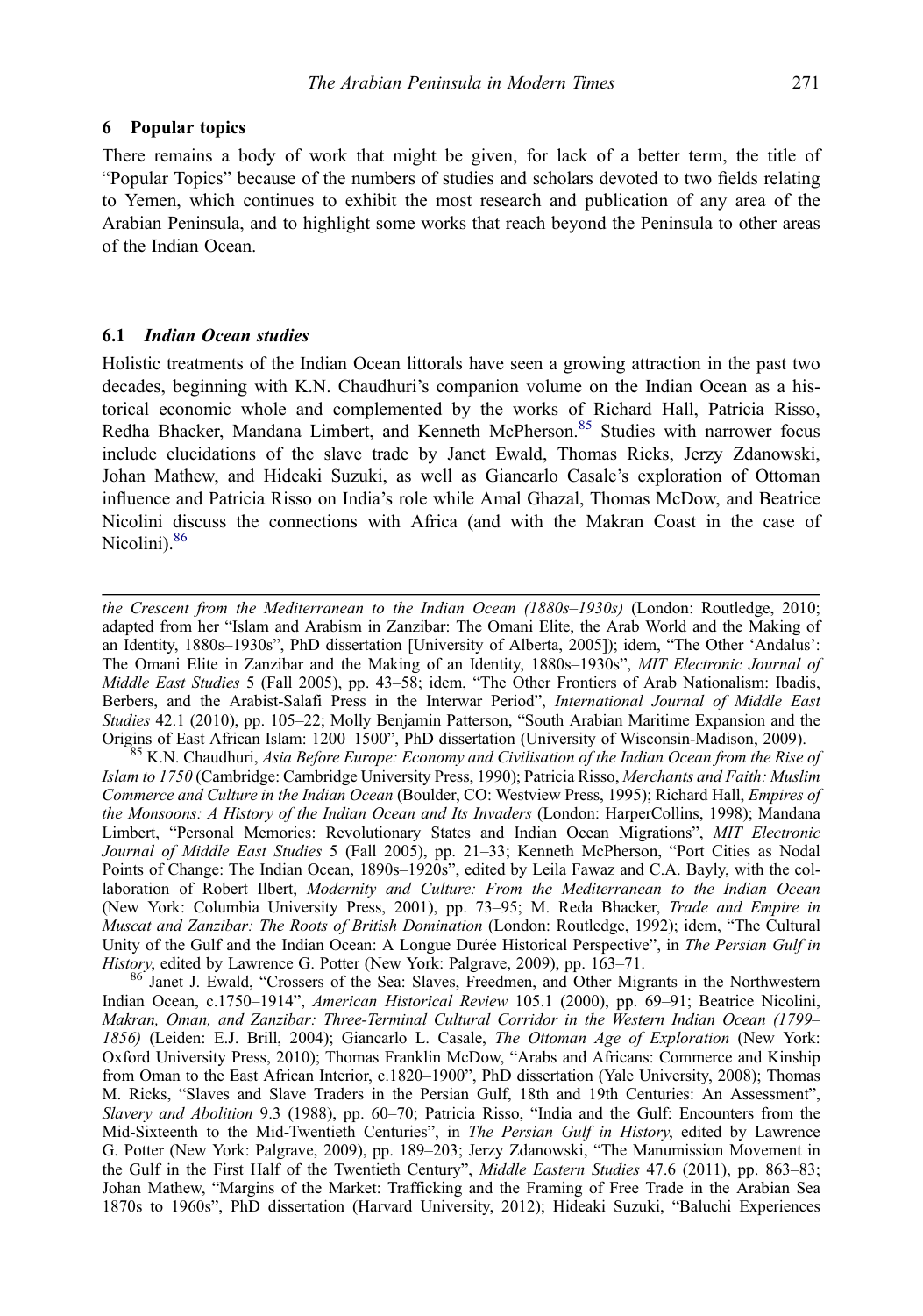## 6 Popular topics

There remains a body of work that might be given, for lack of a better term, the title of "Popular Topics" because of the numbers of studies and scholars devoted to two fields relating to Yemen, which continues to exhibit the most research and publication of any area of the Arabian Peninsula, and to highlight some works that reach beyond the Peninsula to other areas of the Indian Ocean.

### 6.1 *Indian Ocean studies*

Holistic treatments of the Indian Ocean littorals have seen a growing attraction in the past two decades, beginning with K.N. Chaudhuri's companion volume on the Indian Ocean as a historical economic whole and complemented by the works of Richard Hall, Patricia Risso, Redha Bhacker, Mandana Limbert, and Kenneth McPherson.[85] Studies with narrower focus include elucidations of the slave trade by Janet Ewald, Thomas Ricks, Jerzy Zdanowski, Johan Mathew, and Hideaki Suzuki, as well as Giancarlo Casale's exploration of Ottoman influence and Patricia Risso on India's role while Amal Ghazal, Thomas McDow, and Beatrice Nicolini discuss the connections with Africa (and with the Makran Coast in the case of Nicolini).[86]

---

*the Crescent from the Mediterranean to the Indian Ocean (1880s–1930s)* (London: Routledge, 2010; adapted from her "Islam and Arabism in Zanzibar: The Omani Elite, the Arab World and the Making of an Identity, 1880s–1930s", PhD dissertation [University of Alberta, 2005]); idem, "The Other 'Andalus': The Omani Elite in Zanzibar and the Making of an Identity, 1880s–1930s", *MIT Electronic Journal of Middle East Studies* 5 (Fall 2005), pp. 43–58; idem, "The Other Frontiers of Arab Nationalism: Ibadis, Berbers, and the Arabist-Salafi Press in the Interwar Period", *International Journal of Middle East Studies* 42.1 (2010), pp. 105–22; Molly Benjamin Patterson, "South Arabian Maritime Expansion and the Origins of East African Islam: 1200–1500", PhD dissertation (University of Wisconsin-Madison, 2009).

[85] K.N. Chaudhuri, *Asia Before Europe: Economy and Civilisation of the Indian Ocean from the Rise of Islam to 1750* (Cambridge: Cambridge University Press, 1990); Patricia Risso, *Merchants and Faith: Muslim Commerce and Culture in the Indian Ocean* (Boulder, CO: Westview Press, 1995); Richard Hall, *Empires of the Monsoons: A History of the Indian Ocean and Its Invaders* (London: HarperCollins, 1998); Mandana Limbert, "Personal Memories: Revolutionary States and Indian Ocean Migrations", *MIT Electronic Journal of Middle East Studies* 5 (Fall 2005), pp. 21–33; Kenneth McPherson, "Port Cities as Nodal Points of Change: The Indian Ocean, 1890s–1920s", edited by Leila Fawaz and C.A. Bayly, with the collaboration of Robert Ilbert, *Modernity and Culture: From the Mediterranean to the Indian Ocean* (New York: Columbia University Press, 2001), pp. 73–95; M. Reda Bhacker, *Trade and Empire in Muscat and Zanzibar: The Roots of British Domination* (London: Routledge, 1992); idem, "The Cultural Unity of the Gulf and the Indian Ocean: A Longue Durée Historical Perspective", in *The Persian Gulf in History*, edited by Lawrence G. Potter (New York: Palgrave, 2009), pp. 163–71.

[86] Janet J. Ewald, "Crossers of the Sea: Slaves, Freedmen, and Other Migrants in the Northwestern Indian Ocean, c.1750–1914", *American Historical Review* 105.1 (2000), pp. 69–91; Beatrice Nicolini, *Makran, Oman, and Zanzibar: Three-Terminal Cultural Corridor in the Western Indian Ocean (1799–1856)* (Leiden: E.J. Brill, 2004); Giancarlo L. Casale, *The Ottoman Age of Exploration* (New York: Oxford University Press, 2010); Thomas Franklin McDow, "Arabs and Africans: Commerce and Kinship from Oman to the East African Interior, c.1820–1900", PhD dissertation (Yale University, 2008); Thomas M. Ricks, "Slaves and Slave Traders in the Persian Gulf, 18th and 19th Centuries: An Assessment", *Slavery and Abolition* 9.3 (1988), pp. 60–70; Patricia Risso, "India and the Gulf: Encounters from the Mid-Sixteenth to the Mid-Twentieth Centuries", in *The Persian Gulf in History*, edited by Lawrence G. Potter (New York: Palgrave, 2009), pp. 189–203; Jerzy Zdanowski, "The Manumission Movement in the Gulf in the First Half of the Twentieth Century", *Middle Eastern Studies* 47.6 (2011), pp. 863–83; Johan Mathew, "Margins of the Market: Trafficking and the Framing of Free Trade in the Arabian Sea 1870s to 1960s", PhD dissertation (Harvard University, 2012); Hideaki Suzuki, "Baluchi Experiences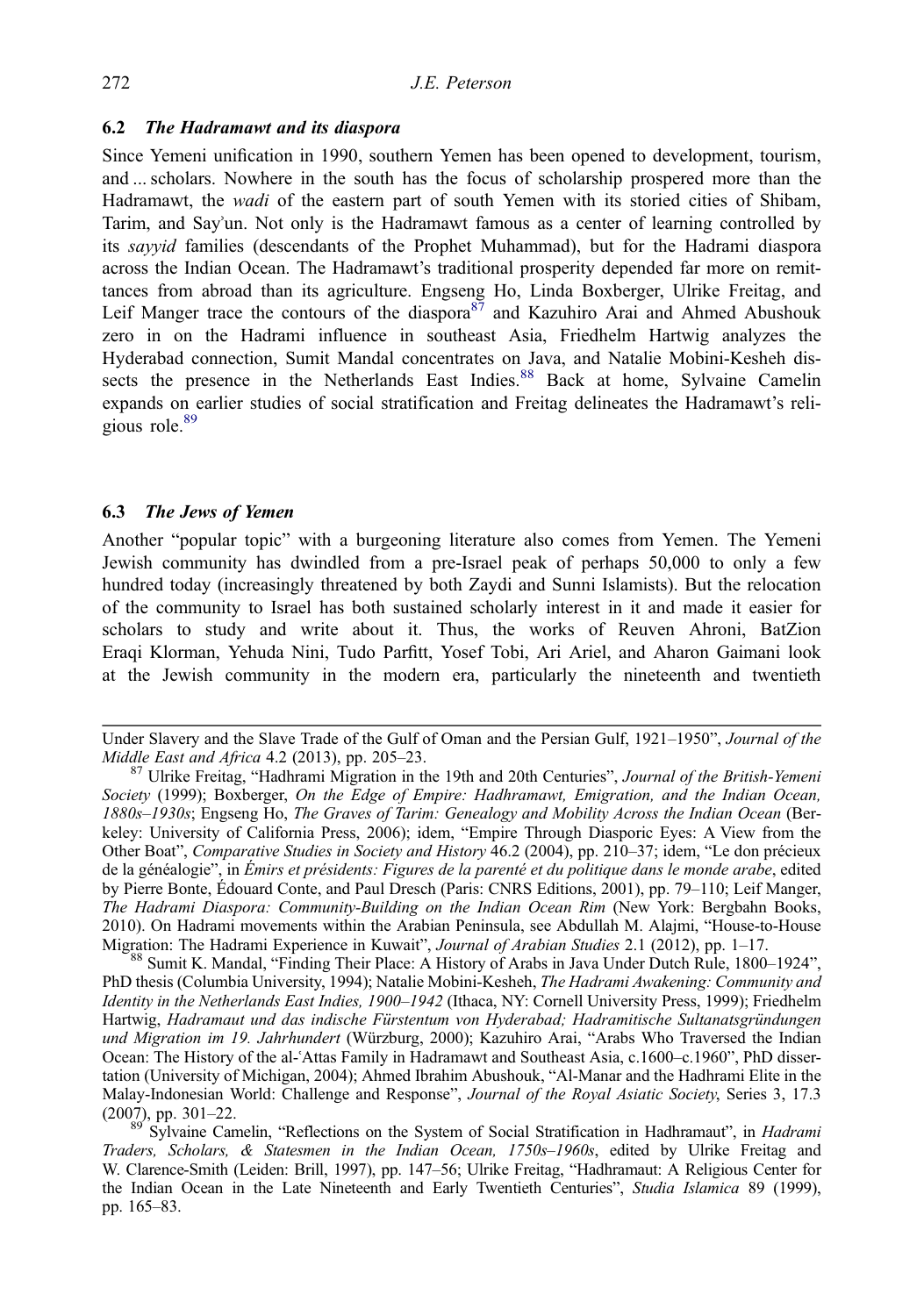### 6.2 *The Hadramawt and its diaspora*

Since Yemeni unification in 1990, southern Yemen has been opened to development, tourism, and ... scholars. Nowhere in the south has the focus of scholarship prospered more than the Hadramawt, the *wadi* of the eastern part of south Yemen with its storied cities of Shibam, Tarim, and Say'un. Not only is the Hadramawt famous as a center of learning controlled by its *sayyid* families (descendants of the Prophet Muhammad), but for the Hadrami diaspora across the Indian Ocean. The Hadramawt's traditional prosperity depended far more on remittances from abroad than its agriculture. Engseng Ho, Linda Boxberger, Ulrike Freitag, and Leif Manger trace the contours of the diaspora[87] and Kazuhiro Arai and Ahmed Abushouk zero in on the Hadrami influence in southeast Asia, Friedhelm Hartwig analyzes the Hyderabad connection, Sumit Mandal concentrates on Java, and Natalie Mobini-Kesheh dissects the presence in the Netherlands East Indies.[88] Back at home, Sylvaine Camelin expands on earlier studies of social stratification and Freitag delineates the Hadramawt's religious role.[89]

### 6.3 *The Jews of Yemen*

Another "popular topic" with a burgeoning literature also comes from Yemen. The Yemeni Jewish community has dwindled from a pre-Israel peak of perhaps 50,000 to only a few hundred today (increasingly threatened by both Zaydi and Sunni Islamists). But the relocation of the community to Israel has both sustained scholarly interest in it and made it easier for scholars to study and write about it. Thus, the works of Reuven Ahroni, BatZion Eraqi Klorman, Yehuda Nini, Tudo Parfitt, Yosef Tobi, Ari Ariel, and Aharon Gaimani look at the Jewish community in the modern era, particularly the nineteenth and twentieth

---

Under Slavery and the Slave Trade of the Gulf of Oman and the Persian Gulf, 1921–1950", *Journal of the Middle East and Africa* 4.2 (2013), pp. 205–23.

[87] Ulrike Freitag, "Hadhrami Migration in the 19th and 20th Centuries", *Journal of the British-Yemeni Society* (1999); Boxberger, *On the Edge of Empire: Hadhramawt, Emigration, and the Indian Ocean, 1880s–1930s*; Engseng Ho, *The Graves of Tarim: Genealogy and Mobility Across the Indian Ocean* (Berkeley: University of California Press, 2006); idem, "Empire Through Diasporic Eyes: A View from the Other Boat", *Comparative Studies in Society and History* 46.2 (2004), pp. 210–37; idem, "Le don précieux de la généalogie", in *Émirs et présidents: Figures de la parenté et du politique dans le monde arabe*, edited by Pierre Bonte, Édouard Conte, and Paul Dresch (Paris: CNRS Editions, 2001), pp. 79–110; Leif Manger, *The Hadrami Diaspora: Community-Building on the Indian Ocean Rim* (New York: Bergbahn Books, 2010). On Hadrami movements within the Arabian Peninsula, see Abdullah M. Alajmi, "House-to-House Migration: The Hadrami Experience in Kuwait", *Journal of Arabian Studies* 2.1 (2012), pp. 1–17.

[88] Sumit K. Mandal, "Finding Their Place: A History of Arabs in Java Under Dutch Rule, 1800–1924", PhD thesis (Columbia University, 1994); Natalie Mobini-Kesheh, *The Hadrami Awakening: Community and Identity in the Netherlands East Indies, 1900–1942* (Ithaca, NY: Cornell University Press, 1999); Friedhelm Hartwig, *Hadramaut und das indische Fürstentum von Hyderabad; Hadramitische Sultanatsgründungen und Migration im 19. Jahrhundert* (Würzburg, 2000); Kazuhiro Arai, "Arabs Who Traversed the Indian Ocean: The History of the al-ʿAttas Family in Hadramawt and Southeast Asia, c.1600–c.1960", PhD dissertation (University of Michigan, 2004); Ahmed Ibrahim Abushouk, "Al-Manar and the Hadhrami Elite in the Malay-Indonesian World: Challenge and Response", *Journal of the Royal Asiatic Society*, Series 3, 17.3 (2007), pp. 301–22.

[89] Sylvaine Camelin, "Reflections on the System of Social Stratification in Hadhramaut", in *Hadrami Traders, Scholars, & Statesmen in the Indian Ocean, 1750s–1960s*, edited by Ulrike Freitag and W. Clarence-Smith (Leiden: Brill, 1997), pp. 147–56; Ulrike Freitag, "Hadhramaut: A Religious Center for the Indian Ocean in the Late Nineteenth and Early Twentieth Centuries", *Studia Islamica* 89 (1999), pp. 165–83.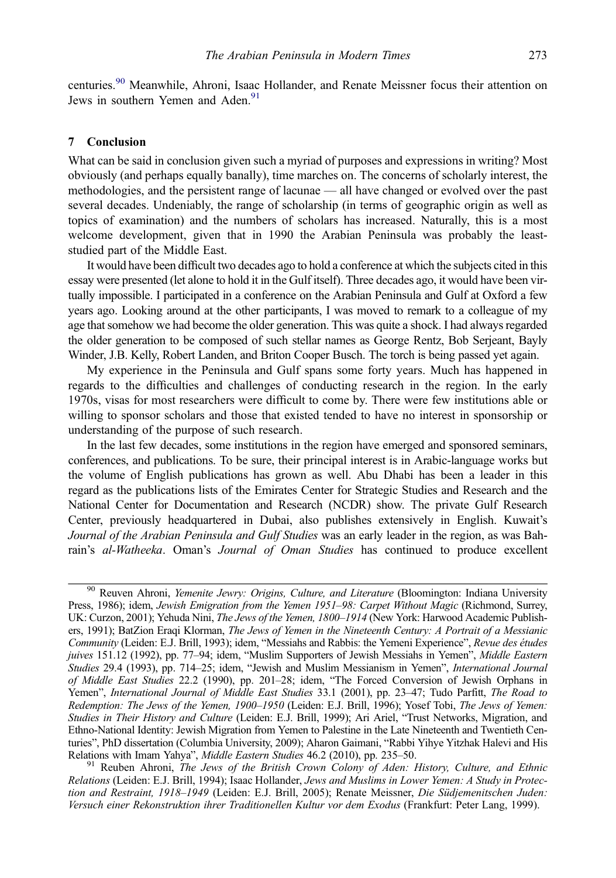centuries.[90] Meanwhile, Ahroni, Isaac Hollander, and Renate Meissner focus their attention on Jews in southern Yemen and Aden.[91]

## 7 Conclusion

What can be said in conclusion given such a myriad of purposes and expressions in writing? Most obviously (and perhaps equally banally), time marches on. The concerns of scholarly interest, the methodologies, and the persistent range of lacunae — all have changed or evolved over the past several decades. Undeniably, the range of scholarship (in terms of geographic origin as well as topics of examination) and the numbers of scholars has increased. Naturally, this is a most welcome development, given that in 1990 the Arabian Peninsula was probably the least-studied part of the Middle East.

It would have been difficult two decades ago to hold a conference at which the subjects cited in this essay were presented (let alone to hold it in the Gulf itself). Three decades ago, it would have been virtually impossible. I participated in a conference on the Arabian Peninsula and Gulf at Oxford a few years ago. Looking around at the other participants, I was moved to remark to a colleague of my age that somehow we had become the older generation. This was quite a shock. I had always regarded the older generation to be composed of such stellar names as George Rentz, Bob Serjeant, Bayly Winder, J.B. Kelly, Robert Landen, and Briton Cooper Busch. The torch is being passed yet again.

My experience in the Peninsula and Gulf spans some forty years. Much has happened in regards to the difficulties and challenges of conducting research in the region. In the early 1970s, visas for most researchers were difficult to come by. There were few institutions able or willing to sponsor scholars and those that existed tended to have no interest in sponsorship or understanding of the purpose of such research.

In the last few decades, some institutions in the region have emerged and sponsored seminars, conferences, and publications. To be sure, their principal interest is in Arabic-language works but the volume of English publications has grown as well. Abu Dhabi has been a leader in this regard as the publications lists of the Emirates Center for Strategic Studies and Research and the National Center for Documentation and Research (NCDR) show. The private Gulf Research Center, previously headquartered in Dubai, also publishes extensively in English. Kuwait's *Journal of the Arabian Peninsula and Gulf Studies* was an early leader in the region, as was Bahrain's *al-Watheeka*. Oman's *Journal of Oman Studies* has continued to produce excellent

---

[90] Reuven Ahroni, *Yemenite Jewry: Origins, Culture, and Literature* (Bloomington: Indiana University Press, 1986); idem, *Jewish Emigration from the Yemen 1951–98: Carpet Without Magic* (Richmond, Surrey, UK: Curzon, 2001); Yehuda Nini, *The Jews of the Yemen, 1800–1914* (New York: Harwood Academic Publishers, 1991); BatZion Eraqi Klorman, *The Jews of Yemen in the Nineteenth Century: A Portrait of a Messianic Community* (Leiden: E.J. Brill, 1993); idem, "Messiahs and Rabbis: the Yemeni Experience", *Revue des études juives* 151.12 (1992), pp. 77–94; idem, "Muslim Supporters of Jewish Messiahs in Yemen", *Middle Eastern Studies* 29.4 (1993), pp. 714–25; idem, "Jewish and Muslim Messianism in Yemen", *International Journal of Middle East Studies* 22.2 (1990), pp. 201–28; idem, "The Forced Conversion of Jewish Orphans in Yemen", *International Journal of Middle East Studies* 33.1 (2001), pp. 23–47; Tudo Parfitt, *The Road to Redemption: The Jews of the Yemen, 1900–1950* (Leiden: E.J. Brill, 1996); Yosef Tobi, *The Jews of Yemen: Studies in Their History and Culture* (Leiden: E.J. Brill, 1999); Ari Ariel, "Trust Networks, Migration, and Ethno-National Identity: Jewish Migration from Yemen to Palestine in the Late Nineteenth and Twentieth Centuries", PhD dissertation (Columbia University, 2009); Aharon Gaimani, "Rabbi Yihye Yitzhak Halevi and His Relations with Imam Yahya", *Middle Eastern Studies* 46.2 (2010), pp. 235–50.

[91] Reuben Ahroni, *The Jews of the British Crown Colony of Aden: History, Culture, and Ethnic Relations* (Leiden: E.J. Brill, 1994); Isaac Hollander, *Jews and Muslims in Lower Yemen: A Study in Protection and Restraint, 1918–1949* (Leiden: E.J. Brill, 2005); Renate Meissner, *Die Südjemenitschen Juden: Versuch einer Rekonstruktion ihrer Traditionellen Kultur vor dem Exodus* (Frankfurt: Peter Lang, 1999).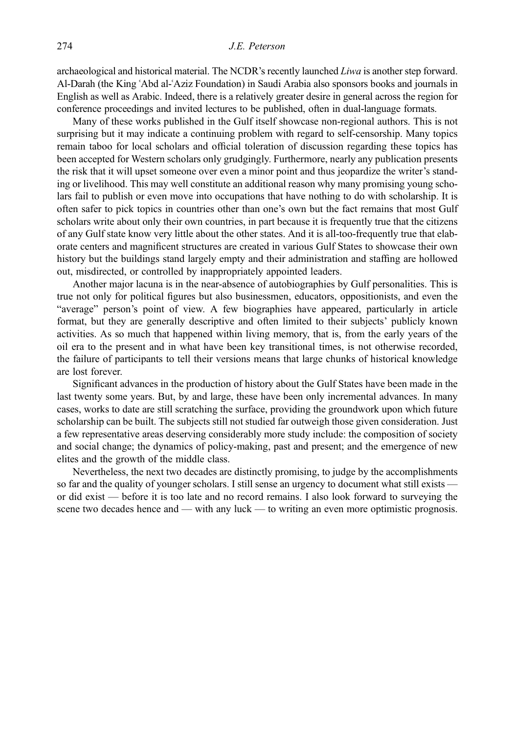archaeological and historical material. The NCDR's recently launched *Liwa* is another step forward. Al-Darah (the King ʿAbd al-ʿAziz Foundation) in Saudi Arabia also sponsors books and journals in English as well as Arabic. Indeed, there is a relatively greater desire in general across the region for conference proceedings and invited lectures to be published, often in dual-language formats.

Many of these works published in the Gulf itself showcase non-regional authors. This is not surprising but it may indicate a continuing problem with regard to self-censorship. Many topics remain taboo for local scholars and official toleration of discussion regarding these topics has been accepted for Western scholars only grudgingly. Furthermore, nearly any publication presents the risk that it will upset someone over even a minor point and thus jeopardize the writer's standing or livelihood. This may well constitute an additional reason why many promising young scholars fail to publish or even move into occupations that have nothing to do with scholarship. It is often safer to pick topics in countries other than one's own but the fact remains that most Gulf scholars write about only their own countries, in part because it is frequently true that the citizens of any Gulf state know very little about the other states. And it is all-too-frequently true that elaborate centers and magnificent structures are created in various Gulf States to showcase their own history but the buildings stand largely empty and their administration and staffing are hollowed out, misdirected, or controlled by inappropriately appointed leaders.

Another major lacuna is in the near-absence of autobiographies by Gulf personalities. This is true not only for political figures but also businessmen, educators, oppositionists, and even the "average" person's point of view. A few biographies have appeared, particularly in article format, but they are generally descriptive and often limited to their subjects' publicly known activities. As so much that happened within living memory, that is, from the early years of the oil era to the present and in what have been key transitional times, is not otherwise recorded, the failure of participants to tell their versions means that large chunks of historical knowledge are lost forever.

Significant advances in the production of history about the Gulf States have been made in the last twenty some years. But, by and large, these have been only incremental advances. In many cases, works to date are still scratching the surface, providing the groundwork upon which future scholarship can be built. The subjects still not studied far outweigh those given consideration. Just a few representative areas deserving considerably more study include: the composition of society and social change; the dynamics of policy-making, past and present; and the emergence of new elites and the growth of the middle class.

Nevertheless, the next two decades are distinctly promising, to judge by the accomplishments so far and the quality of younger scholars. I still sense an urgency to document what still exists — or did exist — before it is too late and no record remains. I also look forward to surveying the scene two decades hence and — with any luck — to writing an even more optimistic prognosis.